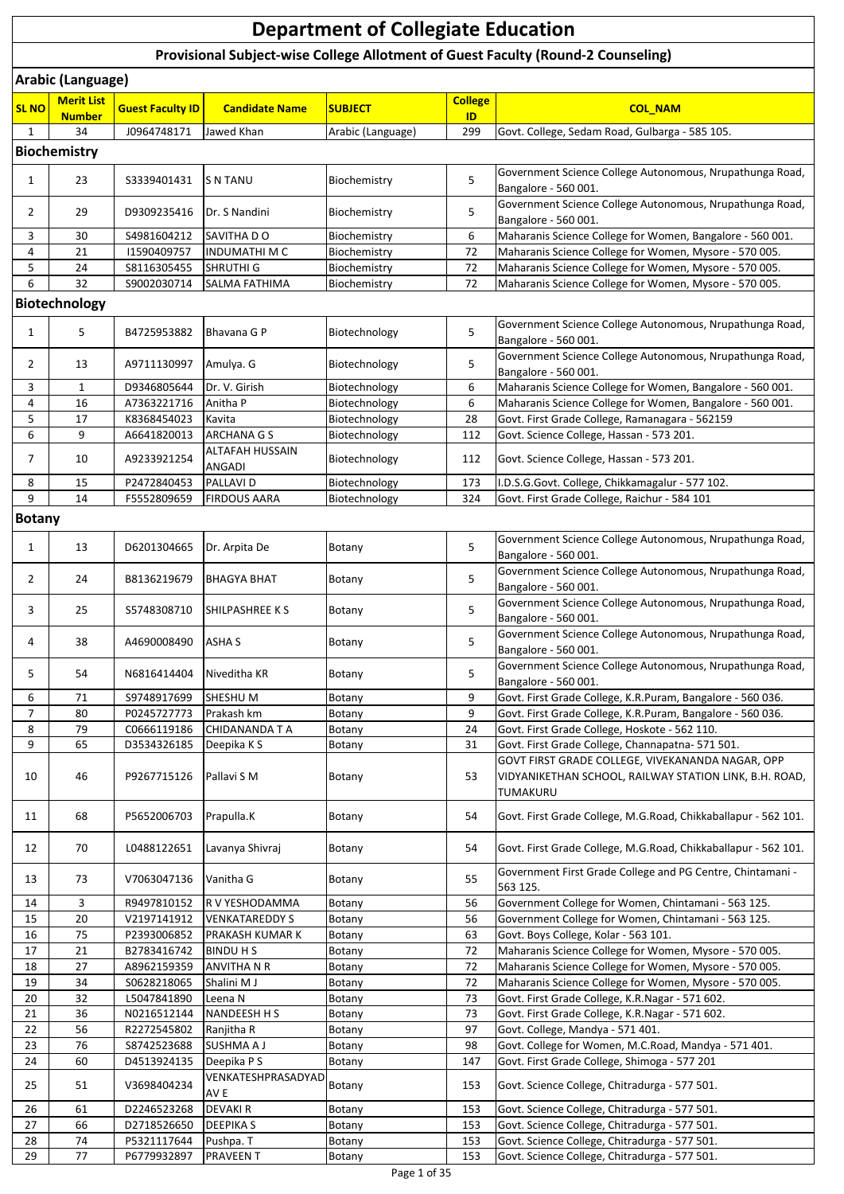# Department of Collegiate Education

## Provisional Subject-wise College Allotment of Guest Faculty (Round-2 Counseling)

### Arabic (Language)

| SL NO | Merit List Number | Guest Faculty ID | Candidate Name | SUBJECT | College ID | COL_NAM |
|---|---|---|---|---|---|---|
| 1 | 34 | J0964748171 | Jawed Khan | Arabic (Language) | 299 | Govt. College, Sedam Road, Gulbarga - 585 105. |

### Biochemistry

| SL NO | Merit List Number | Guest Faculty ID | Candidate Name | SUBJECT | College ID | COL_NAM |
|---|---|---|---|---|---|---|
| 1 | 23 | S3339401431 | S N TANU | Biochemistry | 5 | Government Science College Autonomous, Nrupathunga Road, Bangalore - 560 001. |
| 2 | 29 | D9309235416 | Dr. S Nandini | Biochemistry | 5 | Government Science College Autonomous, Nrupathunga Road, Bangalore - 560 001. |
| 3 | 30 | S4981604212 | SAVITHA D O | Biochemistry | 6 | Maharanis Science College for Women, Bangalore - 560 001. |
| 4 | 21 | I1590409757 | INDUMATHI M C | Biochemistry | 72 | Maharanis Science College for Women, Mysore - 570 005. |
| 5 | 24 | S8116305455 | SHRUTHI G | Biochemistry | 72 | Maharanis Science College for Women, Mysore - 570 005. |
| 6 | 32 | S9002030714 | SALMA FATHIMA | Biochemistry | 72 | Maharanis Science College for Women, Mysore - 570 005. |

### Biotechnology

| SL NO | Merit List Number | Guest Faculty ID | Candidate Name | SUBJECT | College ID | COL_NAM |
|---|---|---|---|---|---|---|
| 1 | 5 | B4725953882 | Bhavana G P | Biotechnology | 5 | Government Science College Autonomous, Nrupathunga Road, Bangalore - 560 001. |
| 2 | 13 | A9711130997 | Amulya. G | Biotechnology | 5 | Government Science College Autonomous, Nrupathunga Road, Bangalore - 560 001. |
| 3 | 1 | D9346805644 | Dr. V. Girish | Biotechnology | 6 | Maharanis Science College for Women, Bangalore - 560 001. |
| 4 | 16 | A7363221716 | Anitha P | Biotechnology | 6 | Maharanis Science College for Women, Bangalore - 560 001. |
| 5 | 17 | K8368454023 | Kavita | Biotechnology | 28 | Govt. First Grade College, Ramanagara - 562159 |
| 6 | 9 | A6641820013 | ARCHANA G S | Biotechnology | 112 | Govt. Science College, Hassan - 573 201. |
| 7 | 10 | A9233921254 | ALTAFAH HUSSAIN ANGADI | Biotechnology | 112 | Govt. Science College, Hassan - 573 201. |
| 8 | 15 | P2472840453 | PALLAVI D | Biotechnology | 173 | I.D.S.G.Govt. College, Chikkamagalur - 577 102. |
| 9 | 14 | F5552809659 | FIRDOUS AARA | Biotechnology | 324 | Govt. First Grade College, Raichur - 584 101 |

### Botany

| SL NO | Merit List Number | Guest Faculty ID | Candidate Name | SUBJECT | College ID | COL_NAM |
|---|---|---|---|---|---|---|
| 1 | 13 | D6201304665 | Dr. Arpita De | Botany | 5 | Government Science College Autonomous, Nrupathunga Road, Bangalore - 560 001. |
| 2 | 24 | B8136219679 | BHAGYA BHAT | Botany | 5 | Government Science College Autonomous, Nrupathunga Road, Bangalore - 560 001. |
| 3 | 25 | S5748308710 | SHILPASHREE K S | Botany | 5 | Government Science College Autonomous, Nrupathunga Road, Bangalore - 560 001. |
| 4 | 38 | A4690008490 | ASHA S | Botany | 5 | Government Science College Autonomous, Nrupathunga Road, Bangalore - 560 001. |
| 5 | 54 | N6816414404 | Niveditha KR | Botany | 5 | Government Science College Autonomous, Nrupathunga Road, Bangalore - 560 001. |
| 6 | 71 | S9748917699 | SHESHU M | Botany | 9 | Govt. First Grade College, K.R.Puram, Bangalore - 560 036. |
| 7 | 80 | P0245727773 | Prakash km | Botany | 9 | Govt. First Grade College, K.R.Puram, Bangalore - 560 036. |
| 8 | 79 | C0666119186 | CHIDANANDA T A | Botany | 24 | Govt. First Grade College, Hoskote - 562 110. |
| 9 | 65 | D3534326185 | Deepika K S | Botany | 31 | Govt. First Grade College, Channapatna- 571 501. |
| 10 | 46 | P9267715126 | Pallavi S M | Botany | 53 | GOVT FIRST GRADE COLLEGE, VIVEKANANDA NAGAR, OPP VIDYANIKETHAN SCHOOL, RAILWAY STATION LINK, B.H. ROAD, TUMAKURU |
| 11 | 68 | P5652006703 | Prapulla.K | Botany | 54 | Govt. First Grade College, M.G.Road, Chikkaballapur - 562 101. |
| 12 | 70 | L0488122651 | Lavanya Shivraj | Botany | 54 | Govt. First Grade College, M.G.Road, Chikkaballapur - 562 101. |
| 13 | 73 | V7063047136 | Vanitha G | Botany | 55 | Government First Grade College and PG Centre, Chintamani - 563 125. |
| 14 | 3 | R9497810152 | R V YESHODAMMA | Botany | 56 | Government College for Women, Chintamani - 563 125. |
| 15 | 20 | V2197141912 | VENKATAREDDY S | Botany | 56 | Government College for Women, Chintamani - 563 125. |
| 16 | 75 | P2393006852 | PRAKASH KUMAR K | Botany | 63 | Govt. Boys College, Kolar - 563 101. |
| 17 | 21 | B2783416742 | BINDU H S | Botany | 72 | Maharanis Science College for Women, Mysore - 570 005. |
| 18 | 27 | A8962159359 | ANVITHA N R | Botany | 72 | Maharanis Science College for Women, Mysore - 570 005. |
| 19 | 34 | S0628218065 | Shalini M J | Botany | 72 | Maharanis Science College for Women, Mysore - 570 005. |
| 20 | 32 | L5047841890 | Leena N | Botany | 73 | Govt. First Grade College, K.R.Nagar - 571 602. |
| 21 | 36 | N0216512144 | NANDEESH H S | Botany | 73 | Govt. First Grade College, K.R.Nagar - 571 602. |
| 22 | 56 | R2272545802 | Ranjitha R | Botany | 97 | Govt. College, Mandya - 571 401. |
| 23 | 76 | S8742523688 | SUSHMA A J | Botany | 98 | Govt. College for Women, M.C.Road, Mandya - 571 401. |
| 24 | 60 | D4513924135 | Deepika P S | Botany | 147 | Govt. First Grade College, Shimoga - 577 201 |
| 25 | 51 | V3698404234 | VENKATESHPRASADYADAV E | Botany | 153 | Govt. Science College, Chitradurga - 577 501. |
| 26 | 61 | D2246523268 | DEVAKI R | Botany | 153 | Govt. Science College, Chitradurga - 577 501. |
| 27 | 66 | D2718526650 | DEEPIKA S | Botany | 153 | Govt. Science College, Chitradurga - 577 501. |
| 28 | 74 | P5321117644 | Pushpa. T | Botany | 153 | Govt. Science College, Chitradurga - 577 501. |
| 29 | 77 | P6779932897 | PRAVEEN T | Botany | 153 | Govt. Science College, Chitradurga - 577 501. |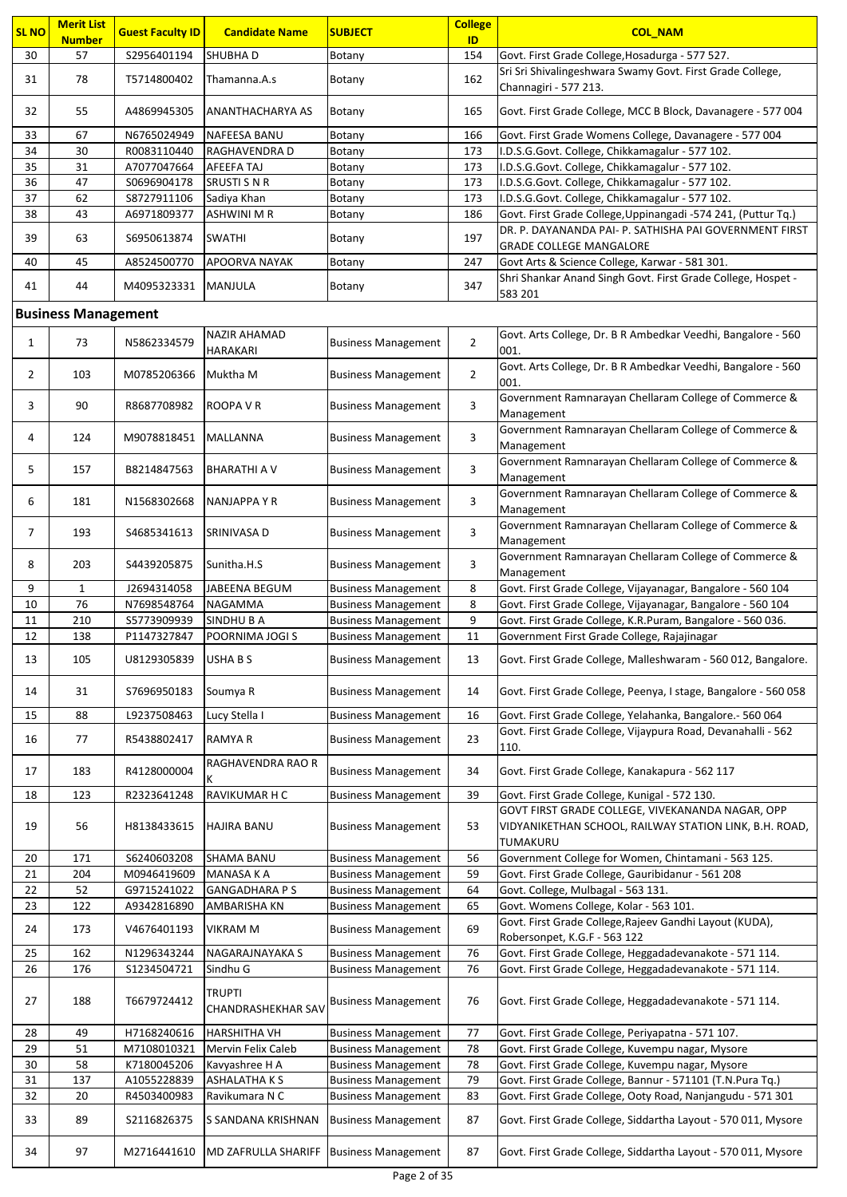| SL NO | Merit List Number | Guest Faculty ID | Candidate Name | SUBJECT | College ID | COL_NAM |
|---|---|---|---|---|---|---|
| 30 | 57 | S2956401194 | SHUBHA D | Botany | 154 | Govt. First Grade College,Hosadurga - 577 527. |
| 31 | 78 | T5714800402 | Thamanna.A.s | Botany | 162 | Sri Sri Shivalingeshwara Swamy Govt. First Grade College, Channagiri - 577 213. |
| 32 | 55 | A4869945305 | ANANTHACHARYA AS | Botany | 165 | Govt. First Grade College, MCC B Block, Davanagere - 577 004 |
| 33 | 67 | N6765024949 | NAFEESA BANU | Botany | 166 | Govt. First Grade Womens College, Davanagere - 577 004 |
| 34 | 30 | R0083110440 | RAGHAVENDRA D | Botany | 173 | I.D.S.G.Govt. College, Chikkamagalur - 577 102. |
| 35 | 31 | A7077047664 | AFEEFA TAJ | Botany | 173 | I.D.S.G.Govt. College, Chikkamagalur - 577 102. |
| 36 | 47 | S0696904178 | SRUSTI S N R | Botany | 173 | I.D.S.G.Govt. College, Chikkamagalur - 577 102. |
| 37 | 62 | S8727911106 | Sadiya Khan | Botany | 173 | I.D.S.G.Govt. College, Chikkamagalur - 577 102. |
| 38 | 43 | A6971809377 | ASHWINI M R | Botany | 186 | Govt. First Grade College,Uppinangadi -574 241, (Puttur Tq.) |
| 39 | 63 | S6950613874 | SWATHI | Botany | 197 | DR. P. DAYANANDA PAI- P. SATHISHA PAI GOVERNMENT FIRST GRADE COLLEGE MANGALORE |
| 40 | 45 | A8524500770 | APOORVA NAYAK | Botany | 247 | Govt Arts & Science College, Karwar - 581 301. |
| 41 | 44 | M4095323331 | MANJULA | Botany | 347 | Shri Shankar Anand Singh Govt. First Grade College, Hospet - 583 201 |

## Business Management

| SL NO | Merit List Number | Guest Faculty ID | Candidate Name | SUBJECT | College ID | COL_NAM |
|---|---|---|---|---|---|---|
| 1 | 73 | N5862334579 | NAZIR AHAMAD HARAKARI | Business Management | 2 | Govt. Arts College, Dr. B R Ambedkar Veedhi, Bangalore - 560 001. |
| 2 | 103 | M0785206366 | Muktha M | Business Management | 2 | Govt. Arts College, Dr. B R Ambedkar Veedhi, Bangalore - 560 001. |
| 3 | 90 | R8687708982 | ROOPA V R | Business Management | 3 | Government Ramnarayan Chellaram College of Commerce & Management |
| 4 | 124 | M9078818451 | MALLANNA | Business Management | 3 | Government Ramnarayan Chellaram College of Commerce & Management |
| 5 | 157 | B8214847563 | BHARATHI A V | Business Management | 3 | Government Ramnarayan Chellaram College of Commerce & Management |
| 6 | 181 | N1568302668 | NANJAPPA Y R | Business Management | 3 | Government Ramnarayan Chellaram College of Commerce & Management |
| 7 | 193 | S4685341613 | SRINIVASA D | Business Management | 3 | Government Ramnarayan Chellaram College of Commerce & Management |
| 8 | 203 | S4439205875 | Sunitha.H.S | Business Management | 3 | Government Ramnarayan Chellaram College of Commerce & Management |
| 9 | 1 | J2694314058 | JABEENA BEGUM | Business Management | 8 | Govt. First Grade College, Vijayanagar, Bangalore - 560 104 |
| 10 | 76 | N7698548764 | NAGAMMA | Business Management | 8 | Govt. First Grade College, Vijayanagar, Bangalore - 560 104 |
| 11 | 210 | S5773909939 | SINDHU B A | Business Management | 9 | Govt. First Grade College, K.R.Puram, Bangalore - 560 036. |
| 12 | 138 | P1147327847 | POORNIMA JOGI S | Business Management | 11 | Government First Grade College, Rajajinagar |
| 13 | 105 | U8129305839 | USHA B S | Business Management | 13 | Govt. First Grade College, Malleshwaram - 560 012, Bangalore. |
| 14 | 31 | S7696950183 | Soumya R | Business Management | 14 | Govt. First Grade College, Peenya, I stage, Bangalore - 560 058 |
| 15 | 88 | L9237508463 | Lucy Stella I | Business Management | 16 | Govt. First Grade College, Yelahanka, Bangalore.- 560 064 |
| 16 | 77 | R5438802417 | RAMYA R | Business Management | 23 | Govt. First Grade College, Vijaypura Road, Devanahalli - 562 110. |
| 17 | 183 | R4128000004 | RAGHAVENDRA RAO R K | Business Management | 34 | Govt. First Grade College, Kanakapura - 562 117 |
| 18 | 123 | R2323641248 | RAVIKUMAR H C | Business Management | 39 | Govt. First Grade College, Kunigal - 572 130. |
| 19 | 56 | H8138433615 | HAJIRA BANU | Business Management | 53 | GOVT FIRST GRADE COLLEGE, VIVEKANANDA NAGAR, OPP VIDYANIKETHAN SCHOOL, RAILWAY STATION LINK, B.H. ROAD, TUMAKURU |
| 20 | 171 | S6240603208 | SHAMA BANU | Business Management | 56 | Government College for Women, Chintamani - 563 125. |
| 21 | 204 | M0946419609 | MANASA K A | Business Management | 59 | Govt. First Grade College, Gauribidanur - 561 208 |
| 22 | 52 | G9715241022 | GANGADHARA P S | Business Management | 64 | Govt. College, Mulbagal - 563 131. |
| 23 | 122 | A9342816890 | AMBARISHA KN | Business Management | 65 | Govt. Womens College, Kolar - 563 101. |
| 24 | 173 | V4676401193 | VIKRAM M | Business Management | 69 | Govt. First Grade College,Rajeev Gandhi Layout (KUDA), Robersonpet, K.G.F - 563 122 |
| 25 | 162 | N1296343244 | NAGARAJNAYAKA S | Business Management | 76 | Govt. First Grade College, Heggadadevanakote - 571 114. |
| 26 | 176 | S1234504721 | Sindhu G | Business Management | 76 | Govt. First Grade College, Heggadadevanakote - 571 114. |
| 27 | 188 | T6679724412 | TRUPTI CHANDRASHEKHAR SAV | Business Management | 76 | Govt. First Grade College, Heggadadevanakote - 571 114. |
| 28 | 49 | H7168240616 | HARSHITHA VH | Business Management | 77 | Govt. First Grade College, Periyapatna - 571 107. |
| 29 | 51 | M7108010321 | Mervin Felix Caleb | Business Management | 78 | Govt. First Grade College, Kuvempu nagar, Mysore |
| 30 | 58 | K7180045206 | Kavyashree H A | Business Management | 78 | Govt. First Grade College, Kuvempu nagar, Mysore |
| 31 | 137 | A1055228839 | ASHALATHA K S | Business Management | 79 | Govt. First Grade College, Bannur - 571101 (T.N.Pura Tq.) |
| 32 | 20 | R4503400983 | Ravikumara N C | Business Management | 83 | Govt. First Grade College, Ooty Road, Nanjangudu - 571 301 |
| 33 | 89 | S2116826375 | S SANDANA KRISHNAN | Business Management | 87 | Govt. First Grade College, Siddartha Layout - 570 011, Mysore |
| 34 | 97 | M2716441610 | MD ZAFRULLA SHARIFF | Business Management | 87 | Govt. First Grade College, Siddartha Layout - 570 011, Mysore |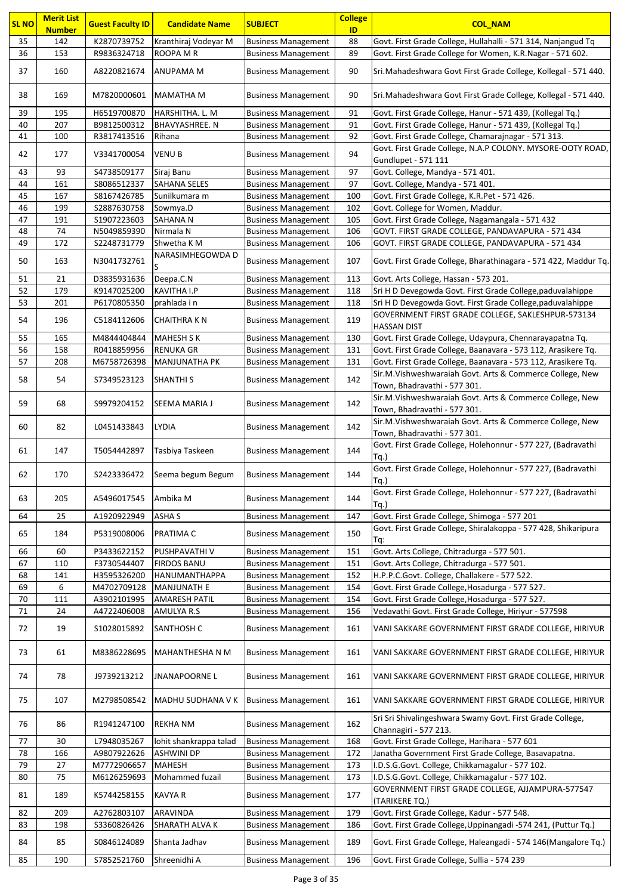| SL NO | Merit List Number | Guest Faculty ID | Candidate Name | SUBJECT | College ID | COL_NAM |
|---|---|---|---|---|---|---|
| 35 | 142 | K2870739752 | Kranthiraj Vodeyar M | Business Management | 88 | Govt. First Grade College, Hullahalli - 571 314, Nanjangud Tq |
| 36 | 153 | R9836324718 | ROOPA M R | Business Management | 89 | Govt. First Grade College for Women, K.R.Nagar - 571 602. |
| 37 | 160 | A8220821674 | ANUPAMA M | Business Management | 90 | Sri.Mahadeshwara Govt First Grade College, Kollegal - 571 440. |
| 38 | 169 | M7820000601 | MAMATHA M | Business Management | 90 | Sri.Mahadeshwara Govt First Grade College, Kollegal - 571 440. |
| 39 | 195 | H6519700870 | HARSHITHA. L. M | Business Management | 91 | Govt. First Grade College, Hanur - 571 439, (Kollegal Tq.) |
| 40 | 207 | B9812500312 | BHAVYASHREE. N | Business Management | 91 | Govt. First Grade College, Hanur - 571 439, (Kollegal Tq.) |
| 41 | 100 | R3817413516 | Rihana | Business Management | 92 | Govt. First Grade College, Chamarajnagar - 571 313. |
| 42 | 177 | V3341700054 | VENU B | Business Management | 94 | Govt. First Grade College, N.A.P COLONY. MYSORE-OOTY ROAD, Gundlupet - 571 111 |
| 43 | 93 | S4738509177 | Siraj Banu | Business Management | 97 | Govt. College, Mandya - 571 401. |
| 44 | 161 | S8086512337 | SAHANA SELES | Business Management | 97 | Govt. College, Mandya - 571 401. |
| 45 | 167 | S8167426785 | Sunilkumara m | Business Management | 100 | Govt. First Grade College, K.R.Pet - 571 426. |
| 46 | 199 | S2887630758 | Sowmya.D | Business Management | 102 | Govt. College for Women, Maddur. |
| 47 | 191 | S1907223603 | SAHANA N | Business Management | 105 | Govt. First Grade College, Nagamangala - 571 432 |
| 48 | 74 | N5049859390 | Nirmala N | Business Management | 106 | GOVT. FIRST GRADE COLLEGE, PANDAVAPURA - 571 434 |
| 49 | 172 | S2248731779 | Shwetha K M | Business Management | 106 | GOVT. FIRST GRADE COLLEGE, PANDAVAPURA - 571 434 |
| 50 | 163 | N3041732761 | NARASIMHEGOWDA D S | Business Management | 107 | Govt. First Grade College, Bharathinagara - 571 422, Maddur Tq. |
| 51 | 21 | D3835931636 | Deepa.C.N | Business Management | 113 | Govt. Arts College, Hassan - 573 201. |
| 52 | 179 | K9147025200 | KAVITHA I.P | Business Management | 118 | Sri H D Devegowda Govt. First Grade College,paduvalahippe |
| 53 | 201 | P6170805350 | prahlada i n | Business Management | 118 | Sri H D Devegowda Govt. First Grade College,paduvalahippe |
| 54 | 196 | C5184112606 | CHAITHRA K N | Business Management | 119 | GOVERNMENT FIRST GRADE COLLEGE, SAKLESHPUR-573134 HASSAN DIST |
| 55 | 165 | M4844404844 | MAHESH S K | Business Management | 130 | Govt. First Grade College, Udaypura, Chennarayapatna Tq. |
| 56 | 158 | R0418859956 | RENUKA GR | Business Management | 131 | Govt. First Grade College, Baanavara - 573 112, Arasikere Tq. |
| 57 | 208 | M6758726398 | MANJUNATHA PK | Business Management | 131 | Govt. First Grade College, Baanavara - 573 112, Arasikere Tq. |
| 58 | 54 | S7349523123 | SHANTHI S | Business Management | 142 | Sir.M.Vishweshwaraiah Govt. Arts & Commerce College, New Town, Bhadravathi - 577 301. |
| 59 | 68 | S9979204152 | SEEMA MARIA J | Business Management | 142 | Sir.M.Vishweshwaraiah Govt. Arts & Commerce College, New Town, Bhadravathi - 577 301. |
| 60 | 82 | L0451433843 | LYDIA | Business Management | 142 | Sir.M.Vishweshwaraiah Govt. Arts & Commerce College, New Town, Bhadravathi - 577 301. |
| 61 | 147 | T5054442897 | Tasbiya Taskeen | Business Management | 144 | Govt. First Grade College, Holehonnur - 577 227, (Badravathi Tq.) |
| 62 | 170 | S2423336472 | Seema begum Begum | Business Management | 144 | Govt. First Grade College, Holehonnur - 577 227, (Badravathi Tq.) |
| 63 | 205 | A5496017545 | Ambika M | Business Management | 144 | Govt. First Grade College, Holehonnur - 577 227, (Badravathi Tq.) |
| 64 | 25 | A1920922949 | ASHA S | Business Management | 147 | Govt. First Grade College, Shimoga - 577 201 |
| 65 | 184 | P5319008006 | PRATIMA C | Business Management | 150 | Govt. First Grade College, Shiralakoppa - 577 428, Shikaripura Tq: |
| 66 | 60 | P3433622152 | PUSHPAVATHI V | Business Management | 151 | Govt. Arts College, Chitradurga - 577 501. |
| 67 | 110 | F3730544407 | FIRDOS BANU | Business Management | 151 | Govt. Arts College, Chitradurga - 577 501. |
| 68 | 141 | H3595326200 | HANUMANTHAPPA | Business Management | 152 | H.P.P.C.Govt. College, Challakere - 577 522. |
| 69 | 6 | M4702709128 | MANJUNATH E | Business Management | 154 | Govt. First Grade College,Hosadurga - 577 527. |
| 70 | 111 | A3902101995 | AMARESH PATIL | Business Management | 154 | Govt. First Grade College,Hosadurga - 577 527. |
| 71 | 24 | A4722406008 | AMULYA R.S | Business Management | 156 | Vedavathi Govt. First Grade College, Hiriyur - 577598 |
| 72 | 19 | S1028015892 | SANTHOSH C | Business Management | 161 | VANI SAKKARE GOVERNMENT FIRST GRADE COLLEGE, HIRIYUR |
| 73 | 61 | M8386228695 | MAHANTHESHA N M | Business Management | 161 | VANI SAKKARE GOVERNMENT FIRST GRADE COLLEGE, HIRIYUR |
| 74 | 78 | J9739213212 | JNANAPOORNE L | Business Management | 161 | VANI SAKKARE GOVERNMENT FIRST GRADE COLLEGE, HIRIYUR |
| 75 | 107 | M2798508542 | MADHU SUDHANA V K | Business Management | 161 | VANI SAKKARE GOVERNMENT FIRST GRADE COLLEGE, HIRIYUR |
| 76 | 86 | R1941247100 | REKHA NM | Business Management | 162 | Sri Sri Shivalingeshwara Swamy Govt. First Grade College, Channagiri - 577 213. |
| 77 | 30 | L7948035267 | lohit shankrappa talad | Business Management | 168 | Govt. First Grade College, Harihara - 577 601 |
| 78 | 166 | A9807922626 | ASHWINI DP | Business Management | 172 | Janatha Government First Grade College, Basavapatna. |
| 79 | 27 | M7772906657 | MAHESH | Business Management | 173 | I.D.S.G.Govt. College, Chikkamagalur - 577 102. |
| 80 | 75 | M6126259693 | Mohammed fuzail | Business Management | 173 | I.D.S.G.Govt. College, Chikkamagalur - 577 102. |
| 81 | 189 | K5744258155 | KAVYA R | Business Management | 177 | GOVERNMENT FIRST GRADE COLLEGE, AJJAMPURA-577547 (TARIKERE TQ.) |
| 82 | 209 | A2762803107 | ARAVINDA | Business Management | 179 | Govt. First Grade College, Kadur - 577 548. |
| 83 | 198 | S3360826426 | SHARATH ALVA K | Business Management | 186 | Govt. First Grade College,Uppinangadi -574 241, (Puttur Tq.) |
| 84 | 85 | S0846124089 | Shanta Jadhav | Business Management | 189 | Govt. First Grade College, Haleangadi - 574 146(Mangalore Tq.) |
| 85 | 190 | S7852521760 | Shreenidhi A | Business Management | 196 | Govt. First Grade College, Sullia - 574 239 |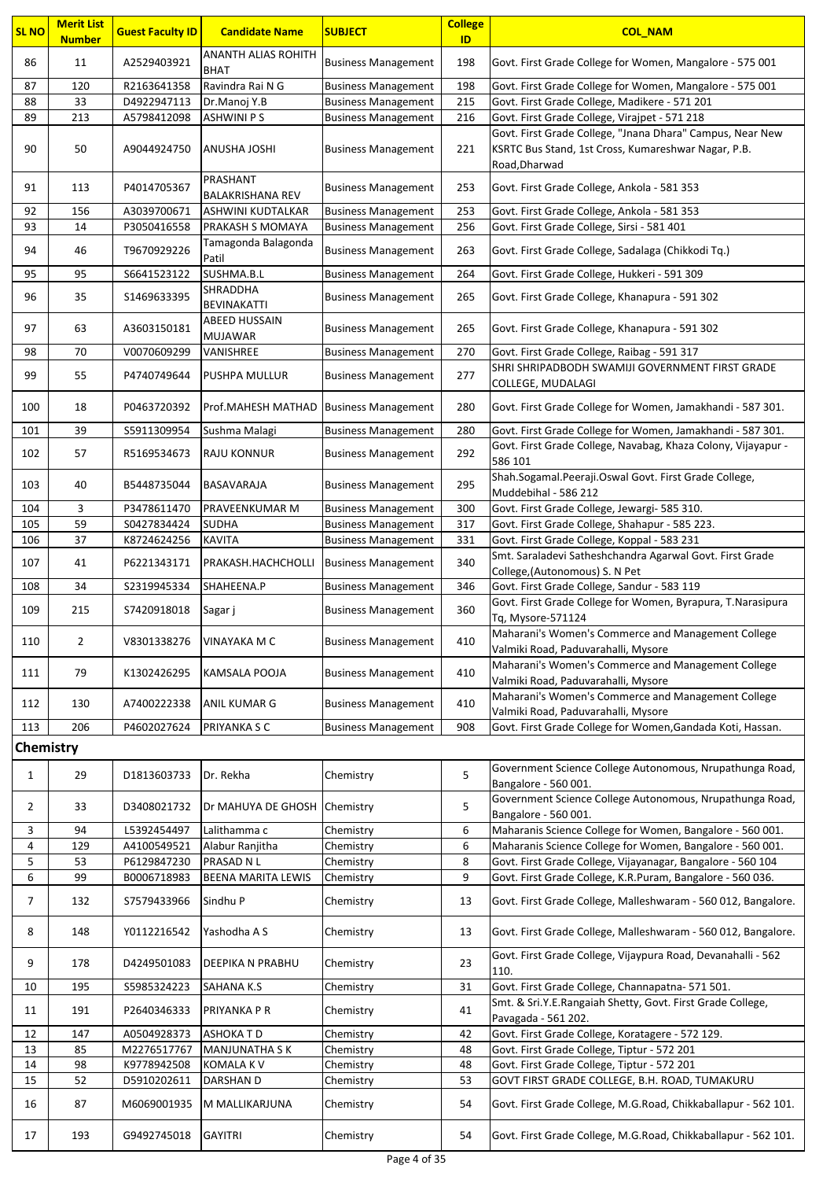| SL NO | Merit List Number | Guest Faculty ID | Candidate Name | SUBJECT | College ID | COL_NAM |
|---|---|---|---|---|---|---|
| 86 | 11 | A2529403921 | ANANTH ALIAS ROHITH BHAT | Business Management | 198 | Govt. First Grade College for Women, Mangalore - 575 001 |
| 87 | 120 | R2163641358 | Ravindra Rai N G | Business Management | 198 | Govt. First Grade College for Women, Mangalore - 575 001 |
| 88 | 33 | D4922947113 | Dr.Manoj Y.B | Business Management | 215 | Govt. First Grade College, Madikere - 571 201 |
| 89 | 213 | A5798412098 | ASHWINI P S | Business Management | 216 | Govt. First Grade College, Virajpet - 571 218 |
| 90 | 50 | A9044924750 | ANUSHA JOSHI | Business Management | 221 | Govt. First Grade College, "Jnana Dhara" Campus, Near New KSRTC Bus Stand, 1st Cross, Kumareshwar Nagar, P.B. Road,Dharwad |
| 91 | 113 | P4014705367 | PRASHANT BALAKRISHANA REV | Business Management | 253 | Govt. First Grade College, Ankola - 581 353 |
| 92 | 156 | A3039700671 | ASHWINI KUDTALKAR | Business Management | 253 | Govt. First Grade College, Ankola - 581 353 |
| 93 | 14 | P3050416558 | PRAKASH S MOMAYA | Business Management | 256 | Govt. First Grade College, Sirsi - 581 401 |
| 94 | 46 | T9670929226 | Tamagonda Balagonda Patil | Business Management | 263 | Govt. First Grade College, Sadalaga (Chikkodi Tq.) |
| 95 | 95 | S6641523122 | SUSHMA.B.L | Business Management | 264 | Govt. First Grade College, Hukkeri - 591 309 |
| 96 | 35 | S1469633395 | SHRADDHA BEVINAKATTI | Business Management | 265 | Govt. First Grade College, Khanapura - 591 302 |
| 97 | 63 | A3603150181 | ABEED HUSSAIN MUJAWAR | Business Management | 265 | Govt. First Grade College, Khanapura - 591 302 |
| 98 | 70 | V0070609299 | VANISHREE | Business Management | 270 | Govt. First Grade College, Raibag - 591 317 |
| 99 | 55 | P4740749644 | PUSHPA MULLUR | Business Management | 277 | SHRI SHRIPADBODH SWAMIJI GOVERNMENT FIRST GRADE COLLEGE, MUDALAGI |
| 100 | 18 | P0463720392 | Prof.MAHESH MATHAD | Business Management | 280 | Govt. First Grade College for Women, Jamakhandi - 587 301. |
| 101 | 39 | S5911309954 | Sushma Malagi | Business Management | 280 | Govt. First Grade College for Women, Jamakhandi - 587 301. |
| 102 | 57 | R5169534673 | RAJU KONNUR | Business Management | 292 | Govt. First Grade College, Navabag, Khaza Colony, Vijayapur - 586 101 |
| 103 | 40 | B5448735044 | BASAVARAJA | Business Management | 295 | Shah.Sogamal.Peeraji.Oswal Govt. First Grade College, Muddebihal - 586 212 |
| 104 | 3 | P3478611470 | PRAVEENKUMAR M | Business Management | 300 | Govt. First Grade College, Jewargi- 585 310. |
| 105 | 59 | S0427834424 | SUDHA | Business Management | 317 | Govt. First Grade College, Shahapur - 585 223. |
| 106 | 37 | K8724624256 | KAVITA | Business Management | 331 | Govt. First Grade College, Koppal - 583 231 |
| 107 | 41 | P6221343171 | PRAKASH.HACHCHOLLI | Business Management | 340 | Smt. Saraladevi Satheshchandra Agarwal Govt. First Grade College,(Autonomous) S. N Pet |
| 108 | 34 | S2319945334 | SHAHEENA.P | Business Management | 346 | Govt. First Grade College, Sandur - 583 119 |
| 109 | 215 | S7420918018 | Sagar j | Business Management | 360 | Govt. First Grade College for Women, Byrapura, T.Narasipura Tq, Mysore-571124 |
| 110 | 2 | V8301338276 | VINAYAKA M C | Business Management | 410 | Maharani's Women's Commerce and Management College Valmiki Road, Paduvarahalli, Mysore |
| 111 | 79 | K1302426295 | KAMSALA POOJA | Business Management | 410 | Maharani's Women's Commerce and Management College Valmiki Road, Paduvarahalli, Mysore |
| 112 | 130 | A7400222338 | ANIL KUMAR G | Business Management | 410 | Maharani's Women's Commerce and Management College Valmiki Road, Paduvarahalli, Mysore |
| 113 | 206 | P4602027624 | PRIYANKA S C | Business Management | 908 | Govt. First Grade College for Women,Gandada Koti, Hassan. |

## Chemistry

| SL NO | Merit List Number | Guest Faculty ID | Candidate Name | SUBJECT | College ID | COL_NAM |
|---|---|---|---|---|---|---|
| 1 | 29 | D1813603733 | Dr. Rekha | Chemistry | 5 | Government Science College Autonomous, Nrupathunga Road, Bangalore - 560 001. |
| 2 | 33 | D3408021732 | Dr MAHUYA DE GHOSH | Chemistry | 5 | Government Science College Autonomous, Nrupathunga Road, Bangalore - 560 001. |
| 3 | 94 | L5392454497 | Lalithamma c | Chemistry | 6 | Maharanis Science College for Women, Bangalore - 560 001. |
| 4 | 129 | A4100549521 | Alabur Ranjitha | Chemistry | 6 | Maharanis Science College for Women, Bangalore - 560 001. |
| 5 | 53 | P6129847230 | PRASAD N L | Chemistry | 8 | Govt. First Grade College, Vijayanagar, Bangalore - 560 104 |
| 6 | 99 | B0006718983 | BEENA MARITA LEWIS | Chemistry | 9 | Govt. First Grade College, K.R.Puram, Bangalore - 560 036. |
| 7 | 132 | S7579433966 | Sindhu P | Chemistry | 13 | Govt. First Grade College, Malleshwaram - 560 012, Bangalore. |
| 8 | 148 | Y0112216542 | Yashodha A S | Chemistry | 13 | Govt. First Grade College, Malleshwaram - 560 012, Bangalore. |
| 9 | 178 | D4249501083 | DEEPIKA N PRABHU | Chemistry | 23 | Govt. First Grade College, Vijaypura Road, Devanahalli - 562 110. |
| 10 | 195 | S5985324223 | SAHANA K.S | Chemistry | 31 | Govt. First Grade College, Channapatna- 571 501. |
| 11 | 191 | P2640346333 | PRIYANKA P R | Chemistry | 41 | Smt. & Sri.Y.E.Rangaiah Shetty, Govt. First Grade College, Pavagada - 561 202. |
| 12 | 147 | A0504928373 | ASHOKA T D | Chemistry | 42 | Govt. First Grade College, Koratagere - 572 129. |
| 13 | 85 | M2276517767 | MANJUNATHA S K | Chemistry | 48 | Govt. First Grade College, Tiptur - 572 201 |
| 14 | 98 | K9778942508 | KOMALA K V | Chemistry | 48 | Govt. First Grade College, Tiptur - 572 201 |
| 15 | 52 | D5910202611 | DARSHAN D | Chemistry | 53 | GOVT FIRST GRADE COLLEGE, B.H. ROAD, TUMAKURU |
| 16 | 87 | M6069001935 | M MALLIKARJUNA | Chemistry | 54 | Govt. First Grade College, M.G.Road, Chikkaballapur - 562 101. |
| 17 | 193 | G9492745018 | GAYITRI | Chemistry | 54 | Govt. First Grade College, M.G.Road, Chikkaballapur - 562 101. |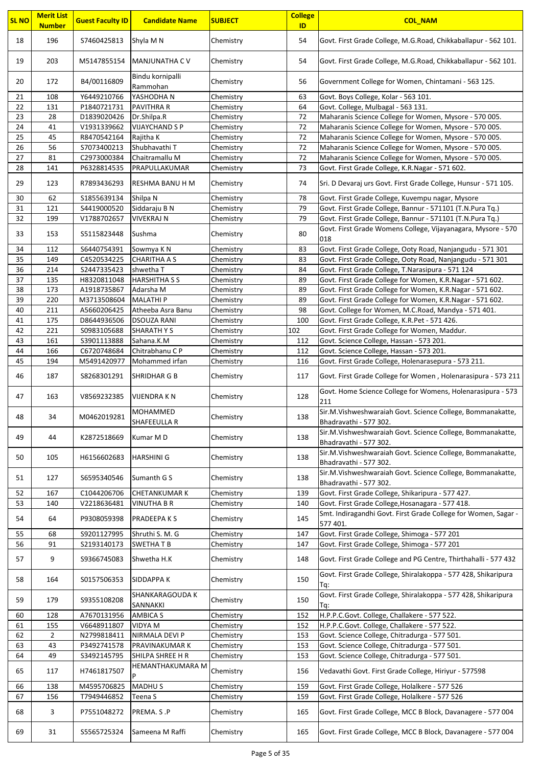| SL NO | Merit List Number | Guest Faculty ID | Candidate Name | SUBJECT | College ID | COL_NAM |
|---|---|---|---|---|---|---|
| 18 | 196 | S7460425813 | Shyla M N | Chemistry | 54 | Govt. First Grade College, M.G.Road, Chikkaballapur - 562 101. |
| 19 | 203 | M5147855154 | MANJUNATHA C V | Chemistry | 54 | Govt. First Grade College, M.G.Road, Chikkaballapur - 562 101. |
| 20 | 172 | B4/00116809 | Bindu kornipalli Rammohan | Chemistry | 56 | Government College for Women, Chintamani - 563 125. |
| 21 | 108 | Y6449210766 | YASHODHA N | Chemistry | 63 | Govt. Boys College, Kolar - 563 101. |
| 22 | 131 | P1840721731 | PAVITHRA R | Chemistry | 64 | Govt. College, Mulbagal - 563 131. |
| 23 | 28 | D1839020426 | Dr.Shilpa.R | Chemistry | 72 | Maharanis Science College for Women, Mysore - 570 005. |
| 24 | 41 | V1931339662 | VIJAYCHAND S P | Chemistry | 72 | Maharanis Science College for Women, Mysore - 570 005. |
| 25 | 45 | R8470542164 | Rajitha K | Chemistry | 72 | Maharanis Science College for Women, Mysore - 570 005. |
| 26 | 56 | S7073400213 | Shubhavathi T | Chemistry | 72 | Maharanis Science College for Women, Mysore - 570 005. |
| 27 | 81 | C2973000384 | Chaitramallu M | Chemistry | 72 | Maharanis Science College for Women, Mysore - 570 005. |
| 28 | 141 | P6328814535 | PRAPULLAKUMAR | Chemistry | 73 | Govt. First Grade College, K.R.Nagar - 571 602. |
| 29 | 123 | R7893436293 | RESHMA BANU H M | Chemistry | 74 | Sri. D Devaraj urs Govt. First Grade College, Hunsur - 571 105. |
| 30 | 62 | S1855639134 | Shilpa N | Chemistry | 78 | Govt. First Grade College, Kuvempu nagar, Mysore |
| 31 | 121 | S4419000520 | Siddaraju B N | Chemistry | 79 | Govt. First Grade College, Bannur - 571101 (T.N.Pura Tq.) |
| 32 | 199 | V1788702657 | VIVEKRAJ N | Chemistry | 79 | Govt. First Grade College, Bannur - 571101 (T.N.Pura Tq.) |
| 33 | 153 | S5115823448 | Sushma | Chemistry | 80 | Govt. First Grade Womens College, Vijayanagara, Mysore - 570 018 |
| 34 | 112 | S6440754391 | Sowmya K N | Chemistry | 83 | Govt. First Grade College, Ooty Road, Nanjangudu - 571 301 |
| 35 | 149 | C4520534225 | CHARITHA A S | Chemistry | 83 | Govt. First Grade College, Ooty Road, Nanjangudu - 571 301 |
| 36 | 214 | S2447335423 | shwetha T | Chemistry | 84 | Govt. First Grade College, T.Narasipura - 571 124 |
| 37 | 135 | H8320811048 | HARSHITHA S S | Chemistry | 89 | Govt. First Grade College for Women, K.R.Nagar - 571 602. |
| 38 | 173 | A1918735867 | Adarsha M | Chemistry | 89 | Govt. First Grade College for Women, K.R.Nagar - 571 602. |
| 39 | 220 | M3713508604 | MALATHI P | Chemistry | 89 | Govt. First Grade College for Women, K.R.Nagar - 571 602. |
| 40 | 211 | A5660206425 | Atheeba Asra Banu | Chemistry | 98 | Govt. College for Women, M.C.Road, Mandya - 571 401. |
| 41 | 175 | D8644936506 | DSOUZA RANI | Chemistry | 100 | Govt. First Grade College, K.R.Pet - 571 426. |
| 42 | 221 | S0983105688 | SHARATH Y S | Chemistry | 102 | Govt. First Grade College for Women, Maddur. |
| 43 | 161 | S3901113888 | Sahana.K.M | Chemistry | 112 | Govt. Science College, Hassan - 573 201. |
| 44 | 166 | C6720748684 | Chitrabhanu C P | Chemistry | 112 | Govt. Science College, Hassan - 573 201. |
| 45 | 194 | M5491420977 | Mohammed irfan | Chemistry | 116 | Govt. First Grade College, Holenarasepura - 573 211. |
| 46 | 187 | S8268301291 | SHRIDHAR G B | Chemistry | 117 | Govt. First Grade College for Women , Holenarasipura - 573 211 |
| 47 | 163 | V8569232385 | VIJENDRA K N | Chemistry | 128 | Govt. Home Science College for Womens, Holenarasipura - 573 211 |
| 48 | 34 | M0462019281 | MOHAMMED SHAFEEULLA R | Chemistry | 138 | Sir.M.Vishweshwaraiah Govt. Science College, Bommanakatte, Bhadravathi - 577 302. |
| 49 | 44 | K2872518669 | Kumar M D | Chemistry | 138 | Sir.M.Vishweshwaraiah Govt. Science College, Bommanakatte, Bhadravathi - 577 302. |
| 50 | 105 | H6156602683 | HARSHINI G | Chemistry | 138 | Sir.M.Vishweshwaraiah Govt. Science College, Bommanakatte, Bhadravathi - 577 302. |
| 51 | 127 | S6595340546 | Sumanth G S | Chemistry | 138 | Sir.M.Vishweshwaraiah Govt. Science College, Bommanakatte, Bhadravathi - 577 302. |
| 52 | 167 | C1044206706 | CHETANKUMAR K | Chemistry | 139 | Govt. First Grade College, Shikaripura - 577 427. |
| 53 | 140 | V2218636481 | VINUTHA B R | Chemistry | 140 | Govt. First Grade College,Hosanagara - 577 418. |
| 54 | 64 | P9308059398 | PRADEEPA K S | Chemistry | 145 | Smt. Indiragandhi Govt. First Grade College for Women, Sagar - 577 401. |
| 55 | 68 | S9201127995 | Shruthi S. M. G | Chemistry | 147 | Govt. First Grade College, Shimoga - 577 201 |
| 56 | 91 | S2193140173 | SWETHA T B | Chemistry | 147 | Govt. First Grade College, Shimoga - 577 201 |
| 57 | 9 | S9366745083 | Shwetha H.K | Chemistry | 148 | Govt. First Grade College and PG Centre, Thirthahalli - 577 432 |
| 58 | 164 | S0157506353 | SIDDAPPA K | Chemistry | 150 | Govt. First Grade College, Shiralakoppa - 577 428, Shikaripura Tq: |
| 59 | 179 | S9355108208 | SHANKARAGOUDA K SANNAKKI | Chemistry | 150 | Govt. First Grade College, Shiralakoppa - 577 428, Shikaripura Tq: |
| 60 | 128 | A7670131956 | AMBICA S | Chemistry | 152 | H.P.P.C.Govt. College, Challakere - 577 522. |
| 61 | 155 | V6648911807 | VIDYA M | Chemistry | 152 | H.P.P.C.Govt. College, Challakere - 577 522. |
| 62 | 2 | N2799818411 | NIRMALA DEVI P | Chemistry | 153 | Govt. Science College, Chitradurga - 577 501. |
| 63 | 43 | P3492741578 | PRAVINAKUMAR K | Chemistry | 153 | Govt. Science College, Chitradurga - 577 501. |
| 64 | 49 | S3492145795 | SHILPA SHREE H R | Chemistry | 153 | Govt. Science College, Chitradurga - 577 501. |
| 65 | 117 | H7461817507 | HEMANTHAKUMARA M P | Chemistry | 156 | Vedavathi Govt. First Grade College, Hiriyur - 577598 |
| 66 | 138 | M4595706825 | MADHU S | Chemistry | 159 | Govt. First Grade College, Holalkere - 577 526 |
| 67 | 156 | T7949446852 | Teena S | Chemistry | 159 | Govt. First Grade College, Holalkere - 577 526 |
| 68 | 3 | P7551048272 | PREMA. S .P | Chemistry | 165 | Govt. First Grade College, MCC B Block, Davanagere - 577 004 |
| 69 | 31 | S5565725324 | Sameena M Raffi | Chemistry | 165 | Govt. First Grade College, MCC B Block, Davanagere - 577 004 |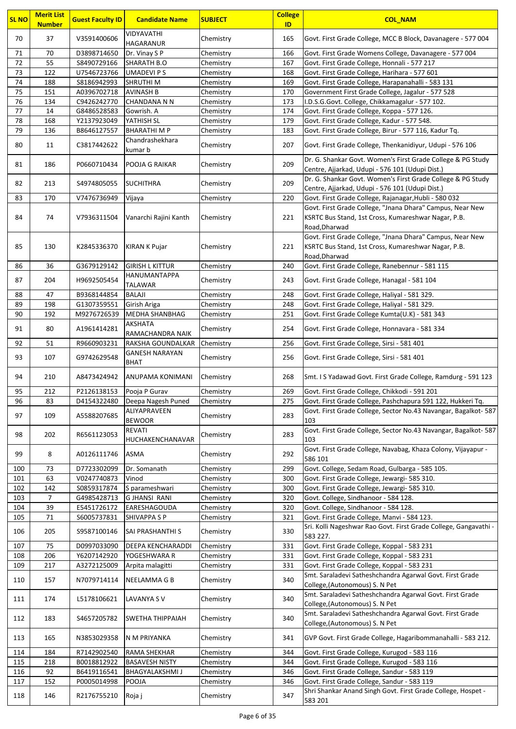| SL NO | Merit List Number | Guest Faculty ID | Candidate Name | SUBJECT | College ID | COL_NAM |
|---|---|---|---|---|---|---|
| 70 | 37 | V3591400606 | VIDYAVATHI HAGARANUR | Chemistry | 165 | Govt. First Grade College, MCC B Block, Davanagere - 577 004 |
| 71 | 70 | D3898714650 | Dr. Vinay S P | Chemistry | 166 | Govt. First Grade Womens College, Davanagere - 577 004 |
| 72 | 55 | S8490729166 | SHARATH B.O | Chemistry | 167 | Govt. First Grade College, Honnali - 577 217 |
| 73 | 122 | U7546723766 | UMADEVI P S | Chemistry | 168 | Govt. First Grade College, Harihara - 577 601 |
| 74 | 188 | S8186942993 | SHRUTHI M | Chemistry | 169 | Govt. First Grade College, Harapanahalli - 583 131 |
| 75 | 151 | A0396702718 | AVINASH B | Chemistry | 170 | Government First Grade College, Jagalur - 577 528 |
| 76 | 134 | C9426242770 | CHANDANA N N | Chemistry | 173 | I.D.S.G.Govt. College, Chikkamagalur - 577 102. |
| 77 | 14 | G8486528583 | Gowrish. A | Chemistry | 174 | Govt. First Grade College, Koppa - 577 126. |
| 78 | 168 | Y2137923049 | YATHISH SL | Chemistry | 179 | Govt. First Grade College, Kadur - 577 548. |
| 79 | 136 | B8646127557 | BHARATHI M P | Chemistry | 183 | Govt. First Grade College, Birur - 577 116, Kadur Tq. |
| 80 | 11 | C3817442622 | Chandrashekhara kumar b | Chemistry | 207 | Govt. First Grade College, Thenkanidiyur, Udupi - 576 106 |
| 81 | 186 | P0660710434 | POOJA G RAIKAR | Chemistry | 209 | Dr. G. Shankar Govt. Women's First Grade College & PG Study Centre, Ajjarkad, Udupi - 576 101 (Udupi Dist.) |
| 82 | 213 | S4974805055 | SUCHITHRA | Chemistry | 209 | Dr. G. Shankar Govt. Women's First Grade College & PG Study Centre, Ajjarkad, Udupi - 576 101 (Udupi Dist.) |
| 83 | 170 | V7476736949 | Vijaya | Chemistry | 220 | Govt. First Grade College, Rajanagar,Hubli - 580 032 |
| 84 | 74 | V7936311504 | Vanarchi Rajini Kanth | Chemistry | 221 | Govt. First Grade College, "Jnana Dhara" Campus, Near New KSRTC Bus Stand, 1st Cross, Kumareshwar Nagar, P.B. Road,Dharwad |
| 85 | 130 | K2845336370 | KIRAN K Pujar | Chemistry | 221 | Govt. First Grade College, "Jnana Dhara" Campus, Near New KSRTC Bus Stand, 1st Cross, Kumareshwar Nagar, P.B. Road,Dharwad |
| 86 | 36 | G3679129142 | GIRISH L KITTUR | Chemistry | 240 | Govt. First Grade College, Ranebennur - 581 115 |
| 87 | 204 | H9692505454 | HANUMANTAPPA TALAWAR | Chemistry | 243 | Govt. First Grade College, Hanagal - 581 104 |
| 88 | 47 | B9368144854 | BALAJI | Chemistry | 248 | Govt. First Grade College, Haliyal - 581 329. |
| 89 | 198 | G1307359551 | Girish Ariga | Chemistry | 248 | Govt. First Grade College, Haliyal - 581 329. |
| 90 | 192 | M9276726539 | MEDHA SHANBHAG | Chemistry | 251 | Govt. First Grade College Kumta(U.K) - 581 343 |
| 91 | 80 | A1961414281 | AKSHATA RAMACHANDRA NAIK | Chemistry | 254 | Govt. First Grade College, Honnavara - 581 334 |
| 92 | 51 | R9660903231 | RAKSHA GOUNDALKAR | Chemistry | 256 | Govt. First Grade College, Sirsi - 581 401 |
| 93 | 107 | G9742629548 | GANESH NARAYAN BHAT | Chemistry | 256 | Govt. First Grade College, Sirsi - 581 401 |
| 94 | 210 | A8473424942 | ANUPAMA KONIMANI | Chemistry | 268 | Smt. I S Yadawad Govt. First Grade College, Ramdurg - 591 123 |
| 95 | 212 | P2126138153 | Pooja P Gurav | Chemistry | 269 | Govt. First Grade College, Chikkodi - 591 201 |
| 96 | 83 | D4154322480 | Deepa Nagesh Puned | Chemistry | 275 | Govt. First Grade College, Pashchapura 591 122, Hukkeri Tq. |
| 97 | 109 | A5588207685 | ALIYAPRAVEEN BEWOOR | Chemistry | 283 | Govt. First Grade College, Sector No.43 Navangar, Bagalkot- 587 103 |
| 98 | 202 | R6561123053 | REVATI HUCHAKENCHANAVAR | Chemistry | 283 | Govt. First Grade College, Sector No.43 Navangar, Bagalkot- 587 103 |
| 99 | 8 | A0126111746 | ASMA | Chemistry | 292 | Govt. First Grade College, Navabag, Khaza Colony, Vijayapur - 586 101 |
| 100 | 73 | D7723302099 | Dr. Somanath | Chemistry | 299 | Govt. College, Sedam Road, Gulbarga - 585 105. |
| 101 | 63 | V0247740873 | Vinod | Chemistry | 300 | Govt. First Grade College, Jewargi- 585 310. |
| 102 | 142 | S0859317874 | S parameshwari | Chemistry | 300 | Govt. First Grade College, Jewargi- 585 310. |
| 103 | 7 | G4985428713 | G JHANSI RANI | Chemistry | 320 | Govt. College, Sindhanoor - 584 128. |
| 104 | 39 | E5451726172 | EARESHAGOUDA | Chemistry | 320 | Govt. College, Sindhanoor - 584 128. |
| 105 | 71 | S6005737831 | SHIVAPPA S P | Chemistry | 321 | Govt. First Grade College, Manvi - 584 123. |
| 106 | 205 | S9587100146 | SAI PRASHANTHI S | Chemistry | 330 | Sri. Kolli Nageshwar Rao Govt. First Grade College, Gangavathi - 583 227. |
| 107 | 75 | D0997033090 | DEEPA KENCHARADDI | Chemistry | 331 | Govt. First Grade College, Koppal - 583 231 |
| 108 | 206 | Y6207142920 | YOGESHWARA R | Chemistry | 331 | Govt. First Grade College, Koppal - 583 231 |
| 109 | 217 | A3272125009 | Arpita malagitti | Chemistry | 331 | Govt. First Grade College, Koppal - 583 231 |
| 110 | 157 | N7079714114 | NEELAMMA G B | Chemistry | 340 | Smt. Saraladevi Satheshchandra Agarwal Govt. First Grade College,(Autonomous) S. N Pet |
| 111 | 174 | L5178106621 | LAVANYA S V | Chemistry | 340 | Smt. Saraladevi Satheshchandra Agarwal Govt. First Grade College,(Autonomous) S. N Pet |
| 112 | 183 | S4657205782 | SWETHA THIPPAIAH | Chemistry | 340 | Smt. Saraladevi Satheshchandra Agarwal Govt. First Grade College,(Autonomous) S. N Pet |
| 113 | 165 | N3853029358 | N M PRIYANKA | Chemistry | 341 | GVP Govt. First Grade College, Hagaribommanahalli - 583 212. |
| 114 | 184 | R7142902540 | RAMA SHEKHAR | Chemistry | 344 | Govt. First Grade College, Kurugod - 583 116 |
| 115 | 218 | B0018812922 | BASAVESH NISTY | Chemistry | 344 | Govt. First Grade College, Kurugod - 583 116 |
| 116 | 92 | B6419116541 | BHAGYALAKSHMI J | Chemistry | 346 | Govt. First Grade College, Sandur - 583 119 |
| 117 | 152 | P0005014998 | POOJA | Chemistry | 346 | Govt. First Grade College, Sandur - 583 119 |
| 118 | 146 | R2176755210 | Roja j | Chemistry | 347 | Shri Shankar Anand Singh Govt. First Grade College, Hospet - 583 201 |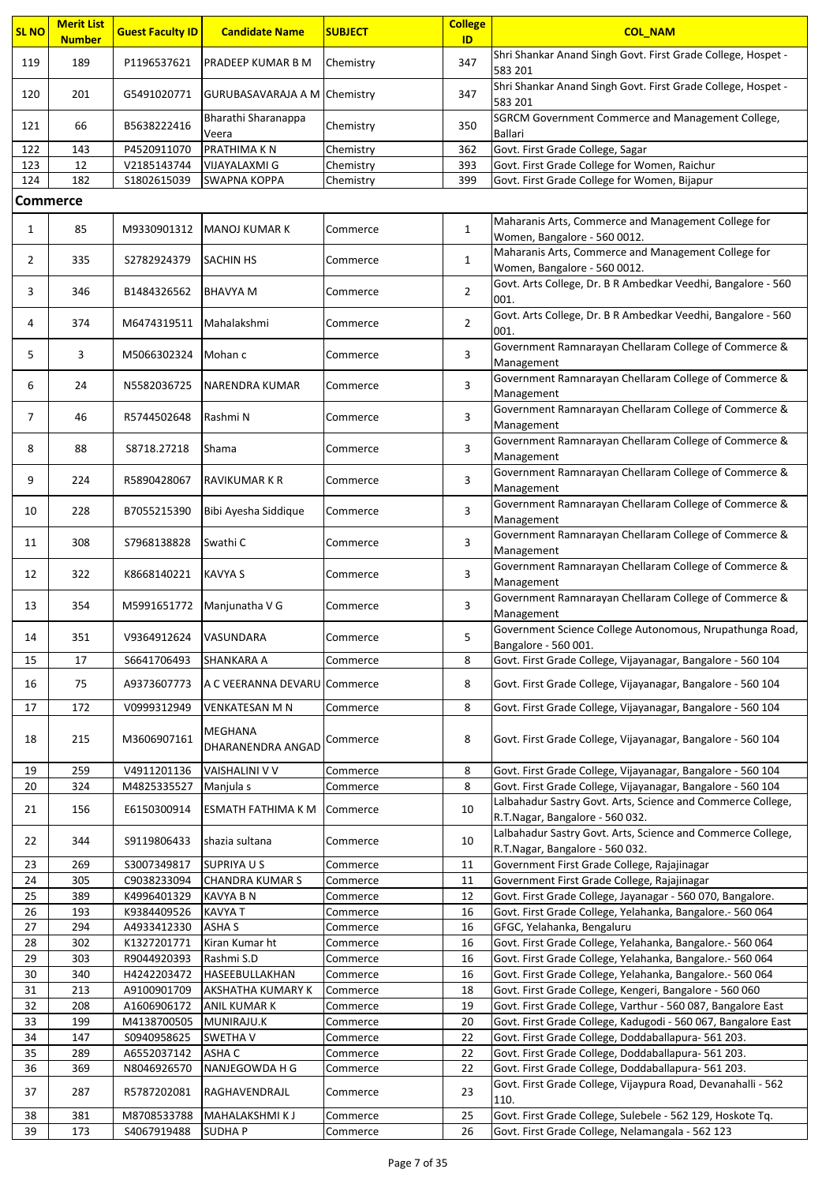| SL NO | Merit List Number | Guest Faculty ID | Candidate Name | SUBJECT | College ID | COL_NAM |
|---|---|---|---|---|---|---|
| 119 | 189 | P1196537621 | PRADEEP KUMAR B M | Chemistry | 347 | Shri Shankar Anand Singh Govt. First Grade College, Hospet - 583 201 |
| 120 | 201 | G5491020771 | GURUBASAVARAJA A M | Chemistry | 347 | Shri Shankar Anand Singh Govt. First Grade College, Hospet - 583 201 |
| 121 | 66 | B5638222416 | Bharathi Sharanappa Veera | Chemistry | 350 | SGRCM Government Commerce and Management College, Ballari |
| 122 | 143 | P4520911070 | PRATHIMA K N | Chemistry | 362 | Govt. First Grade College, Sagar |
| 123 | 12 | V2185143744 | VIJAYALAXMI G | Chemistry | 393 | Govt. First Grade College for Women, Raichur |
| 124 | 182 | S1802615039 | SWAPNA KOPPA | Chemistry | 399 | Govt. First Grade College for Women, Bijapur |
| **Commerce** | | | | | | |
| 1 | 85 | M9330901312 | MANOJ KUMAR K | Commerce | 1 | Maharanis Arts, Commerce and Management College for Women, Bangalore - 560 0012. |
| 2 | 335 | S2782924379 | SACHIN HS | Commerce | 1 | Maharanis Arts, Commerce and Management College for Women, Bangalore - 560 0012. |
| 3 | 346 | B1484326562 | BHAVYA M | Commerce | 2 | Govt. Arts College, Dr. B R Ambedkar Veedhi, Bangalore - 560 001. |
| 4 | 374 | M6474319511 | Mahalakshmi | Commerce | 2 | Govt. Arts College, Dr. B R Ambedkar Veedhi, Bangalore - 560 001. |
| 5 | 3 | M5066302324 | Mohan c | Commerce | 3 | Government Ramnarayan Chellaram College of Commerce & Management |
| 6 | 24 | N5582036725 | NARENDRA KUMAR | Commerce | 3 | Government Ramnarayan Chellaram College of Commerce & Management |
| 7 | 46 | R5744502648 | Rashmi N | Commerce | 3 | Government Ramnarayan Chellaram College of Commerce & Management |
| 8 | 88 | S8718.27218 | Shama | Commerce | 3 | Government Ramnarayan Chellaram College of Commerce & Management |
| 9 | 224 | R5890428067 | RAVIKUMAR K R | Commerce | 3 | Government Ramnarayan Chellaram College of Commerce & Management |
| 10 | 228 | B7055215390 | Bibi Ayesha Siddique | Commerce | 3 | Government Ramnarayan Chellaram College of Commerce & Management |
| 11 | 308 | S7968138828 | Swathi C | Commerce | 3 | Government Ramnarayan Chellaram College of Commerce & Management |
| 12 | 322 | K8668140221 | KAVYA S | Commerce | 3 | Government Ramnarayan Chellaram College of Commerce & Management |
| 13 | 354 | M5991651772 | Manjunatha V G | Commerce | 3 | Government Ramnarayan Chellaram College of Commerce & Management |
| 14 | 351 | V9364912624 | VASUNDARA | Commerce | 5 | Government Science College Autonomous, Nrupathunga Road, Bangalore - 560 001. |
| 15 | 17 | S6641706493 | SHANKARA A | Commerce | 8 | Govt. First Grade College, Vijayanagar, Bangalore - 560 104 |
| 16 | 75 | A9373607773 | A C VEERANNA DEVARU | Commerce | 8 | Govt. First Grade College, Vijayanagar, Bangalore - 560 104 |
| 17 | 172 | V0999312949 | VENKATESAN M N | Commerce | 8 | Govt. First Grade College, Vijayanagar, Bangalore - 560 104 |
| 18 | 215 | M3606907161 | MEGHANA DHARANENDRA ANGAD | Commerce | 8 | Govt. First Grade College, Vijayanagar, Bangalore - 560 104 |
| 19 | 259 | V4911201136 | VAISHALINI V V | Commerce | 8 | Govt. First Grade College, Vijayanagar, Bangalore - 560 104 |
| 20 | 324 | M4825335527 | Manjula s | Commerce | 8 | Govt. First Grade College, Vijayanagar, Bangalore - 560 104 |
| 21 | 156 | E6150300914 | ESMATH FATHIMA K M | Commerce | 10 | Lalbahadur Sastry Govt. Arts, Science and Commerce College, R.T.Nagar, Bangalore - 560 032. |
| 22 | 344 | S9119806433 | shazia sultana | Commerce | 10 | Lalbahadur Sastry Govt. Arts, Science and Commerce College, R.T.Nagar, Bangalore - 560 032. |
| 23 | 269 | S3007349817 | SUPRIYA U S | Commerce | 11 | Government First Grade College, Rajajinagar |
| 24 | 305 | C9038233094 | CHANDRA KUMAR S | Commerce | 11 | Government First Grade College, Rajajinagar |
| 25 | 389 | K4996401329 | KAVYA B N | Commerce | 12 | Govt. First Grade College, Jayanagar - 560 070, Bangalore. |
| 26 | 193 | K9384409526 | KAVYA T | Commerce | 16 | Govt. First Grade College, Yelahanka, Bangalore.- 560 064 |
| 27 | 294 | A4933412330 | ASHA S | Commerce | 16 | GFGC, Yelahanka, Bengaluru |
| 28 | 302 | K1327201771 | Kiran Kumar ht | Commerce | 16 | Govt. First Grade College, Yelahanka, Bangalore.- 560 064 |
| 29 | 303 | R9044920393 | Rashmi S.D | Commerce | 16 | Govt. First Grade College, Yelahanka, Bangalore.- 560 064 |
| 30 | 340 | H4242203472 | HASEEBULLAKHAN | Commerce | 16 | Govt. First Grade College, Yelahanka, Bangalore.- 560 064 |
| 31 | 213 | A9100901709 | AKSHATHA KUMARY K | Commerce | 18 | Govt. First Grade College, Kengeri, Bangalore - 560 060 |
| 32 | 208 | A1606906172 | ANIL KUMAR K | Commerce | 19 | Govt. First Grade College, Varthur - 560 087, Bangalore East |
| 33 | 199 | M4138700505 | MUNIRAJU.K | Commerce | 20 | Govt. First Grade College, Kadugodi - 560 067, Bangalore East |
| 34 | 147 | S0940958625 | SWETHA V | Commerce | 22 | Govt. First Grade College, Doddaballapura- 561 203. |
| 35 | 289 | A6552037142 | ASHA C | Commerce | 22 | Govt. First Grade College, Doddaballapura- 561 203. |
| 36 | 369 | N8046926570 | NANJEGOWDA H G | Commerce | 22 | Govt. First Grade College, Doddaballapura- 561 203. |
| 37 | 287 | R5787202081 | RAGHAVENDRAJL | Commerce | 23 | Govt. First Grade College, Vijaypura Road, Devanahalli - 562 110. |
| 38 | 381 | M8708533788 | MAHALAKSHMI K J | Commerce | 25 | Govt. First Grade College, Sulebele - 562 129, Hoskote Tq. |
| 39 | 173 | S4067919488 | SUDHA P | Commerce | 26 | Govt. First Grade College, Nelamangala - 562 123 |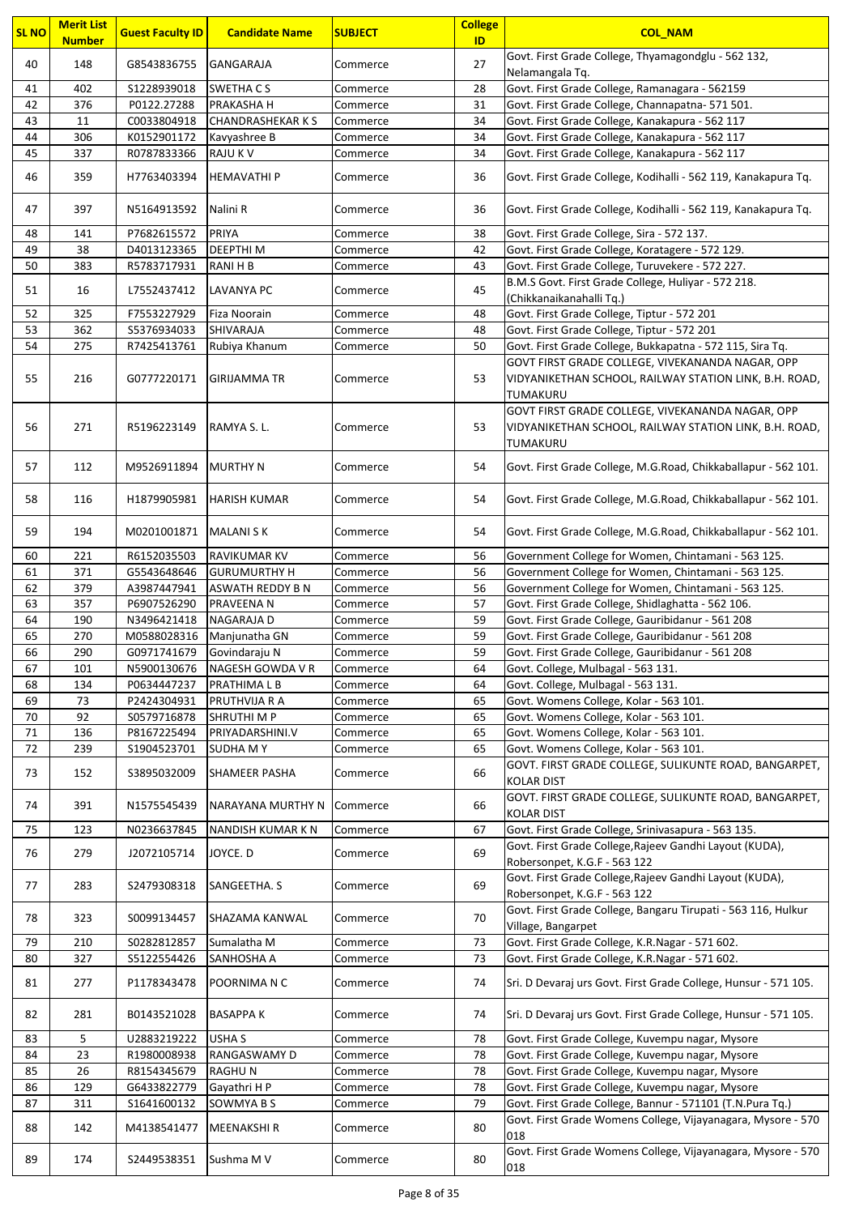| SL NO | Merit List Number | Guest Faculty ID | Candidate Name | SUBJECT | College ID | COL_NAM |
|---|---|---|---|---|---|---|
| 40 | 148 | G8543836755 | GANGARAJA | Commerce | 27 | Govt. First Grade College, Thyamagondglu - 562 132, Nelamangala Tq. |
| 41 | 402 | S1228939018 | SWETHA C S | Commerce | 28 | Govt. First Grade College, Ramanagara - 562159 |
| 42 | 376 | P0122.27288 | PRAKASHA H | Commerce | 31 | Govt. First Grade College, Channapatna- 571 501. |
| 43 | 11 | C0033804918 | CHANDRASHEKAR K S | Commerce | 34 | Govt. First Grade College, Kanakapura - 562 117 |
| 44 | 306 | K0152901172 | Kavyashree B | Commerce | 34 | Govt. First Grade College, Kanakapura - 562 117 |
| 45 | 337 | R0787833366 | RAJU K V | Commerce | 34 | Govt. First Grade College, Kanakapura - 562 117 |
| 46 | 359 | H7763403394 | HEMAVATHI P | Commerce | 36 | Govt. First Grade College, Kodihalli - 562 119, Kanakapura Tq. |
| 47 | 397 | N5164913592 | Nalini R | Commerce | 36 | Govt. First Grade College, Kodihalli - 562 119, Kanakapura Tq. |
| 48 | 141 | P7682615572 | PRIYA | Commerce | 38 | Govt. First Grade College, Sira - 572 137. |
| 49 | 38 | D4013123365 | DEEPTHI M | Commerce | 42 | Govt. First Grade College, Koratagere - 572 129. |
| 50 | 383 | R5783717931 | RANI H B | Commerce | 43 | Govt. First Grade College, Turuvekere - 572 227. |
| 51 | 16 | L7552437412 | LAVANYA PC | Commerce | 45 | B.M.S Govt. First Grade College, Huliyar - 572 218. (Chikkanaikanahalli Tq.) |
| 52 | 325 | F7553227929 | Fiza Noorain | Commerce | 48 | Govt. First Grade College, Tiptur - 572 201 |
| 53 | 362 | S5376934033 | SHIVARAJA | Commerce | 48 | Govt. First Grade College, Tiptur - 572 201 |
| 54 | 275 | R7425413761 | Rubiya Khanum | Commerce | 50 | Govt. First Grade College, Bukkapatna - 572 115, Sira Tq. |
| 55 | 216 | G0777220171 | GIRIJAMMA TR | Commerce | 53 | GOVT FIRST GRADE COLLEGE, VIVEKANANDA NAGAR, OPP VIDYANIKETHAN SCHOOL, RAILWAY STATION LINK, B.H. ROAD, TUMAKURU |
| 56 | 271 | R5196223149 | RAMYA S. L. | Commerce | 53 | GOVT FIRST GRADE COLLEGE, VIVEKANANDA NAGAR, OPP VIDYANIKETHAN SCHOOL, RAILWAY STATION LINK, B.H. ROAD, TUMAKURU |
| 57 | 112 | M9526911894 | MURTHY N | Commerce | 54 | Govt. First Grade College, M.G.Road, Chikkaballapur - 562 101. |
| 58 | 116 | H1879905981 | HARISH KUMAR | Commerce | 54 | Govt. First Grade College, M.G.Road, Chikkaballapur - 562 101. |
| 59 | 194 | M0201001871 | MALANI S K | Commerce | 54 | Govt. First Grade College, M.G.Road, Chikkaballapur - 562 101. |
| 60 | 221 | R6152035503 | RAVIKUMAR KV | Commerce | 56 | Government College for Women, Chintamani - 563 125. |
| 61 | 371 | G5543648646 | GURUMURTHY H | Commerce | 56 | Government College for Women, Chintamani - 563 125. |
| 62 | 379 | A3987447941 | ASWATH REDDY B N | Commerce | 56 | Government College for Women, Chintamani - 563 125. |
| 63 | 357 | P6907526290 | PRAVEENA N | Commerce | 57 | Govt. First Grade College, Shidlaghatta - 562 106. |
| 64 | 190 | N3496421418 | NAGARAJA D | Commerce | 59 | Govt. First Grade College, Gauribidanur - 561 208 |
| 65 | 270 | M0588028316 | Manjunatha GN | Commerce | 59 | Govt. First Grade College, Gauribidanur - 561 208 |
| 66 | 290 | G0971741679 | Govindaraju N | Commerce | 59 | Govt. First Grade College, Gauribidanur - 561 208 |
| 67 | 101 | N5900130676 | NAGESH GOWDA V R | Commerce | 64 | Govt. College, Mulbagal - 563 131. |
| 68 | 134 | P0634447237 | PRATHIMA L B | Commerce | 64 | Govt. College, Mulbagal - 563 131. |
| 69 | 73 | P2424304931 | PRUTHVIJA R A | Commerce | 65 | Govt. Womens College, Kolar - 563 101. |
| 70 | 92 | S0579716878 | SHRUTHI M P | Commerce | 65 | Govt. Womens College, Kolar - 563 101. |
| 71 | 136 | P8167225494 | PRIYADARSHINI.V | Commerce | 65 | Govt. Womens College, Kolar - 563 101. |
| 72 | 239 | S1904523701 | SUDHA M Y | Commerce | 65 | Govt. Womens College, Kolar - 563 101. |
| 73 | 152 | S3895032009 | SHAMEER PASHA | Commerce | 66 | GOVT. FIRST GRADE COLLEGE, SULIKUNTE ROAD, BANGARPET, KOLAR DIST |
| 74 | 391 | N1575545439 | NARAYANA MURTHY N | Commerce | 66 | GOVT. FIRST GRADE COLLEGE, SULIKUNTE ROAD, BANGARPET, KOLAR DIST |
| 75 | 123 | N0236637845 | NANDISH KUMAR K N | Commerce | 67 | Govt. First Grade College, Srinivasapura - 563 135. |
| 76 | 279 | J2072105714 | JOYCE. D | Commerce | 69 | Govt. First Grade College,Rajeev Gandhi Layout (KUDA), Robersonpet, K.G.F - 563 122 |
| 77 | 283 | S2479308318 | SANGEETHA. S | Commerce | 69 | Govt. First Grade College,Rajeev Gandhi Layout (KUDA), Robersonpet, K.G.F - 563 122 |
| 78 | 323 | S0099134457 | SHAZAMA KANWAL | Commerce | 70 | Govt. First Grade College, Bangaru Tirupati - 563 116, Hulkur Village, Bangarpet |
| 79 | 210 | S0282812857 | Sumalatha M | Commerce | 73 | Govt. First Grade College, K.R.Nagar - 571 602. |
| 80 | 327 | S5122554426 | SANHOSHA A | Commerce | 73 | Govt. First Grade College, K.R.Nagar - 571 602. |
| 81 | 277 | P1178343478 | POORNIMA N C | Commerce | 74 | Sri. D Devaraj urs Govt. First Grade College, Hunsur - 571 105. |
| 82 | 281 | B0143521028 | BASAPPA K | Commerce | 74 | Sri. D Devaraj urs Govt. First Grade College, Hunsur - 571 105. |
| 83 | 5 | U2883219222 | USHA S | Commerce | 78 | Govt. First Grade College, Kuvempu nagar, Mysore |
| 84 | 23 | R1980008938 | RANGASWAMY D | Commerce | 78 | Govt. First Grade College, Kuvempu nagar, Mysore |
| 85 | 26 | R8154345679 | RAGHU N | Commerce | 78 | Govt. First Grade College, Kuvempu nagar, Mysore |
| 86 | 129 | G6433822779 | Gayathri H P | Commerce | 78 | Govt. First Grade College, Kuvempu nagar, Mysore |
| 87 | 311 | S1641600132 | SOWMYA B S | Commerce | 79 | Govt. First Grade College, Bannur - 571101 (T.N.Pura Tq.) |
| 88 | 142 | M4138541477 | MEENAKSHI R | Commerce | 80 | Govt. First Grade Womens College, Vijayanagara, Mysore - 570 018 |
| 89 | 174 | S2449538351 | Sushma M V | Commerce | 80 | Govt. First Grade Womens College, Vijayanagara, Mysore - 570 018 |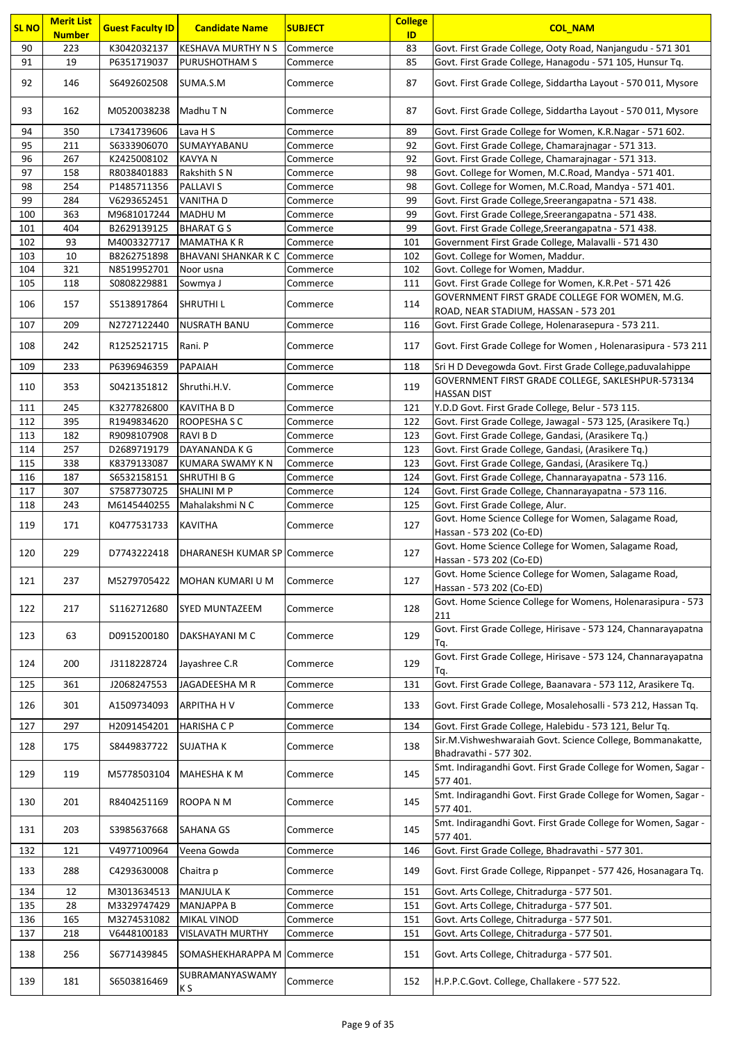| SL NO | Merit List Number | Guest Faculty ID | Candidate Name | SUBJECT | College ID | COL_NAM |
|---|---|---|---|---|---|---|
| 90 | 223 | K3042032137 | KESHAVA MURTHY N S | Commerce | 83 | Govt. First Grade College, Ooty Road, Nanjangudu - 571 301 |
| 91 | 19 | P6351719037 | PURUSHOTHAM S | Commerce | 85 | Govt. First Grade College, Hanagodu - 571 105, Hunsur Tq. |
| 92 | 146 | S6492602508 | SUMA.S.M | Commerce | 87 | Govt. First Grade College, Siddartha Layout - 570 011, Mysore |
| 93 | 162 | M0520038238 | Madhu T N | Commerce | 87 | Govt. First Grade College, Siddartha Layout - 570 011, Mysore |
| 94 | 350 | L7341739606 | Lava H S | Commerce | 89 | Govt. First Grade College for Women, K.R.Nagar - 571 602. |
| 95 | 211 | S6333906070 | SUMAYYABANU | Commerce | 92 | Govt. First Grade College, Chamarajnagar - 571 313. |
| 96 | 267 | K2425008102 | KAVYA N | Commerce | 92 | Govt. First Grade College, Chamarajnagar - 571 313. |
| 97 | 158 | R8038401883 | Rakshith S N | Commerce | 98 | Govt. College for Women, M.C.Road, Mandya - 571 401. |
| 98 | 254 | P1485711356 | PALLAVI S | Commerce | 98 | Govt. College for Women, M.C.Road, Mandya - 571 401. |
| 99 | 284 | V6293652451 | VANITHA D | Commerce | 99 | Govt. First Grade College,Sreerangapatna - 571 438. |
| 100 | 363 | M9681017244 | MADHU M | Commerce | 99 | Govt. First Grade College,Sreerangapatna - 571 438. |
| 101 | 404 | B2629139125 | BHARAT G S | Commerce | 99 | Govt. First Grade College,Sreerangapatna - 571 438. |
| 102 | 93 | M4003327717 | MAMATHA K R | Commerce | 101 | Government First Grade College, Malavalli - 571 430 |
| 103 | 10 | B8262751898 | BHAVANI SHANKAR K C | Commerce | 102 | Govt. College for Women, Maddur. |
| 104 | 321 | N8519952701 | Noor usna | Commerce | 102 | Govt. College for Women, Maddur. |
| 105 | 118 | S0808229881 | Sowmya J | Commerce | 111 | Govt. First Grade College for Women, K.R.Pet - 571 426 |
| 106 | 157 | S5138917864 | SHRUTHI L | Commerce | 114 | GOVERNMENT FIRST GRADE COLLEGE FOR WOMEN, M.G. ROAD, NEAR STADIUM, HASSAN - 573 201 |
| 107 | 209 | N2727122440 | NUSRATH BANU | Commerce | 116 | Govt. First Grade College, Holenarasepura - 573 211. |
| 108 | 242 | R1252521715 | Rani. P | Commerce | 117 | Govt. First Grade College for Women , Holenarasipura - 573 211 |
| 109 | 233 | P6396946359 | PAPAIAH | Commerce | 118 | Sri H D Devegowda Govt. First Grade College,paduvalahippe |
| 110 | 353 | S0421351812 | Shruthi.H.V. | Commerce | 119 | GOVERNMENT FIRST GRADE COLLEGE, SAKLESHPUR-573134 HASSAN DIST |
| 111 | 245 | K3277826800 | KAVITHA B D | Commerce | 121 | Y.D.D Govt. First Grade College, Belur - 573 115. |
| 112 | 395 | R1949834620 | ROOPESHA S C | Commerce | 122 | Govt. First Grade College, Jawagal - 573 125, (Arasikere Tq.) |
| 113 | 182 | R9098107908 | RAVI B D | Commerce | 123 | Govt. First Grade College, Gandasi, (Arasikere Tq.) |
| 114 | 257 | D2689719179 | DAYANANDA K G | Commerce | 123 | Govt. First Grade College, Gandasi, (Arasikere Tq.) |
| 115 | 338 | K8379133087 | KUMARA SWAMY K N | Commerce | 123 | Govt. First Grade College, Gandasi, (Arasikere Tq.) |
| 116 | 187 | S6532158151 | SHRUTHI B G | Commerce | 124 | Govt. First Grade College, Channarayapatna - 573 116. |
| 117 | 307 | S7587730725 | SHALINI M P | Commerce | 124 | Govt. First Grade College, Channarayapatna - 573 116. |
| 118 | 243 | M6145440255 | Mahalakshmi N C | Commerce | 125 | Govt. First Grade College, Alur. |
| 119 | 171 | K0477531733 | KAVITHA | Commerce | 127 | Govt. Home Science College for Women, Salagame Road, Hassan - 573 202 (Co-ED) |
| 120 | 229 | D7743222418 | DHARANESH KUMAR SP | Commerce | 127 | Govt. Home Science College for Women, Salagame Road, Hassan - 573 202 (Co-ED) |
| 121 | 237 | M5279705422 | MOHAN KUMARI U M | Commerce | 127 | Govt. Home Science College for Women, Salagame Road, Hassan - 573 202 (Co-ED) |
| 122 | 217 | S1162712680 | SYED MUNTAZEEM | Commerce | 128 | Govt. Home Science College for Womens, Holenarasipura - 573 211 |
| 123 | 63 | D0915200180 | DAKSHAYANI M C | Commerce | 129 | Govt. First Grade College, Hirisave - 573 124, Channarayapatna Tq. |
| 124 | 200 | J3118228724 | Jayashree C.R | Commerce | 129 | Govt. First Grade College, Hirisave - 573 124, Channarayapatna Tq. |
| 125 | 361 | J2068247553 | JAGADEESHA M R | Commerce | 131 | Govt. First Grade College, Baanavara - 573 112, Arasikere Tq. |
| 126 | 301 | A1509734093 | ARPITHA H V | Commerce | 133 | Govt. First Grade College, Mosalehosalli - 573 212, Hassan Tq. |
| 127 | 297 | H2091454201 | HARISHA C P | Commerce | 134 | Govt. First Grade College, Halebidu - 573 121, Belur Tq. |
| 128 | 175 | S8449837722 | SUJATHA K | Commerce | 138 | Sir.M.Vishweshwaraiah Govt. Science College, Bommanakatte, Bhadravathi - 577 302. |
| 129 | 119 | M5778503104 | MAHESHA K M | Commerce | 145 | Smt. Indiragandhi Govt. First Grade College for Women, Sagar - 577 401. |
| 130 | 201 | R8404251169 | ROOPA N M | Commerce | 145 | Smt. Indiragandhi Govt. First Grade College for Women, Sagar - 577 401. |
| 131 | 203 | S3985637668 | SAHANA GS | Commerce | 145 | Smt. Indiragandhi Govt. First Grade College for Women, Sagar - 577 401. |
| 132 | 121 | V4977100964 | Veena Gowda | Commerce | 146 | Govt. First Grade College, Bhadravathi - 577 301. |
| 133 | 288 | C4293630008 | Chaitra p | Commerce | 149 | Govt. First Grade College, Rippanpet - 577 426, Hosanagara Tq. |
| 134 | 12 | M3013634513 | MANJULA K | Commerce | 151 | Govt. Arts College, Chitradurga - 577 501. |
| 135 | 28 | M3329747429 | MANJAPPA B | Commerce | 151 | Govt. Arts College, Chitradurga - 577 501. |
| 136 | 165 | M3274531082 | MIKAL VINOD | Commerce | 151 | Govt. Arts College, Chitradurga - 577 501. |
| 137 | 218 | V6448100183 | VISLAVATH MURTHY | Commerce | 151 | Govt. Arts College, Chitradurga - 577 501. |
| 138 | 256 | S6771439845 | SOMASHEKHARAPPA M | Commerce | 151 | Govt. Arts College, Chitradurga - 577 501. |
| 139 | 181 | S6503816469 | SUBRAMANYASWAMY K S | Commerce | 152 | H.P.P.C.Govt. College, Challakere - 577 522. |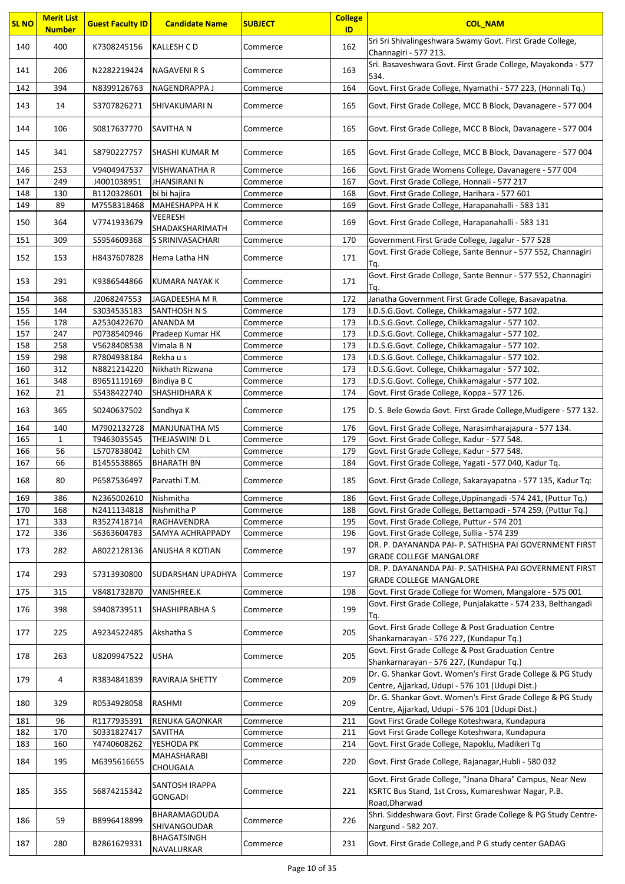| SL NO | Merit List Number | Guest Faculty ID | Candidate Name | SUBJECT | College ID | COL_NAM |
|---|---|---|---|---|---|---|
| 140 | 400 | K7308245156 | KALLESH C D | Commerce | 162 | Sri Sri Shivalingeshwara Swamy Govt. First Grade College, Channagiri - 577 213. |
| 141 | 206 | N2282219424 | NAGAVENI R S | Commerce | 163 | Sri. Basaveshwara Govt. First Grade College, Mayakonda - 577 534. |
| 142 | 394 | N8399126763 | NAGENDRAPPA J | Commerce | 164 | Govt. First Grade College, Nyamathi - 577 223, (Honnali Tq.) |
| 143 | 14 | S3707826271 | SHIVAKUMARI N | Commerce | 165 | Govt. First Grade College, MCC B Block, Davanagere - 577 004 |
| 144 | 106 | S0817637770 | SAVITHA N | Commerce | 165 | Govt. First Grade College, MCC B Block, Davanagere - 577 004 |
| 145 | 341 | S8790227757 | SHASHI KUMAR M | Commerce | 165 | Govt. First Grade College, MCC B Block, Davanagere - 577 004 |
| 146 | 253 | V9404947537 | VISHWANATHA R | Commerce | 166 | Govt. First Grade Womens College, Davanagere - 577 004 |
| 147 | 249 | J4001038951 | JHANSIRANI N | Commerce | 167 | Govt. First Grade College, Honnali - 577 217 |
| 148 | 130 | B1120328601 | bi bi hajira | Commerce | 168 | Govt. First Grade College, Harihara - 577 601 |
| 149 | 89 | M7558318468 | MAHESHAPPA H K | Commerce | 169 | Govt. First Grade College, Harapanahalli - 583 131 |
| 150 | 364 | V7741933679 | VEERESH SHADAKSHARIMATH | Commerce | 169 | Govt. First Grade College, Harapanahalli - 583 131 |
| 151 | 309 | S5954609368 | S SRINIVASACHARI | Commerce | 170 | Government First Grade College, Jagalur - 577 528 |
| 152 | 153 | H8437607828 | Hema Latha HN | Commerce | 171 | Govt. First Grade College, Sante Bennur - 577 552, Channagiri Tq. |
| 153 | 291 | K9386544866 | KUMARA NAYAK K | Commerce | 171 | Govt. First Grade College, Sante Bennur - 577 552, Channagiri Tq. |
| 154 | 368 | J2068247553 | JAGADEESHA M R | Commerce | 172 | Janatha Government First Grade College, Basavapatna. |
| 155 | 144 | S3034535183 | SANTHOSH N S | Commerce | 173 | I.D.S.G.Govt. College, Chikkamagalur - 577 102. |
| 156 | 178 | A2530422670 | ANANDA M | Commerce | 173 | I.D.S.G.Govt. College, Chikkamagalur - 577 102. |
| 157 | 247 | P0738540946 | Pradeep Kumar HK | Commerce | 173 | I.D.S.G.Govt. College, Chikkamagalur - 577 102. |
| 158 | 258 | V5628408538 | Vimala B N | Commerce | 173 | I.D.S.G.Govt. College, Chikkamagalur - 577 102. |
| 159 | 298 | R7804938184 | Rekha u s | Commerce | 173 | I.D.S.G.Govt. College, Chikkamagalur - 577 102. |
| 160 | 312 | N8821214220 | Nikhath Rizwana | Commerce | 173 | I.D.S.G.Govt. College, Chikkamagalur - 577 102. |
| 161 | 348 | B9651119169 | Bindiya B C | Commerce | 173 | I.D.S.G.Govt. College, Chikkamagalur - 577 102. |
| 162 | 21 | S5438422740 | SHASHIDHARA K | Commerce | 174 | Govt. First Grade College, Koppa - 577 126. |
| 163 | 365 | S0240637502 | Sandhya K | Commerce | 175 | D. S. Bele Gowda Govt. First Grade College,Mudigere - 577 132. |
| 164 | 140 | M7902132728 | MANJUNATHA MS | Commerce | 176 | Govt. First Grade College, Narasimharajapura - 577 134. |
| 165 | 1 | T9463035545 | THEJASWINI D L | Commerce | 179 | Govt. First Grade College, Kadur - 577 548. |
| 166 | 56 | L5707838042 | Lohith CM | Commerce | 179 | Govt. First Grade College, Kadur - 577 548. |
| 167 | 66 | B1455538865 | BHARATH BN | Commerce | 184 | Govt. First Grade College, Yagati - 577 040, Kadur Tq. |
| 168 | 80 | P6587536497 | Parvathi T.M. | Commerce | 185 | Govt. First Grade College, Sakarayapatna - 577 135, Kadur Tq: |
| 169 | 386 | N2365002610 | Nishmitha | Commerce | 186 | Govt. First Grade College,Uppinangadi -574 241, (Puttur Tq.) |
| 170 | 168 | N2411134818 | Nishmitha P | Commerce | 188 | Govt. First Grade College, Bettampadi - 574 259, (Puttur Tq.) |
| 171 | 333 | R3527418714 | RAGHAVENDRA | Commerce | 195 | Govt. First Grade College, Puttur - 574 201 |
| 172 | 336 | S6363604783 | SAMYA ACHRAPPADY | Commerce | 196 | Govt. First Grade College, Sullia - 574 239 |
| 173 | 282 | A8022128136 | ANUSHA R KOTIAN | Commerce | 197 | DR. P. DAYANANDA PAI- P. SATHISHA PAI GOVERNMENT FIRST GRADE COLLEGE MANGALORE |
| 174 | 293 | S7313930800 | SUDARSHAN UPADHYA | Commerce | 197 | DR. P. DAYANANDA PAI- P. SATHISHA PAI GOVERNMENT FIRST GRADE COLLEGE MANGALORE |
| 175 | 315 | V8481732870 | VANISHREE.K | Commerce | 198 | Govt. First Grade College for Women, Mangalore - 575 001 |
| 176 | 398 | S9408739511 | SHASHIPRABHA S | Commerce | 199 | Govt. First Grade College, Punjalakatte - 574 233, Belthangadi Tq. |
| 177 | 225 | A9234522485 | Akshatha S | Commerce | 205 | Govt. First Grade College & Post Graduation Centre Shankarnarayan - 576 227, (Kundapur Tq.) |
| 178 | 263 | U8209947522 | USHA | Commerce | 205 | Govt. First Grade College & Post Graduation Centre Shankarnarayan - 576 227, (Kundapur Tq.) |
| 179 | 4 | R3834841839 | RAVIRAJA SHETTY | Commerce | 209 | Dr. G. Shankar Govt. Women's First Grade College & PG Study Centre, Ajjarkad, Udupi - 576 101 (Udupi Dist.) |
| 180 | 329 | R0534928058 | RASHMI | Commerce | 209 | Dr. G. Shankar Govt. Women's First Grade College & PG Study Centre, Ajjarkad, Udupi - 576 101 (Udupi Dist.) |
| 181 | 96 | R1177935391 | RENUKA GAONKAR | Commerce | 211 | Govt First Grade College Koteshwara, Kundapura |
| 182 | 170 | S0331827417 | SAVITHA | Commerce | 211 | Govt First Grade College Koteshwara, Kundapura |
| 183 | 160 | Y4740608262 | YESHODA PK | Commerce | 214 | Govt. First Grade College, Napoklu, Madikeri Tq |
| 184 | 195 | M6395616655 | MAHASHARABI CHOUGALA | Commerce | 220 | Govt. First Grade College, Rajanagar,Hubli - 580 032 |
| 185 | 355 | S6874215342 | SANTOSH IRAPPA GONGADI | Commerce | 221 | Govt. First Grade College, "Jnana Dhara" Campus, Near New KSRTC Bus Stand, 1st Cross, Kumareshwar Nagar, P.B. Road,Dharwad |
| 186 | 59 | B8996418899 | BHARAMAGOUDA SHIVANGOUDAR | Commerce | 226 | Shri. Siddeshwara Govt. First Grade College & PG Study Centre-Nargund - 582 207. |
| 187 | 280 | B2861629331 | BHAGATSINGH NAVALURKAR | Commerce | 231 | Govt. First Grade College,and P G study center GADAG |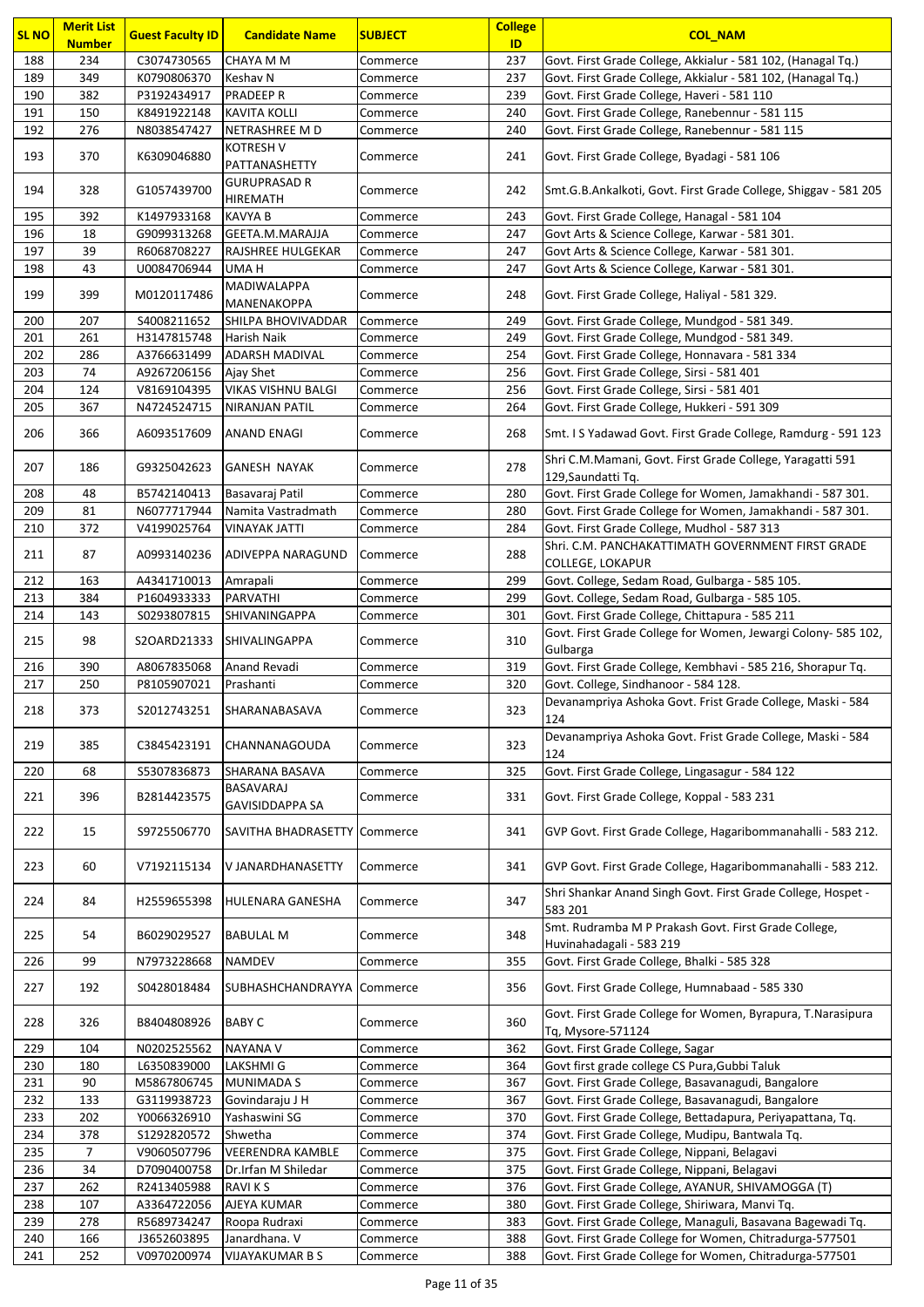| SL NO | Merit List Number | Guest Faculty ID | Candidate Name | SUBJECT | College ID | COL_NAM |
|---|---|---|---|---|---|---|
| 188 | 234 | C3074730565 | CHAYA M M | Commerce | 237 | Govt. First Grade College, Akkialur - 581 102, (Hanagal Tq.) |
| 189 | 349 | K0790806370 | Keshav N | Commerce | 237 | Govt. First Grade College, Akkialur - 581 102, (Hanagal Tq.) |
| 190 | 382 | P3192434917 | PRADEEP R | Commerce | 239 | Govt. First Grade College, Haveri - 581 110 |
| 191 | 150 | K8491922148 | KAVITA KOLLI | Commerce | 240 | Govt. First Grade College, Ranebennur - 581 115 |
| 192 | 276 | N8038547427 | NETRASHREE M D | Commerce | 240 | Govt. First Grade College, Ranebennur - 581 115 |
| 193 | 370 | K6309046880 | KOTRESH V PATTANASHETTY | Commerce | 241 | Govt. First Grade College, Byadagi - 581 106 |
| 194 | 328 | G1057439700 | GURUPRASAD R HIREMATH | Commerce | 242 | Smt.G.B.Ankalkoti, Govt. First Grade College, Shiggav - 581 205 |
| 195 | 392 | K1497933168 | KAVYA B | Commerce | 243 | Govt. First Grade College, Hanagal - 581 104 |
| 196 | 18 | G9099313268 | GEETA.M.MARAJJA | Commerce | 247 | Govt Arts & Science College, Karwar - 581 301. |
| 197 | 39 | R6068708227 | RAJSHREE HULGEKAR | Commerce | 247 | Govt Arts & Science College, Karwar - 581 301. |
| 198 | 43 | U0084706944 | UMA H | Commerce | 247 | Govt Arts & Science College, Karwar - 581 301. |
| 199 | 399 | M0120117486 | MADIWALAPPA MANENAKOPPA | Commerce | 248 | Govt. First Grade College, Haliyal - 581 329. |
| 200 | 207 | S4008211652 | SHILPA BHOVIVADDAR | Commerce | 249 | Govt. First Grade College, Mundgod - 581 349. |
| 201 | 261 | H3147815748 | Harish Naik | Commerce | 249 | Govt. First Grade College, Mundgod - 581 349. |
| 202 | 286 | A3766631499 | ADARSH MADIVAL | Commerce | 254 | Govt. First Grade College, Honnavara - 581 334 |
| 203 | 74 | A9267206156 | Ajay Shet | Commerce | 256 | Govt. First Grade College, Sirsi - 581 401 |
| 204 | 124 | V8169104395 | VIKAS VISHNU BALGI | Commerce | 256 | Govt. First Grade College, Sirsi - 581 401 |
| 205 | 367 | N4724524715 | NIRANJAN PATIL | Commerce | 264 | Govt. First Grade College, Hukkeri - 591 309 |
| 206 | 366 | A6093517609 | ANAND ENAGI | Commerce | 268 | Smt. I S Yadawad Govt. First Grade College, Ramdurg - 591 123 |
| 207 | 186 | G9325042623 | GANESH NAYAK | Commerce | 278 | Shri C.M.Mamani, Govt. First Grade College, Yaragatti 591 129,Saundatti Tq. |
| 208 | 48 | B5742140413 | Basavaraj Patil | Commerce | 280 | Govt. First Grade College for Women, Jamakhandi - 587 301. |
| 209 | 81 | N6077717944 | Namita Vastradmath | Commerce | 280 | Govt. First Grade College for Women, Jamakhandi - 587 301. |
| 210 | 372 | V4199025764 | VINAYAK JATTI | Commerce | 284 | Govt. First Grade College, Mudhol - 587 313 |
| 211 | 87 | A0993140236 | ADIVEPPA NARAGUND | Commerce | 288 | Shri. C.M. PANCHAKATTIMATH GOVERNMENT FIRST GRADE COLLEGE, LOKAPUR |
| 212 | 163 | A4341710013 | Amrapali | Commerce | 299 | Govt. College, Sedam Road, Gulbarga - 585 105. |
| 213 | 384 | P1604933333 | PARVATHI | Commerce | 299 | Govt. College, Sedam Road, Gulbarga - 585 105. |
| 214 | 143 | S0293807815 | SHIVANINGAPPA | Commerce | 301 | Govt. First Grade College, Chittapura - 585 211 |
| 215 | 98 | S2OARD21333 | SHIVALINGAPPA | Commerce | 310 | Govt. First Grade College for Women, Jewargi Colony- 585 102, Gulbarga |
| 216 | 390 | A8067835068 | Anand Revadi | Commerce | 319 | Govt. First Grade College, Kembhavi - 585 216, Shorapur Tq. |
| 217 | 250 | P8105907021 | Prashanti | Commerce | 320 | Govt. College, Sindhanoor - 584 128. |
| 218 | 373 | S2012743251 | SHARANABASAVA | Commerce | 323 | Devanampriya Ashoka Govt. Frist Grade College, Maski - 584 124 |
| 219 | 385 | C3845423191 | CHANNANAGOUDA | Commerce | 323 | Devanampriya Ashoka Govt. Frist Grade College, Maski - 584 124 |
| 220 | 68 | S5307836873 | SHARANA BASAVA | Commerce | 325 | Govt. First Grade College, Lingasagur - 584 122 |
| 221 | 396 | B2814423575 | BASAVARAJ GAVISIDDAPPA SA | Commerce | 331 | Govt. First Grade College, Koppal - 583 231 |
| 222 | 15 | S9725506770 | SAVITHA BHADRASETTY | Commerce | 341 | GVP Govt. First Grade College, Hagaribommanahalli - 583 212. |
| 223 | 60 | V7192115134 | V JANARDHANASETTY | Commerce | 341 | GVP Govt. First Grade College, Hagaribommanahalli - 583 212. |
| 224 | 84 | H2559655398 | HULENARA GANESHA | Commerce | 347 | Shri Shankar Anand Singh Govt. First Grade College, Hospet - 583 201 |
| 225 | 54 | B6029029527 | BABULAL M | Commerce | 348 | Smt. Rudramba M P Prakash Govt. First Grade College, Huvinahadagali - 583 219 |
| 226 | 99 | N7973228668 | NAMDEV | Commerce | 355 | Govt. First Grade College, Bhalki - 585 328 |
| 227 | 192 | S0428018484 | SUBHASHCHANDRAYYA | Commerce | 356 | Govt. First Grade College, Humnabaad - 585 330 |
| 228 | 326 | B8404808926 | BABY C | Commerce | 360 | Govt. First Grade College for Women, Byrapura, T.Narasipura Tq, Mysore-571124 |
| 229 | 104 | N0202525562 | NAYANA V | Commerce | 362 | Govt. First Grade College, Sagar |
| 230 | 180 | L6350839000 | LAKSHMI G | Commerce | 364 | Govt first grade college CS Pura,Gubbi Taluk |
| 231 | 90 | M5867806745 | MUNIMADA S | Commerce | 367 | Govt. First Grade College, Basavanagudi, Bangalore |
| 232 | 133 | G3119938723 | Govindaraju J H | Commerce | 367 | Govt. First Grade College, Basavanagudi, Bangalore |
| 233 | 202 | Y0066326910 | Yashaswini SG | Commerce | 370 | Govt. First Grade College, Bettadapura, Periyapattana, Tq. |
| 234 | 378 | S1292820572 | Shwetha | Commerce | 374 | Govt. First Grade College, Mudipu, Bantwala Tq. |
| 235 | 7 | V9060507796 | VEERENDRA KAMBLE | Commerce | 375 | Govt. First Grade College, Nippani, Belagavi |
| 236 | 34 | D7090400758 | Dr.Irfan M Shiledar | Commerce | 375 | Govt. First Grade College, Nippani, Belagavi |
| 237 | 262 | R2413405988 | RAVI K S | Commerce | 376 | Govt. First Grade College, AYANUR, SHIVAMOGGA (T) |
| 238 | 107 | A3364722056 | AJEYA KUMAR | Commerce | 380 | Govt. First Grade College, Shiriwara, Manvi Tq. |
| 239 | 278 | R5689734247 | Roopa Rudraxi | Commerce | 383 | Govt. First Grade College, Managuli, Basavana Bagewadi Tq. |
| 240 | 166 | J3652603895 | Janardhana. V | Commerce | 388 | Govt. First Grade College for Women, Chitradurga-577501 |
| 241 | 252 | V0970200974 | VIJAYAKUMAR B S | Commerce | 388 | Govt. First Grade College for Women, Chitradurga-577501 |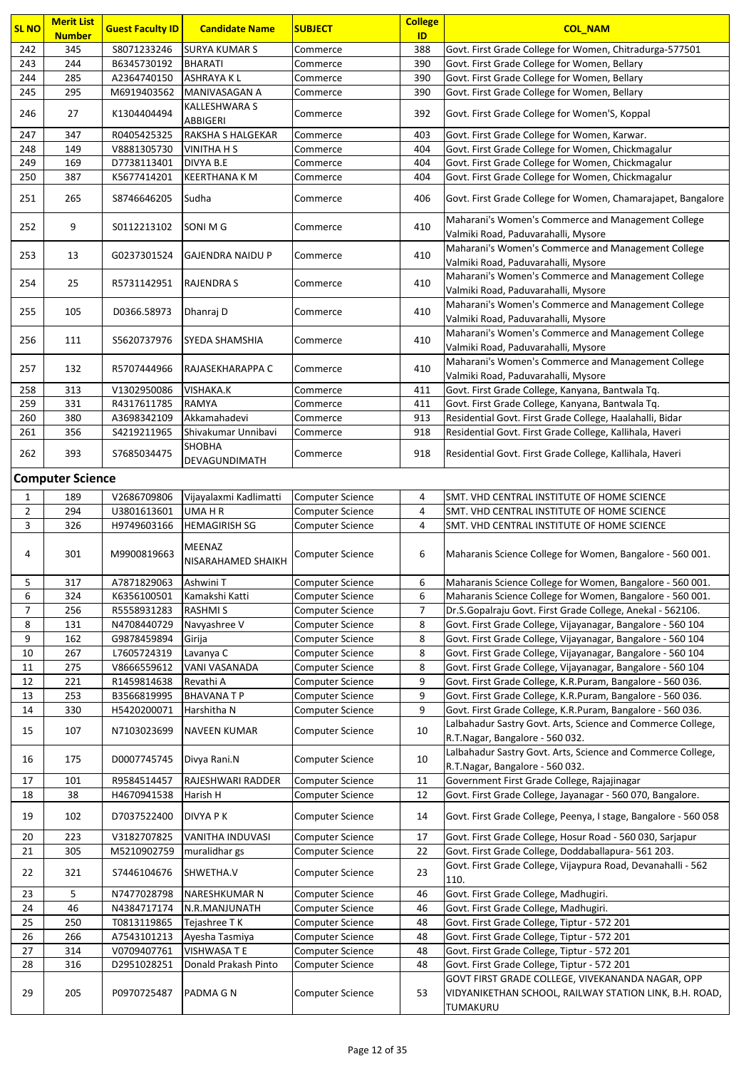| SL NO | Merit List Number | Guest Faculty ID | Candidate Name | SUBJECT | College ID | COL_NAM |
|---|---|---|---|---|---|---|
| 242 | 345 | S8071233246 | SURYA KUMAR S | Commerce | 388 | Govt. First Grade College for Women, Chitradurga-577501 |
| 243 | 244 | B6345730192 | BHARATI | Commerce | 390 | Govt. First Grade College for Women, Bellary |
| 244 | 285 | A2364740150 | ASHRAYA K L | Commerce | 390 | Govt. First Grade College for Women, Bellary |
| 245 | 295 | M6919403562 | MANIVASAGAN A | Commerce | 390 | Govt. First Grade College for Women, Bellary |
| 246 | 27 | K1304404494 | KALLESHWARA S ABBIGERI | Commerce | 392 | Govt. First Grade College for Women'S, Koppal |
| 247 | 347 | R0405425325 | RAKSHA S HALGEKAR | Commerce | 403 | Govt. First Grade College for Women, Karwar. |
| 248 | 149 | V8881305730 | VINITHA H S | Commerce | 404 | Govt. First Grade College for Women, Chickmagalur |
| 249 | 169 | D7738113401 | DIVYA B.E | Commerce | 404 | Govt. First Grade College for Women, Chickmagalur |
| 250 | 387 | K5677414201 | KEERTHANA K M | Commerce | 404 | Govt. First Grade College for Women, Chickmagalur |
| 251 | 265 | S8746646205 | Sudha | Commerce | 406 | Govt. First Grade College for Women, Chamarajapet, Bangalore |
| 252 | 9 | S0112213102 | SONI M G | Commerce | 410 | Maharani's Women's Commerce and Management College Valmiki Road, Paduvarahalli, Mysore |
| 253 | 13 | G0237301524 | GAJENDRA NAIDU P | Commerce | 410 | Maharani's Women's Commerce and Management College Valmiki Road, Paduvarahalli, Mysore |
| 254 | 25 | R5731142951 | RAJENDRA S | Commerce | 410 | Maharani's Women's Commerce and Management College Valmiki Road, Paduvarahalli, Mysore |
| 255 | 105 | D0366.58973 | Dhanraj D | Commerce | 410 | Maharani's Women's Commerce and Management College Valmiki Road, Paduvarahalli, Mysore |
| 256 | 111 | S5620737976 | SYEDA SHAMSHIA | Commerce | 410 | Maharani's Women's Commerce and Management College Valmiki Road, Paduvarahalli, Mysore |
| 257 | 132 | R5707444966 | RAJASEKHARAPPA C | Commerce | 410 | Maharani's Women's Commerce and Management College Valmiki Road, Paduvarahalli, Mysore |
| 258 | 313 | V1302950086 | VISHAKA.K | Commerce | 411 | Govt. First Grade College, Kanyana, Bantwala Tq. |
| 259 | 331 | R4317611785 | RAMYA | Commerce | 411 | Govt. First Grade College, Kanyana, Bantwala Tq. |
| 260 | 380 | A3698342109 | Akkamahadevi | Commerce | 913 | Residential Govt. First Grade College, Haalahalli, Bidar |
| 261 | 356 | S4219211965 | Shivakumar Unnibavi | Commerce | 918 | Residential Govt. First Grade College, Kallihala, Haveri |
| 262 | 393 | S7685034475 | SHOBHA DEVAGUNDIMATH | Commerce | 918 | Residential Govt. First Grade College, Kallihala, Haveri |

## Computer Science

| SL NO | Merit List Number | Guest Faculty ID | Candidate Name | SUBJECT | College ID | COL_NAM |
|---|---|---|---|---|---|---|
| 1 | 189 | V2686709806 | Vijayalaxmi Kadlimatti | Computer Science | 4 | SMT. VHD CENTRAL INSTITUTE OF HOME SCIENCE |
| 2 | 294 | U3801613601 | UMA H R | Computer Science | 4 | SMT. VHD CENTRAL INSTITUTE OF HOME SCIENCE |
| 3 | 326 | H9749603166 | HEMAGIRISH SG | Computer Science | 4 | SMT. VHD CENTRAL INSTITUTE OF HOME SCIENCE |
| 4 | 301 | M9900819663 | MEENAZ NISARAHAMED SHAIKH | Computer Science | 6 | Maharanis Science College for Women, Bangalore - 560 001. |
| 5 | 317 | A7871829063 | Ashwini T | Computer Science | 6 | Maharanis Science College for Women, Bangalore - 560 001. |
| 6 | 324 | K6356100501 | Kamakshi Katti | Computer Science | 6 | Maharanis Science College for Women, Bangalore - 560 001. |
| 7 | 256 | R5558931283 | RASHMI S | Computer Science | 7 | Dr.S.Gopalraju Govt. First Grade College, Anekal - 562106. |
| 8 | 131 | N4708440729 | Navyashree V | Computer Science | 8 | Govt. First Grade College, Vijayanagar, Bangalore - 560 104 |
| 9 | 162 | G9878459894 | Girija | Computer Science | 8 | Govt. First Grade College, Vijayanagar, Bangalore - 560 104 |
| 10 | 267 | L7605724319 | Lavanya C | Computer Science | 8 | Govt. First Grade College, Vijayanagar, Bangalore - 560 104 |
| 11 | 275 | V8666559612 | VANI VASANADA | Computer Science | 8 | Govt. First Grade College, Vijayanagar, Bangalore - 560 104 |
| 12 | 221 | R1459814638 | Revathi A | Computer Science | 9 | Govt. First Grade College, K.R.Puram, Bangalore - 560 036. |
| 13 | 253 | B3566819995 | BHAVANA T P | Computer Science | 9 | Govt. First Grade College, K.R.Puram, Bangalore - 560 036. |
| 14 | 330 | H5420200071 | Harshitha N | Computer Science | 9 | Govt. First Grade College, K.R.Puram, Bangalore - 560 036. |
| 15 | 107 | N7103023699 | NAVEEN KUMAR | Computer Science | 10 | Lalbahadur Sastry Govt. Arts, Science and Commerce College, R.T.Nagar, Bangalore - 560 032. |
| 16 | 175 | D0007745745 | Divya Rani.N | Computer Science | 10 | Lalbahadur Sastry Govt. Arts, Science and Commerce College, R.T.Nagar, Bangalore - 560 032. |
| 17 | 101 | R9584514457 | RAJESHWARI RADDER | Computer Science | 11 | Government First Grade College, Rajajinagar |
| 18 | 38 | H4670941538 | Harish H | Computer Science | 12 | Govt. First Grade College, Jayanagar - 560 070, Bangalore. |
| 19 | 102 | D7037522400 | DIVYA P K | Computer Science | 14 | Govt. First Grade College, Peenya, I stage, Bangalore - 560 058 |
| 20 | 223 | V3182707825 | VANITHA INDUVASI | Computer Science | 17 | Govt. First Grade College, Hosur Road - 560 030, Sarjapur |
| 21 | 305 | M5210902759 | muralidhar gs | Computer Science | 22 | Govt. First Grade College, Doddaballapura- 561 203. |
| 22 | 321 | S7446104676 | SHWETHA.V | Computer Science | 23 | Govt. First Grade College, Vijaypura Road, Devanahalli - 562 110. |
| 23 | 5 | N7477028798 | NARESHKUMAR N | Computer Science | 46 | Govt. First Grade College, Madhugiri. |
| 24 | 46 | N4384717174 | N.R.MANJUNATH | Computer Science | 46 | Govt. First Grade College, Madhugiri. |
| 25 | 250 | T0813119865 | Tejashree T K | Computer Science | 48 | Govt. First Grade College, Tiptur - 572 201 |
| 26 | 266 | A7543101213 | Ayesha Tasmiya | Computer Science | 48 | Govt. First Grade College, Tiptur - 572 201 |
| 27 | 314 | V0709407761 | VISHWASA T E | Computer Science | 48 | Govt. First Grade College, Tiptur - 572 201 |
| 28 | 316 | D2951028251 | Donald Prakash Pinto | Computer Science | 48 | Govt. First Grade College, Tiptur - 572 201 |
| 29 | 205 | P0970725487 | PADMA G N | Computer Science | 53 | GOVT FIRST GRADE COLLEGE, VIVEKANANDA NAGAR, OPP VIDYANIKETHAN SCHOOL, RAILWAY STATION LINK, B.H. ROAD, TUMAKURU |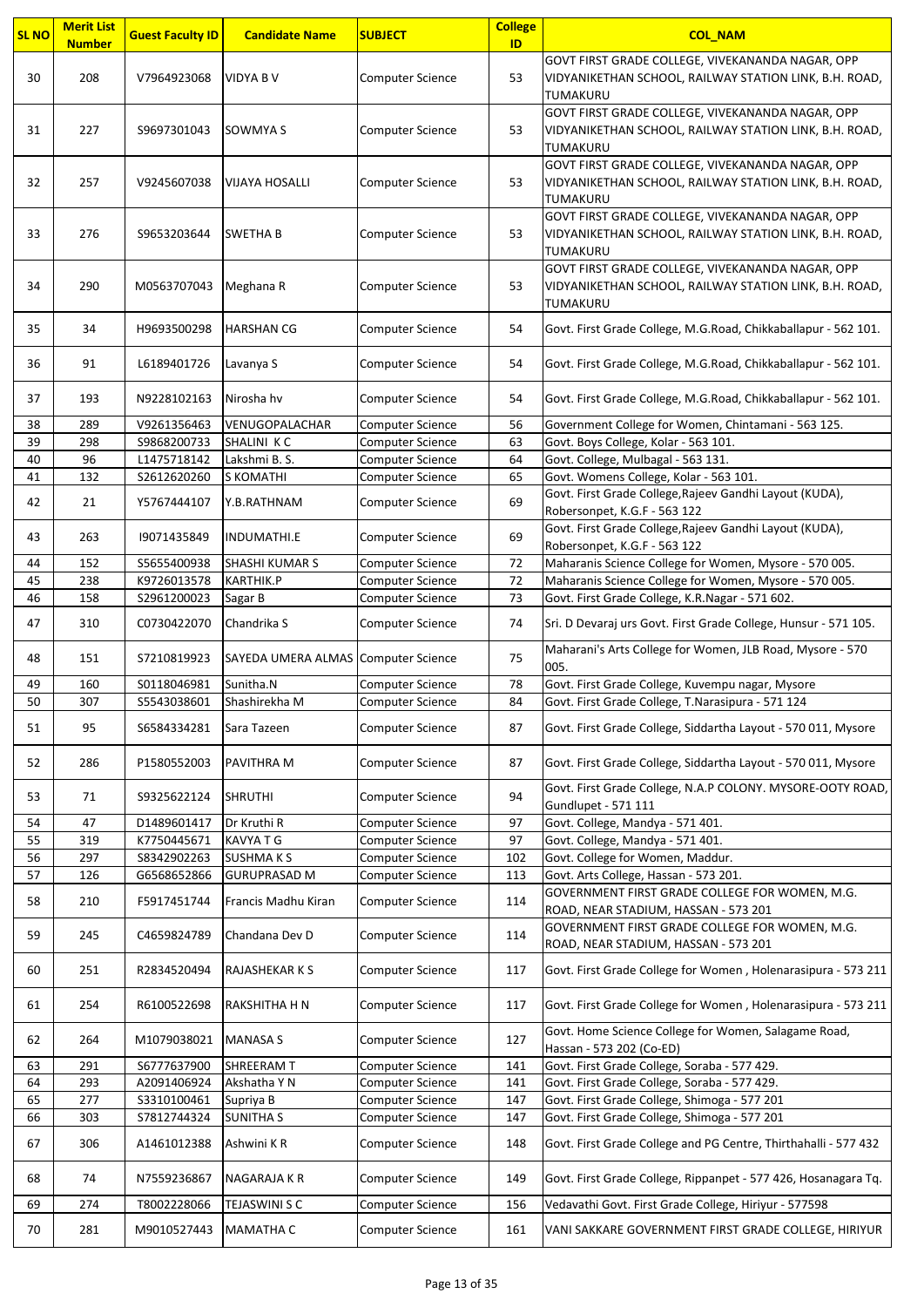| SL NO | Merit List Number | Guest Faculty ID | Candidate Name | SUBJECT | College ID | COL_NAM |
|---|---|---|---|---|---|---|
| 30 | 208 | V7964923068 | VIDYA B V | Computer Science | 53 | GOVT FIRST GRADE COLLEGE, VIVEKANANDA NAGAR, OPP VIDYANIKETHAN SCHOOL, RAILWAY STATION LINK, B.H. ROAD, TUMAKURU |
| 31 | 227 | S9697301043 | SOWMYA S | Computer Science | 53 | GOVT FIRST GRADE COLLEGE, VIVEKANANDA NAGAR, OPP VIDYANIKETHAN SCHOOL, RAILWAY STATION LINK, B.H. ROAD, TUMAKURU |
| 32 | 257 | V9245607038 | VIJAYA HOSALLI | Computer Science | 53 | GOVT FIRST GRADE COLLEGE, VIVEKANANDA NAGAR, OPP VIDYANIKETHAN SCHOOL, RAILWAY STATION LINK, B.H. ROAD, TUMAKURU |
| 33 | 276 | S9653203644 | SWETHA B | Computer Science | 53 | GOVT FIRST GRADE COLLEGE, VIVEKANANDA NAGAR, OPP VIDYANIKETHAN SCHOOL, RAILWAY STATION LINK, B.H. ROAD, TUMAKURU |
| 34 | 290 | M0563707043 | Meghana R | Computer Science | 53 | GOVT FIRST GRADE COLLEGE, VIVEKANANDA NAGAR, OPP VIDYANIKETHAN SCHOOL, RAILWAY STATION LINK, B.H. ROAD, TUMAKURU |
| 35 | 34 | H9693500298 | HARSHAN CG | Computer Science | 54 | Govt. First Grade College, M.G.Road, Chikkaballapur - 562 101. |
| 36 | 91 | L6189401726 | Lavanya S | Computer Science | 54 | Govt. First Grade College, M.G.Road, Chikkaballapur - 562 101. |
| 37 | 193 | N9228102163 | Nirosha hv | Computer Science | 54 | Govt. First Grade College, M.G.Road, Chikkaballapur - 562 101. |
| 38 | 289 | V9261356463 | VENUGOPALACHAR | Computer Science | 56 | Government College for Women, Chintamani - 563 125. |
| 39 | 298 | S9868200733 | SHALINI K C | Computer Science | 63 | Govt. Boys College, Kolar - 563 101. |
| 40 | 96 | L1475718142 | Lakshmi B. S. | Computer Science | 64 | Govt. College, Mulbagal - 563 131. |
| 41 | 132 | S2612620260 | S KOMATHI | Computer Science | 65 | Govt. Womens College, Kolar - 563 101. |
| 42 | 21 | Y5767444107 | Y.B.RATHNAM | Computer Science | 69 | Govt. First Grade College,Rajeev Gandhi Layout (KUDA), Robersonpet, K.G.F - 563 122 |
| 43 | 263 | I9071435849 | INDUMATHI.E | Computer Science | 69 | Govt. First Grade College,Rajeev Gandhi Layout (KUDA), Robersonpet, K.G.F - 563 122 |
| 44 | 152 | S5655400938 | SHASHI KUMAR S | Computer Science | 72 | Maharanis Science College for Women, Mysore - 570 005. |
| 45 | 238 | K9726013578 | KARTHIK.P | Computer Science | 72 | Maharanis Science College for Women, Mysore - 570 005. |
| 46 | 158 | S2961200023 | Sagar B | Computer Science | 73 | Govt. First Grade College, K.R.Nagar - 571 602. |
| 47 | 310 | C0730422070 | Chandrika S | Computer Science | 74 | Sri. D Devaraj urs Govt. First Grade College, Hunsur - 571 105. |
| 48 | 151 | S7210819923 | SAYEDA UMERA ALMAS | Computer Science | 75 | Maharani's Arts College for Women, JLB Road, Mysore - 570 005. |
| 49 | 160 | S0118046981 | Sunitha.N | Computer Science | 78 | Govt. First Grade College, Kuvempu nagar, Mysore |
| 50 | 307 | S5543038601 | Shashirekha M | Computer Science | 84 | Govt. First Grade College, T.Narasipura - 571 124 |
| 51 | 95 | S6584334281 | Sara Tazeen | Computer Science | 87 | Govt. First Grade College, Siddartha Layout - 570 011, Mysore |
| 52 | 286 | P1580552003 | PAVITHRA M | Computer Science | 87 | Govt. First Grade College, Siddartha Layout - 570 011, Mysore |
| 53 | 71 | S9325622124 | SHRUTHI | Computer Science | 94 | Govt. First Grade College, N.A.P COLONY. MYSORE-OOTY ROAD, Gundlupet - 571 111 |
| 54 | 47 | D1489601417 | Dr Kruthi R | Computer Science | 97 | Govt. College, Mandya - 571 401. |
| 55 | 319 | K7750445671 | KAVYA T G | Computer Science | 97 | Govt. College, Mandya - 571 401. |
| 56 | 297 | S8342902263 | SUSHMA K S | Computer Science | 102 | Govt. College for Women, Maddur. |
| 57 | 126 | G6568652866 | GURUPRASAD M | Computer Science | 113 | Govt. Arts College, Hassan - 573 201. |
| 58 | 210 | F5917451744 | Francis Madhu Kiran | Computer Science | 114 | GOVERNMENT FIRST GRADE COLLEGE FOR WOMEN, M.G. ROAD, NEAR STADIUM, HASSAN - 573 201 |
| 59 | 245 | C4659824789 | Chandana Dev D | Computer Science | 114 | GOVERNMENT FIRST GRADE COLLEGE FOR WOMEN, M.G. ROAD, NEAR STADIUM, HASSAN - 573 201 |
| 60 | 251 | R2834520494 | RAJASHEKAR K S | Computer Science | 117 | Govt. First Grade College for Women , Holenarasipura - 573 211 |
| 61 | 254 | R6100522698 | RAKSHITHA H N | Computer Science | 117 | Govt. First Grade College for Women , Holenarasipura - 573 211 |
| 62 | 264 | M1079038021 | MANASA S | Computer Science | 127 | Govt. Home Science College for Women, Salagame Road, Hassan - 573 202 (Co-ED) |
| 63 | 291 | S6777637900 | SHREERAM T | Computer Science | 141 | Govt. First Grade College, Soraba - 577 429. |
| 64 | 293 | A2091406924 | Akshatha Y N | Computer Science | 141 | Govt. First Grade College, Soraba - 577 429. |
| 65 | 277 | S3310100461 | Supriya B | Computer Science | 147 | Govt. First Grade College, Shimoga - 577 201 |
| 66 | 303 | S7812744324 | SUNITHA S | Computer Science | 147 | Govt. First Grade College, Shimoga - 577 201 |
| 67 | 306 | A1461012388 | Ashwini K R | Computer Science | 148 | Govt. First Grade College and PG Centre, Thirthahalli - 577 432 |
| 68 | 74 | N7559236867 | NAGARAJA K R | Computer Science | 149 | Govt. First Grade College, Rippanpet - 577 426, Hosanagara Tq. |
| 69 | 274 | T8002228066 | TEJASWINI S C | Computer Science | 156 | Vedavathi Govt. First Grade College, Hiriyur - 577598 |
| 70 | 281 | M9010527443 | MAMATHA C | Computer Science | 161 | VANI SAKKARE GOVERNMENT FIRST GRADE COLLEGE, HIRIYUR |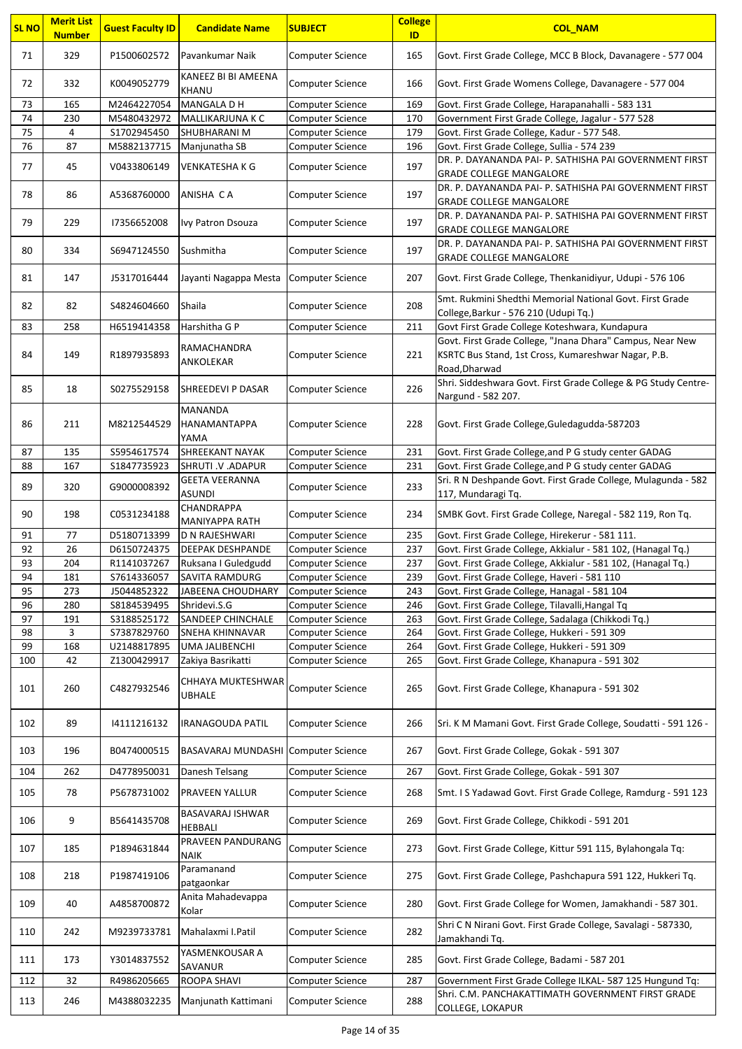| SL NO | Merit List Number | Guest Faculty ID | Candidate Name | SUBJECT | College ID | COL_NAM |
|---|---|---|---|---|---|---|
| 71 | 329 | P1500602572 | Pavankumar Naik | Computer Science | 165 | Govt. First Grade College, MCC B Block, Davanagere - 577 004 |
| 72 | 332 | K0049052779 | KANEEZ BI BI AMEENA KHANU | Computer Science | 166 | Govt. First Grade Womens College, Davanagere - 577 004 |
| 73 | 165 | M2464227054 | MANGALA D H | Computer Science | 169 | Govt. First Grade College, Harapanahalli - 583 131 |
| 74 | 230 | M5480432972 | MALLIKARJUNA K C | Computer Science | 170 | Government First Grade College, Jagalur - 577 528 |
| 75 | 4 | S1702945450 | SHUBHARANI M | Computer Science | 179 | Govt. First Grade College, Kadur - 577 548. |
| 76 | 87 | M5882137715 | Manjunatha SB | Computer Science | 196 | Govt. First Grade College, Sullia - 574 239 |
| 77 | 45 | V0433806149 | VENKATESHA K G | Computer Science | 197 | DR. P. DAYANANDA PAI- P. SATHISHA PAI GOVERNMENT FIRST GRADE COLLEGE MANGALORE |
| 78 | 86 | A5368760000 | ANISHA C A | Computer Science | 197 | DR. P. DAYANANDA PAI- P. SATHISHA PAI GOVERNMENT FIRST GRADE COLLEGE MANGALORE |
| 79 | 229 | I7356652008 | Ivy Patron Dsouza | Computer Science | 197 | DR. P. DAYANANDA PAI- P. SATHISHA PAI GOVERNMENT FIRST GRADE COLLEGE MANGALORE |
| 80 | 334 | S6947124550 | Sushmitha | Computer Science | 197 | DR. P. DAYANANDA PAI- P. SATHISHA PAI GOVERNMENT FIRST GRADE COLLEGE MANGALORE |
| 81 | 147 | J5317016444 | Jayanti Nagappa Mesta | Computer Science | 207 | Govt. First Grade College, Thenkanidiyur, Udupi - 576 106 |
| 82 | 82 | S4824604660 | Shaila | Computer Science | 208 | Smt. Rukmini Shedthi Memorial National Govt. First Grade College,Barkur - 576 210 (Udupi Tq.) |
| 83 | 258 | H6519414358 | Harshitha G P | Computer Science | 211 | Govt First Grade College Koteshwara, Kundapura |
| 84 | 149 | R1897935893 | RAMACHANDRA ANKOLEKAR | Computer Science | 221 | Govt. First Grade College, "Jnana Dhara" Campus, Near New KSRTC Bus Stand, 1st Cross, Kumareshwar Nagar, P.B. Road,Dharwad |
| 85 | 18 | S0275529158 | SHREEDEVI P DASAR | Computer Science | 226 | Shri. Siddeshwara Govt. First Grade College & PG Study Centre-Nargund - 582 207. |
| 86 | 211 | M8212544529 | MANANDA HANAMANTAPPA YAMA | Computer Science | 228 | Govt. First Grade College,Guledagudda-587203 |
| 87 | 135 | S5954617574 | SHREEKANT NAYAK | Computer Science | 231 | Govt. First Grade College,and P G study center GADAG |
| 88 | 167 | S1847735923 | SHRUTI .V .ADAPUR | Computer Science | 231 | Govt. First Grade College,and P G study center GADAG |
| 89 | 320 | G9000008392 | GEETA VEERANNA ASUNDI | Computer Science | 233 | Sri. R N Deshpande Govt. First Grade College, Mulagunda - 582 117, Mundaragi Tq. |
| 90 | 198 | C0531234188 | CHANDRAPPA MANIYAPPA RATH | Computer Science | 234 | SMBK Govt. First Grade College, Naregal - 582 119, Ron Tq. |
| 91 | 77 | D5180713399 | D N RAJESHWARI | Computer Science | 235 | Govt. First Grade College, Hirekerur - 581 111. |
| 92 | 26 | D6150724375 | DEEPAK DESHPANDE | Computer Science | 237 | Govt. First Grade College, Akkialur - 581 102, (Hanagal Tq.) |
| 93 | 204 | R1141037267 | Ruksana I Guledgudd | Computer Science | 237 | Govt. First Grade College, Akkialur - 581 102, (Hanagal Tq.) |
| 94 | 181 | S7614336057 | SAVITA RAMDURG | Computer Science | 239 | Govt. First Grade College, Haveri - 581 110 |
| 95 | 273 | J5044852322 | JABEENA CHOUDHARY | Computer Science | 243 | Govt. First Grade College, Hanagal - 581 104 |
| 96 | 280 | S8184539495 | Shridevi.S.G | Computer Science | 246 | Govt. First Grade College, Tilavalli,Hangal Tq |
| 97 | 191 | S3188525172 | SANDEEP CHINCHALE | Computer Science | 263 | Govt. First Grade College, Sadalaga (Chikkodi Tq.) |
| 98 | 3 | S7387829760 | SNEHA KHINNAVAR | Computer Science | 264 | Govt. First Grade College, Hukkeri - 591 309 |
| 99 | 168 | U2148817895 | UMA JALIBENCHI | Computer Science | 264 | Govt. First Grade College, Hukkeri - 591 309 |
| 100 | 42 | Z1300429917 | Zakiya Basrikatti | Computer Science | 265 | Govt. First Grade College, Khanapura - 591 302 |
| 101 | 260 | C4827932546 | CHHAYA MUKTESHWAR UBHALE | Computer Science | 265 | Govt. First Grade College, Khanapura - 591 302 |
| 102 | 89 | I4111216132 | IRANAGOUDA PATIL | Computer Science | 266 | Sri. K M Mamani Govt. First Grade College, Soudatti - 591 126 - |
| 103 | 196 | B0474000515 | BASAVARAJ MUNDASHI | Computer Science | 267 | Govt. First Grade College, Gokak - 591 307 |
| 104 | 262 | D4778950031 | Danesh Telsang | Computer Science | 267 | Govt. First Grade College, Gokak - 591 307 |
| 105 | 78 | P5678731002 | PRAVEEN YALLUR | Computer Science | 268 | Smt. I S Yadawad Govt. First Grade College, Ramdurg - 591 123 |
| 106 | 9 | B5641435708 | BASAVARAJ ISHWAR HEBBALI | Computer Science | 269 | Govt. First Grade College, Chikkodi - 591 201 |
| 107 | 185 | P1894631844 | PRAVEEN PANDURANG NAIK | Computer Science | 273 | Govt. First Grade College, Kittur 591 115, Bylahongala Tq: |
| 108 | 218 | P1987419106 | Paramanand patgaonkar | Computer Science | 275 | Govt. First Grade College, Pashchapura 591 122, Hukkeri Tq. |
| 109 | 40 | A4858700872 | Anita Mahadevappa Kolar | Computer Science | 280 | Govt. First Grade College for Women, Jamakhandi - 587 301. |
| 110 | 242 | M9239733781 | Mahalaxmi I.Patil | Computer Science | 282 | Shri C N Nirani Govt. First Grade College, Savalagi - 587330, Jamakhandi Tq. |
| 111 | 173 | Y3014837552 | YASMENKOUSAR A SAVANUR | Computer Science | 285 | Govt. First Grade College, Badami - 587 201 |
| 112 | 32 | R4986205665 | ROOPA SHAVI | Computer Science | 287 | Government First Grade College ILKAL- 587 125 Hungund Tq: |
| 113 | 246 | M4388032235 | Manjunath Kattimani | Computer Science | 288 | Shri. C.M. PANCHAKATTIMATH GOVERNMENT FIRST GRADE COLLEGE, LOKAPUR |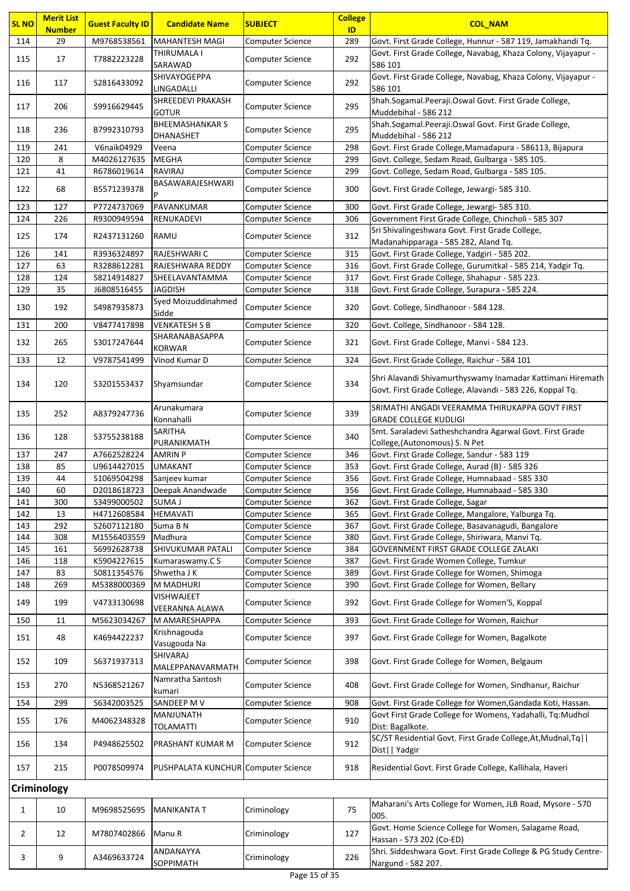| SL NO | Merit List Number | Guest Faculty ID | Candidate Name | SUBJECT | College ID | COL_NAM |
|---|---|---|---|---|---|---|
| 114 | 29 | M9768538561 | MAHANTESH MAGI | Computer Science | 289 | Govt. First Grade College, Hunnur - 587 119, Jamakhandi Tq. |
| 115 | 17 | T7882223228 | THIRUMALA I SARAWAD | Computer Science | 292 | Govt. First Grade College, Navabag, Khaza Colony, Vijayapur - 586 101 |
| 116 | 117 | S2816433092 | SHIVAYOGEPPA LINGADALLI | Computer Science | 292 | Govt. First Grade College, Navabag, Khaza Colony, Vijayapur - 586 101 |
| 117 | 206 | S9916629445 | SHREEDEVI PRAKASH GOTUR | Computer Science | 295 | Shah.Sogamal.Peeraji.Oswal Govt. First Grade College, Muddebihal - 586 212 |
| 118 | 236 | B7992310793 | BHEEMASHANKAR S DHANASHET | Computer Science | 295 | Shah.Sogamal.Peeraji.Oswal Govt. First Grade College, Muddebihal - 586 212 |
| 119 | 241 | V6naik04929 | Veena | Computer Science | 298 | Govt. First Grade College,Mamadapura - 586113, Bijapura |
| 120 | 8 | M4026127635 | MEGHA | Computer Science | 299 | Govt. College, Sedam Road, Gulbarga - 585 105. |
| 121 | 41 | R6786019614 | RAVIRAJ | Computer Science | 299 | Govt. College, Sedam Road, Gulbarga - 585 105. |
| 122 | 68 | B5571239378 | BASAWARAJESHWARI P | Computer Science | 300 | Govt. First Grade College, Jewargi- 585 310. |
| 123 | 127 | P7724737069 | PAVANKUMAR | Computer Science | 300 | Govt. First Grade College, Jewargi- 585 310. |
| 124 | 226 | R9300949594 | RENUKADEVI | Computer Science | 306 | Government First Grade College, Chincholi - 585 307 |
| 125 | 174 | R2437131260 | RAMU | Computer Science | 312 | Sri Shivalingeshwara Govt. First Grade College, Madanahipparaga - 585 282, Aland Tq. |
| 126 | 141 | R3936324897 | RAJESHWARI C | Computer Science | 315 | Govt. First Grade College, Yadgiri - 585 202. |
| 127 | 63 | R3288612281 | RAJESHWARA REDDY | Computer Science | 316 | Govt. First Grade College, Gurumitkal - 585 214, Yadgir Tq. |
| 128 | 124 | S8214914827 | SHEELAVANTAMMA | Computer Science | 317 | Govt. First Grade College, Shahapur - 585 223. |
| 129 | 35 | J6808516455 | JAGDISH | Computer Science | 318 | Govt. First Grade College, Surapura - 585 224. |
| 130 | 192 | S4987935873 | Syed Moizuddinahmed Sidde | Computer Science | 320 | Govt. College, Sindhanoor - 584 128. |
| 131 | 200 | V8477417898 | VENKATESH S B | Computer Science | 320 | Govt. College, Sindhanoor - 584 128. |
| 132 | 265 | S3017247644 | SHARANABASAPPA KORWAR | Computer Science | 321 | Govt. First Grade College, Manvi - 584 123. |
| 133 | 12 | V9787541499 | Vinod Kumar D | Computer Science | 324 | Govt. First Grade College, Raichur - 584 101 |
| 134 | 120 | S3201553437 | Shyamsundar | Computer Science | 334 | Shri Alavandi Shivamurthyswamy Inamadar Kattimani Hiremath Govt. First Grade College, Alavandi - 583 226, Koppal Tq. |
| 135 | 252 | A8379247736 | Arunakumara Konnahalli | Computer Science | 339 | SRIMATHI ANGADI VEERAMMA THIRUKAPPA GOVT FIRST GRADE COLLEGE KUDLIGI |
| 136 | 128 | S3755238188 | SARITHA PURANIKMATH | Computer Science | 340 | Smt. Saraladevi Satheshchandra Agarwal Govt. First Grade College,(Autonomous) S. N Pet |
| 137 | 247 | A7662528224 | AMRIN P | Computer Science | 346 | Govt. First Grade College, Sandur - 583 119 |
| 138 | 85 | U9614427015 | UMAKANT | Computer Science | 353 | Govt. First Grade College, Aurad (B) - 585 326 |
| 139 | 44 | S1069504298 | Sanjeev kumar | Computer Science | 356 | Govt. First Grade College, Humnabaad - 585 330 |
| 140 | 60 | D2018618723 | Deepak Anandwade | Computer Science | 356 | Govt. First Grade College, Humnabaad - 585 330 |
| 141 | 300 | S3499000502 | SUMA J | Computer Science | 362 | Govt. First Grade College, Sagar |
| 142 | 13 | H4712608584 | HEMAVATI | Computer Science | 365 | Govt. First Grade College, Mangalore, Yalburga Tq. |
| 143 | 292 | S2607112180 | Suma B N | Computer Science | 367 | Govt. First Grade College, Basavanagudi, Bangalore |
| 144 | 308 | M1556403559 | Madhura | Computer Science | 380 | Govt. First Grade College, Shiriwara, Manvi Tq. |
| 145 | 161 | S6992628738 | SHIVUKUMAR PATALI | Computer Science | 384 | GOVERNMENT FIRST GRADE COLLEGE ZALAKI |
| 146 | 118 | K5904227615 | Kumaraswamy.C S | Computer Science | 387 | Govt. First Grade Women College, Tumkur |
| 147 | 83 | S0811354576 | Shwetha J K | Computer Science | 389 | Govt. First Grade College for Women, Shimoga |
| 148 | 269 | M5388000369 | M MADHURI | Computer Science | 390 | Govt. First Grade College for Women, Bellary |
| 149 | 199 | V4733130698 | VISHWAJEET VEERANNA ALAWA | Computer Science | 392 | Govt. First Grade College for Women'S, Koppal |
| 150 | 11 | M5623034267 | M AMARESHAPPA | Computer Science | 393 | Govt. First Grade College for Women, Raichur |
| 151 | 48 | K4694422237 | Krishnagouda Vasugouda Na | Computer Science | 397 | Govt. First Grade College for Women, Bagalkote |
| 152 | 109 | S6371937313 | SHIVARAJ MALEPPANAVARMATH | Computer Science | 398 | Govt. First Grade College for Women, Belgaum |
| 153 | 270 | N5368521267 | Namratha Santosh kumari | Computer Science | 408 | Govt. First Grade College for Women, Sindhanur, Raichur |
| 154 | 299 | S6342003525 | SANDEEP M V | Computer Science | 908 | Govt. First Grade College for Women,Gandada Koti, Hassan. |
| 155 | 176 | M4062348328 | MANJUNATH TOLAMATTI | Computer Science | 910 | Govt First Grade College for Womens, Yadahalli, Tq:Mudhol Dist: Bagalkote. |
| 156 | 134 | P4948625502 | PRASHANT KUMAR M | Computer Science | 912 | SC/ST Residential Govt. First Grade College,At,Mudnal,Tq\|\| Dist\|\| Yadgir |
| 157 | 215 | P0078509974 | PUSHPALATA KUNCHUR | Computer Science | 918 | Residential Govt. First Grade College, Kallihala, Haveri |
| **Criminology** | | | | | | |
| 1 | 10 | M9698525695 | MANIKANTA T | Criminology | 75 | Maharani's Arts College for Women, JLB Road, Mysore - 570 005. |
| 2 | 12 | M7807402866 | Manu R | Criminology | 127 | Govt. Home Science College for Women, Salagame Road, Hassan - 573 202 (Co-ED) |
| 3 | 9 | A3469633724 | ANDANAYYA SOPPIMATH | Criminology | 226 | Shri. Siddeshwara Govt. First Grade College & PG Study Centre-Nargund - 582 207. |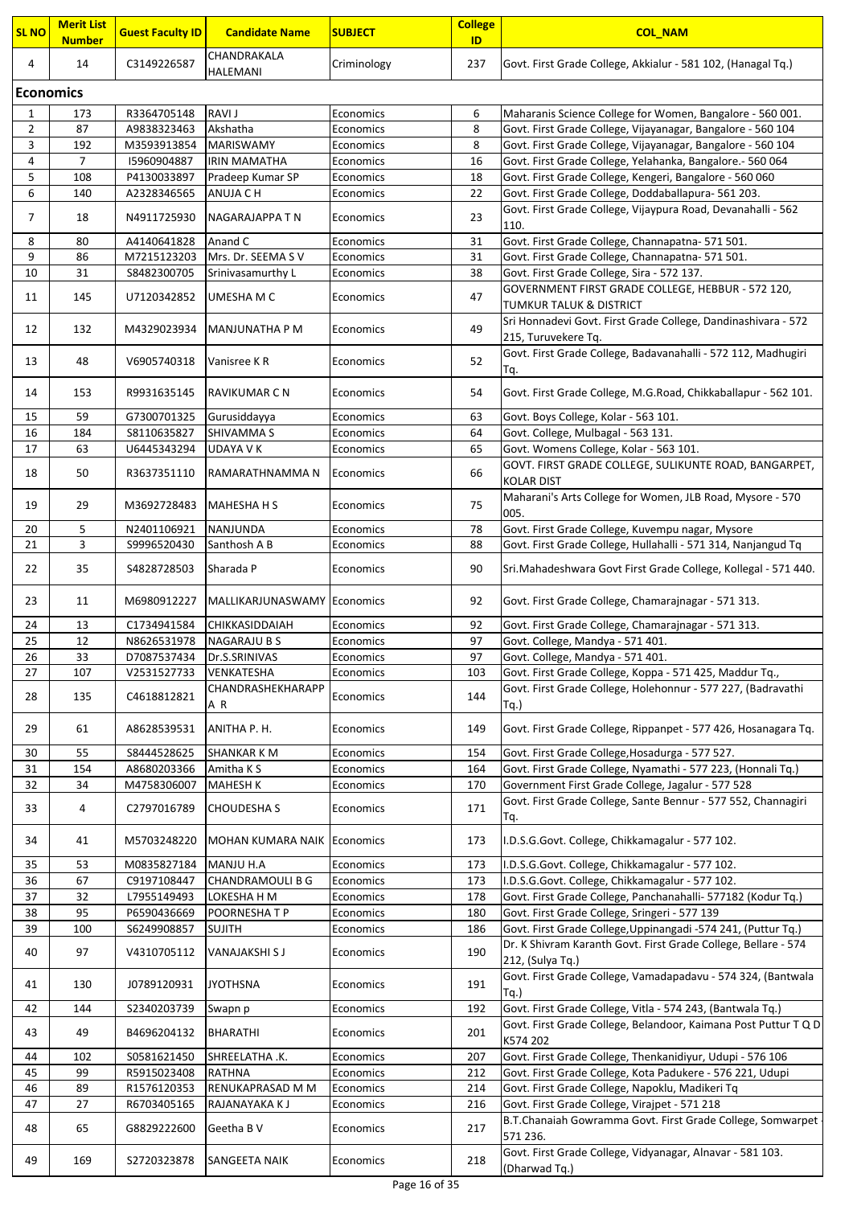| SL NO | Merit List Number | Guest Faculty ID | Candidate Name | SUBJECT | College ID | COL_NAM |
|---|---|---|---|---|---|---|
| 4 | 14 | C3149226587 | CHANDRAKALA HALEMANI | Criminology | 237 | Govt. First Grade College, Akkialur - 581 102, (Hanagal Tq.) |

## Economics

| SL NO | Merit List Number | Guest Faculty ID | Candidate Name | SUBJECT | College ID | COL_NAM |
|---|---|---|---|---|---|---|
| 1 | 173 | R3364705148 | RAVI J | Economics | 6 | Maharanis Science College for Women, Bangalore - 560 001. |
| 2 | 87 | A9838323463 | Akshatha | Economics | 8 | Govt. First Grade College, Vijayanagar, Bangalore - 560 104 |
| 3 | 192 | M3593913854 | MARISWAMY | Economics | 8 | Govt. First Grade College, Vijayanagar, Bangalore - 560 104 |
| 4 | 7 | I5960904887 | IRIN MAMATHA | Economics | 16 | Govt. First Grade College, Yelahanka, Bangalore.- 560 064 |
| 5 | 108 | P4130033897 | Pradeep Kumar SP | Economics | 18 | Govt. First Grade College, Kengeri, Bangalore - 560 060 |
| 6 | 140 | A2328346565 | ANUJA C H | Economics | 22 | Govt. First Grade College, Doddaballapura- 561 203. |
| 7 | 18 | N4911725930 | NAGARAJAPPA T N | Economics | 23 | Govt. First Grade College, Vijaypura Road, Devanahalli - 562 110. |
| 8 | 80 | A4140641828 | Anand C | Economics | 31 | Govt. First Grade College, Channapatna- 571 501. |
| 9 | 86 | M7215123203 | Mrs. Dr. SEEMA S V | Economics | 31 | Govt. First Grade College, Channapatna- 571 501. |
| 10 | 31 | S8482300705 | Srinivasamurthy L | Economics | 38 | Govt. First Grade College, Sira - 572 137. |
| 11 | 145 | U7120342852 | UMESHA M C | Economics | 47 | GOVERNMENT FIRST GRADE COLLEGE, HEBBUR - 572 120, TUMKUR TALUK & DISTRICT |
| 12 | 132 | M4329023934 | MANJUNATHA P M | Economics | 49 | Sri Honnadevi Govt. First Grade College, Dandinashivara - 572 215, Turuvekere Tq. |
| 13 | 48 | V6905740318 | Vanisree K R | Economics | 52 | Govt. First Grade College, Badavanahalli - 572 112, Madhugiri Tq. |
| 14 | 153 | R9931635145 | RAVIKUMAR C N | Economics | 54 | Govt. First Grade College, M.G.Road, Chikkaballapur - 562 101. |
| 15 | 59 | G7300701325 | Gurusiddayya | Economics | 63 | Govt. Boys College, Kolar - 563 101. |
| 16 | 184 | S8110635827 | SHIVAMMA S | Economics | 64 | Govt. College, Mulbagal - 563 131. |
| 17 | 63 | U6445343294 | UDAYA V K | Economics | 65 | Govt. Womens College, Kolar - 563 101. |
| 18 | 50 | R3637351110 | RAMARATHNAMMA N | Economics | 66 | GOVT. FIRST GRADE COLLEGE, SULIKUNTE ROAD, BANGARPET, KOLAR DIST |
| 19 | 29 | M3692728483 | MAHESHA H S | Economics | 75 | Maharani's Arts College for Women, JLB Road, Mysore - 570 005. |
| 20 | 5 | N2401106921 | NANJUNDA | Economics | 78 | Govt. First Grade College, Kuvempu nagar, Mysore |
| 21 | 3 | S9996520430 | Santhosh A B | Economics | 88 | Govt. First Grade College, Hullahalli - 571 314, Nanjangud Tq |
| 22 | 35 | S4828728503 | Sharada P | Economics | 90 | Sri.Mahadeshwara Govt First Grade College, Kollegal - 571 440. |
| 23 | 11 | M6980912227 | MALLIKARJUNASWAMY | Economics | 92 | Govt. First Grade College, Chamarajnagar - 571 313. |
| 24 | 13 | C1734941584 | CHIKKASIDDAIAH | Economics | 92 | Govt. First Grade College, Chamarajnagar - 571 313. |
| 25 | 12 | N8626531978 | NAGARAJU B S | Economics | 97 | Govt. College, Mandya - 571 401. |
| 26 | 33 | D7087537434 | Dr.S.SRINIVAS | Economics | 97 | Govt. College, Mandya - 571 401. |
| 27 | 107 | V2531527733 | VENKATESHA | Economics | 103 | Govt. First Grade College, Koppa - 571 425, Maddur Tq., |
| 28 | 135 | C4618812821 | CHANDRASHEKHARAPP A R | Economics | 144 | Govt. First Grade College, Holehonnur - 577 227, (Badravathi Tq.) |
| 29 | 61 | A8628539531 | ANITHA P. H. | Economics | 149 | Govt. First Grade College, Rippanpet - 577 426, Hosanagara Tq. |
| 30 | 55 | S8444528625 | SHANKAR K M | Economics | 154 | Govt. First Grade College,Hosadurga - 577 527. |
| 31 | 154 | A8680203366 | Amitha K S | Economics | 164 | Govt. First Grade College, Nyamathi - 577 223, (Honnali Tq.) |
| 32 | 34 | M4758306007 | MAHESH K | Economics | 170 | Government First Grade College, Jagalur - 577 528 |
| 33 | 4 | C2797016789 | CHOUDESHA S | Economics | 171 | Govt. First Grade College, Sante Bennur - 577 552, Channagiri Tq. |
| 34 | 41 | M5703248220 | MOHAN KUMARA NAIK | Economics | 173 | I.D.S.G.Govt. College, Chikkamagalur - 577 102. |
| 35 | 53 | M0835827184 | MANJU H.A | Economics | 173 | I.D.S.G.Govt. College, Chikkamagalur - 577 102. |
| 36 | 67 | C9197108447 | CHANDRAMOULI B G | Economics | 173 | I.D.S.G.Govt. College, Chikkamagalur - 577 102. |
| 37 | 32 | L7955149493 | LOKESHA H M | Economics | 178 | Govt. First Grade College, Panchanahalli- 577182 (Kodur Tq.) |
| 38 | 95 | P6590436669 | POORNESHA T P | Economics | 180 | Govt. First Grade College, Sringeri - 577 139 |
| 39 | 100 | S6249908857 | SUJITH | Economics | 186 | Govt. First Grade College,Uppinangadi -574 241, (Puttur Tq.) |
| 40 | 97 | V4310705112 | VANAJAKSHI S J | Economics | 190 | Dr. K Shivram Karanth Govt. First Grade College, Bellare - 574 212, (Sulya Tq.) |
| 41 | 130 | J0789120931 | JYOTHSNA | Economics | 191 | Govt. First Grade College, Vamadapadavu - 574 324, (Bantwala Tq.) |
| 42 | 144 | S2340203739 | Swapn p | Economics | 192 | Govt. First Grade College, Vitla - 574 243, (Bantwala Tq.) |
| 43 | 49 | B4696204132 | BHARATHI | Economics | 201 | Govt. First Grade College, Belandoor, Kaimana Post Puttur T Q D K574 202 |
| 44 | 102 | S0581621450 | SHREELATHA .K. | Economics | 207 | Govt. First Grade College, Thenkanidiyur, Udupi - 576 106 |
| 45 | 99 | R5915023408 | RATHNA | Economics | 212 | Govt. First Grade College, Kota Padukere - 576 221, Udupi |
| 46 | 89 | R1576120353 | RENUKAPRASAD M M | Economics | 214 | Govt. First Grade College, Napoklu, Madikeri Tq |
| 47 | 27 | R6703405165 | RAJANAYAKA K J | Economics | 216 | Govt. First Grade College, Virajpet - 571 218 |
| 48 | 65 | G8829222600 | Geetha B V | Economics | 217 | B.T.Chanaiah Gowramma Govt. First Grade College, Somwarpet - 571 236. |
| 49 | 169 | S2720323878 | SANGEETA NAIK | Economics | 218 | Govt. First Grade College, Vidyanagar, Alnavar - 581 103. (Dharwad Tq.) |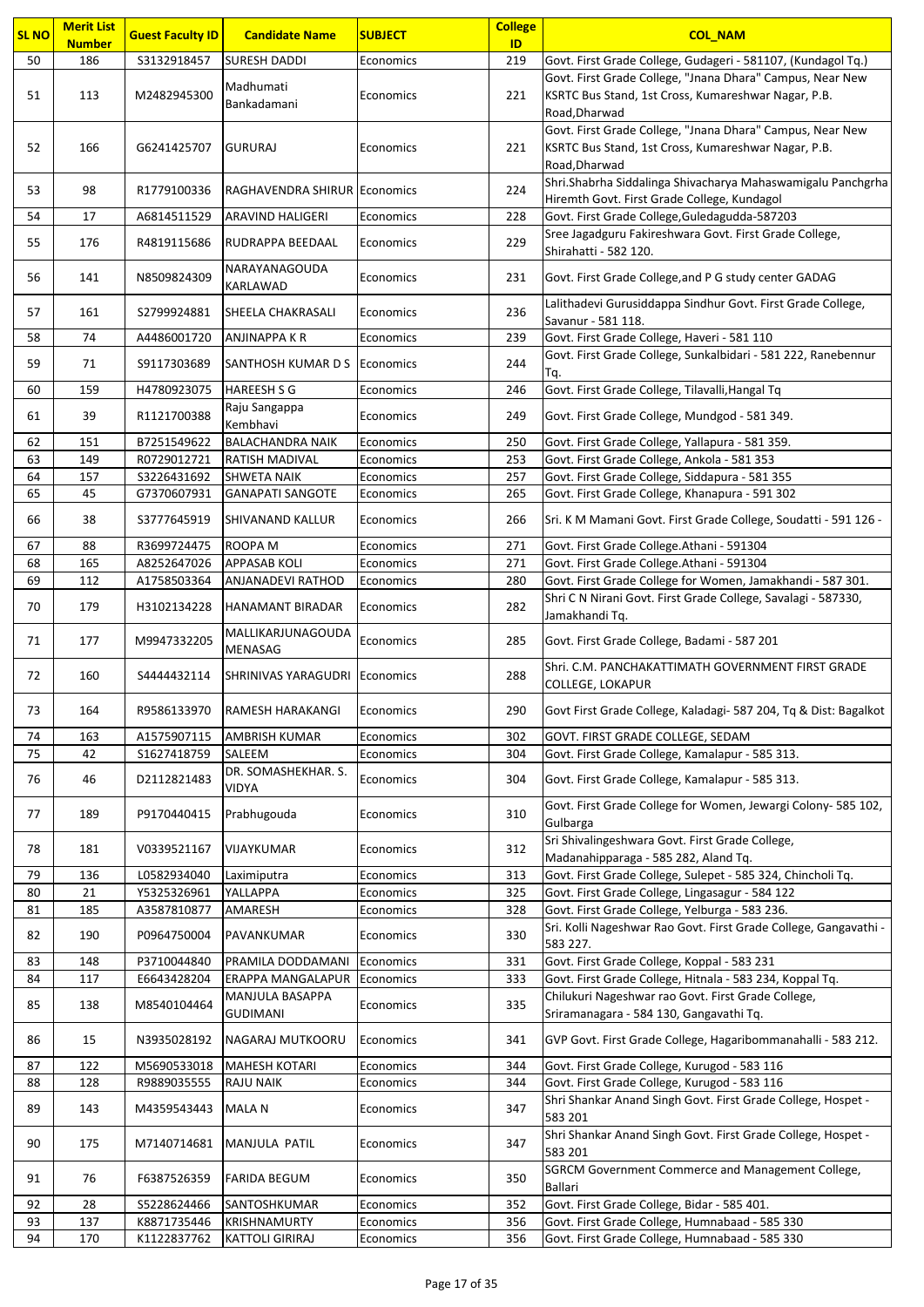| SL NO | Merit List Number | Guest Faculty ID | Candidate Name | SUBJECT | College ID | COL_NAM |
|---|---|---|---|---|---|---|
| 50 | 186 | S3132918457 | SURESH DADDI | Economics | 219 | Govt. First Grade College, Gudageri - 581107, (Kundagol Tq.) |
| 51 | 113 | M2482945300 | Madhumati Bankadamani | Economics | 221 | Govt. First Grade College, "Jnana Dhara" Campus, Near New KSRTC Bus Stand, 1st Cross, Kumareshwar Nagar, P.B. Road,Dharwad |
| 52 | 166 | G6241425707 | GURURAJ | Economics | 221 | Govt. First Grade College, "Jnana Dhara" Campus, Near New KSRTC Bus Stand, 1st Cross, Kumareshwar Nagar, P.B. Road,Dharwad |
| 53 | 98 | R1779100336 | RAGHAVENDRA SHIRUR | Economics | 224 | Shri.Shabrha Siddalinga Shivacharya Mahaswamigalu Panchgrha Hiremth Govt. First Grade College, Kundagol |
| 54 | 17 | A6814511529 | ARAVIND HALIGERI | Economics | 228 | Govt. First Grade College,Guledagudda-587203 |
| 55 | 176 | R4819115686 | RUDRAPPA BEEDAAL | Economics | 229 | Sree Jagadguru Fakireshwara Govt. First Grade College, Shirahatti - 582 120. |
| 56 | 141 | N8509824309 | NARAYANAGOUDA KARLAWAD | Economics | 231 | Govt. First Grade College,and P G study center GADAG |
| 57 | 161 | S2799924881 | SHEELA CHAKRASALI | Economics | 236 | Lalithadevi Gurusiddappa Sindhur Govt. First Grade College, Savanur - 581 118. |
| 58 | 74 | A4486001720 | ANJINAPPA K R | Economics | 239 | Govt. First Grade College, Haveri - 581 110 |
| 59 | 71 | S9117303689 | SANTHOSH KUMAR D S | Economics | 244 | Govt. First Grade College, Sunkalbidari - 581 222, Ranebennur Tq. |
| 60 | 159 | H4780923075 | HAREESH S G | Economics | 246 | Govt. First Grade College, Tilavalli,Hangal Tq |
| 61 | 39 | R1121700388 | Raju Sangappa Kembhavi | Economics | 249 | Govt. First Grade College, Mundgod - 581 349. |
| 62 | 151 | B7251549622 | BALACHANDRA NAIK | Economics | 250 | Govt. First Grade College, Yallapura - 581 359. |
| 63 | 149 | R0729012721 | RATISH MADIVAL | Economics | 253 | Govt. First Grade College, Ankola - 581 353 |
| 64 | 157 | S3226431692 | SHWETA NAIK | Economics | 257 | Govt. First Grade College, Siddapura - 581 355 |
| 65 | 45 | G7370607931 | GANAPATI SANGOTE | Economics | 265 | Govt. First Grade College, Khanapura - 591 302 |
| 66 | 38 | S3777645919 | SHIVANAND KALLUR | Economics | 266 | Sri. K M Mamani Govt. First Grade College, Soudatti - 591 126 - |
| 67 | 88 | R3699724475 | ROOPA M | Economics | 271 | Govt. First Grade College.Athani - 591304 |
| 68 | 165 | A8252647026 | APPASAB KOLI | Economics | 271 | Govt. First Grade College.Athani - 591304 |
| 69 | 112 | A1758503364 | ANJANADEVI RATHOD | Economics | 280 | Govt. First Grade College for Women, Jamakhandi - 587 301. |
| 70 | 179 | H3102134228 | HANAMANT BIRADAR | Economics | 282 | Shri C N Nirani Govt. First Grade College, Savalagi - 587330, Jamakhandi Tq. |
| 71 | 177 | M9947332205 | MALLIKARJUNAGOUDA MENASAG | Economics | 285 | Govt. First Grade College, Badami - 587 201 |
| 72 | 160 | S4444432114 | SHRINIVAS YARAGUDRI | Economics | 288 | Shri. C.M. PANCHAKATTIMATH GOVERNMENT FIRST GRADE COLLEGE, LOKAPUR |
| 73 | 164 | R9586133970 | RAMESH HARAKANGI | Economics | 290 | Govt First Grade College, Kaladagi- 587 204, Tq & Dist: Bagalkot |
| 74 | 163 | A1575907115 | AMBRISH KUMAR | Economics | 302 | GOVT. FIRST GRADE COLLEGE, SEDAM |
| 75 | 42 | S1627418759 | SALEEM | Economics | 304 | Govt. First Grade College, Kamalapur - 585 313. |
| 76 | 46 | D2112821483 | DR. SOMASHEKHAR. S. VIDYA | Economics | 304 | Govt. First Grade College, Kamalapur - 585 313. |
| 77 | 189 | P9170440415 | Prabhugouda | Economics | 310 | Govt. First Grade College for Women, Jewargi Colony- 585 102, Gulbarga |
| 78 | 181 | V0339521167 | VIJAYKUMAR | Economics | 312 | Sri Shivalingeshwara Govt. First Grade College, Madanahipparaga - 585 282, Aland Tq. |
| 79 | 136 | L0582934040 | Laximiputra | Economics | 313 | Govt. First Grade College, Sulepet - 585 324, Chincholi Tq. |
| 80 | 21 | Y5325326961 | YALLAPPA | Economics | 325 | Govt. First Grade College, Lingasagur - 584 122 |
| 81 | 185 | A3587810877 | AMARESH | Economics | 328 | Govt. First Grade College, Yelburga - 583 236. |
| 82 | 190 | P0964750004 | PAVANKUMAR | Economics | 330 | Sri. Kolli Nageshwar Rao Govt. First Grade College, Gangavathi - 583 227. |
| 83 | 148 | P3710044840 | PRAMILA DODDAMANI | Economics | 331 | Govt. First Grade College, Koppal - 583 231 |
| 84 | 117 | E6643428204 | ERAPPA MANGALAPUR | Economics | 333 | Govt. First Grade College, Hitnala - 583 234, Koppal Tq. |
| 85 | 138 | M8540104464 | MANJULA BASAPPA GUDIMANI | Economics | 335 | Chilukuri Nageshwar rao Govt. First Grade College, Sriramanagara - 584 130, Gangavathi Tq. |
| 86 | 15 | N3935028192 | NAGARAJ MUTKOORU | Economics | 341 | GVP Govt. First Grade College, Hagaribommanahalli - 583 212. |
| 87 | 122 | M5690533018 | MAHESH KOTARI | Economics | 344 | Govt. First Grade College, Kurugod - 583 116 |
| 88 | 128 | R9889035555 | RAJU NAIK | Economics | 344 | Govt. First Grade College, Kurugod - 583 116 |
| 89 | 143 | M4359543443 | MALA N | Economics | 347 | Shri Shankar Anand Singh Govt. First Grade College, Hospet - 583 201 |
| 90 | 175 | M7140714681 | MANJULA PATIL | Economics | 347 | Shri Shankar Anand Singh Govt. First Grade College, Hospet - 583 201 |
| 91 | 76 | F6387526359 | FARIDA BEGUM | Economics | 350 | SGRCM Government Commerce and Management College, Ballari |
| 92 | 28 | S5228624466 | SANTOSHKUMAR | Economics | 352 | Govt. First Grade College, Bidar - 585 401. |
| 93 | 137 | K8871735446 | KRISHNAMURTY | Economics | 356 | Govt. First Grade College, Humnabaad - 585 330 |
| 94 | 170 | K1122837762 | KATTOLI GIRIRAJ | Economics | 356 | Govt. First Grade College, Humnabaad - 585 330 |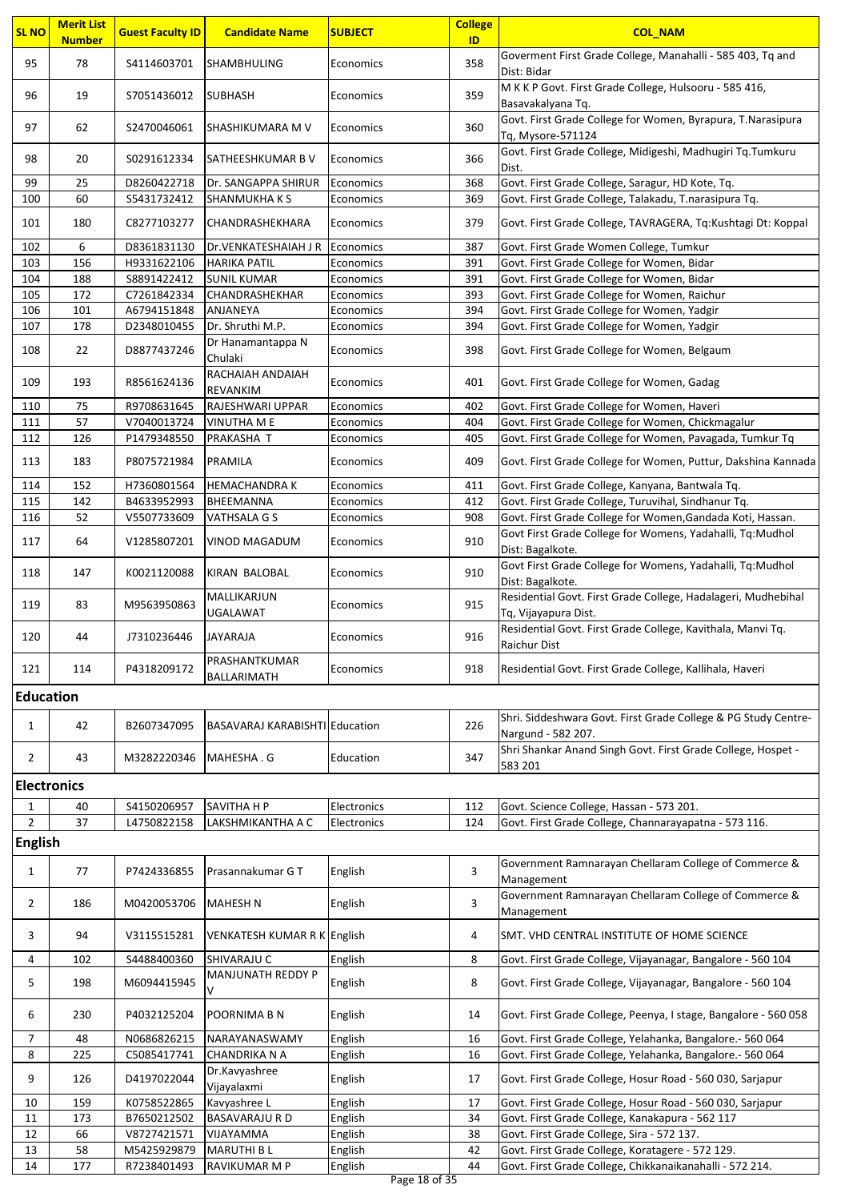| SL NO | Merit List Number | Guest Faculty ID | Candidate Name | SUBJECT | College ID | COL_NAM |
|---|---|---|---|---|---|---|
| 95 | 78 | S4114603701 | SHAMBHULING | Economics | 358 | Goverment First Grade College, Manahalli - 585 403, Tq and Dist: Bidar |
| 96 | 19 | S7051436012 | SUBHASH | Economics | 359 | M K K P Govt. First Grade College, Hulsooru - 585 416, Basavakalyana Tq. |
| 97 | 62 | S2470046061 | SHASHIKUMARA M V | Economics | 360 | Govt. First Grade College for Women, Byrapura, T.Narasipura Tq, Mysore-571124 |
| 98 | 20 | S0291612334 | SATHEESHKUMAR B V | Economics | 366 | Govt. First Grade College, Midigeshi, Madhugiri Tq.Tumkuru Dist. |
| 99 | 25 | D8260422718 | Dr. SANGAPPA SHIRUR | Economics | 368 | Govt. First Grade College, Saragur, HD Kote, Tq. |
| 100 | 60 | S5431732412 | SHANMUKHA K S | Economics | 369 | Govt. First Grade College, Talakadu, T.narasipura Tq. |
| 101 | 180 | C8277103277 | CHANDRASHEKHARA | Economics | 379 | Govt. First Grade College, TAVRAGERA, Tq:Kushtagi Dt: Koppal |
| 102 | 6 | D8361831130 | Dr.VENKATESHAIAH J R | Economics | 387 | Govt. First Grade Women College, Tumkur |
| 103 | 156 | H9331622106 | HARIKA PATIL | Economics | 391 | Govt. First Grade College for Women, Bidar |
| 104 | 188 | S8891422412 | SUNIL KUMAR | Economics | 391 | Govt. First Grade College for Women, Bidar |
| 105 | 172 | C7261842334 | CHANDRASHEKHAR | Economics | 393 | Govt. First Grade College for Women, Raichur |
| 106 | 101 | A6794151848 | ANJANEYA | Economics | 394 | Govt. First Grade College for Women, Yadgir |
| 107 | 178 | D2348010455 | Dr. Shruthi M.P. | Economics | 394 | Govt. First Grade College for Women, Yadgir |
| 108 | 22 | D8877437246 | Dr Hanamantappa N Chulaki | Economics | 398 | Govt. First Grade College for Women, Belgaum |
| 109 | 193 | R8561624136 | RACHAIAH ANDAIAH REVANKIM | Economics | 401 | Govt. First Grade College for Women, Gadag |
| 110 | 75 | R9708631645 | RAJESHWARI UPPAR | Economics | 402 | Govt. First Grade College for Women, Haveri |
| 111 | 57 | V7040013724 | VINUTHA M E | Economics | 404 | Govt. First Grade College for Women, Chickmagalur |
| 112 | 126 | P1479348550 | PRAKASHA T | Economics | 405 | Govt. First Grade College for Women, Pavagada, Tumkur Tq |
| 113 | 183 | P8075721984 | PRAMILA | Economics | 409 | Govt. First Grade College for Women, Puttur, Dakshina Kannada |
| 114 | 152 | H7360801564 | HEMACHANDRA K | Economics | 411 | Govt. First Grade College, Kanyana, Bantwala Tq. |
| 115 | 142 | B4633952993 | BHEEMANNA | Economics | 412 | Govt. First Grade College, Turuvihal, Sindhanur Tq. |
| 116 | 52 | V5507733609 | VATHSALA G S | Economics | 908 | Govt. First Grade College for Women,Gandada Koti, Hassan. |
| 117 | 64 | V1285807201 | VINOD MAGADUM | Economics | 910 | Govt First Grade College for Womens, Yadahalli, Tq:Mudhol Dist: Bagalkote. |
| 118 | 147 | K0021120088 | KIRAN BALOBAL | Economics | 910 | Govt First Grade College for Womens, Yadahalli, Tq:Mudhol Dist: Bagalkote. |
| 119 | 83 | M9563950863 | MALLIKARJUN UGALAWAT | Economics | 915 | Residential Govt. First Grade College, Hadalageri, Mudhebihal Tq, Vijayapura Dist. |
| 120 | 44 | J7310236446 | JAYARAJA | Economics | 916 | Residential Govt. First Grade College, Kavithala, Manvi Tq. Raichur Dist |
| 121 | 114 | P4318209172 | PRASHANTKUMAR BALLARIMATH | Economics | 918 | Residential Govt. First Grade College, Kallihala, Haveri |
| **Education** | | | | | | |
| 1 | 42 | B2607347095 | BASAVARAJ KARABISHTI | Education | 226 | Shri. Siddeshwara Govt. First Grade College & PG Study Centre-Nargund - 582 207. |
| 2 | 43 | M3282220346 | MAHESHA . G | Education | 347 | Shri Shankar Anand Singh Govt. First Grade College, Hospet - 583 201 |
| **Electronics** | | | | | | |
| 1 | 40 | S4150206957 | SAVITHA H P | Electronics | 112 | Govt. Science College, Hassan - 573 201. |
| 2 | 37 | L4750822158 | LAKSHMIKANTHA A C | Electronics | 124 | Govt. First Grade College, Channarayapatna - 573 116. |
| **English** | | | | | | |
| 1 | 77 | P7424336855 | Prasannakumar G T | English | 3 | Government Ramnarayan Chellaram College of Commerce & Management |
| 2 | 186 | M0420053706 | MAHESH N | English | 3 | Government Ramnarayan Chellaram College of Commerce & Management |
| 3 | 94 | V3115515281 | VENKATESH KUMAR R K | English | 4 | SMT. VHD CENTRAL INSTITUTE OF HOME SCIENCE |
| 4 | 102 | S4488400360 | SHIVARAJU C | English | 8 | Govt. First Grade College, Vijayanagar, Bangalore - 560 104 |
| 5 | 198 | M6094415945 | MANJUNATH REDDY P V | English | 8 | Govt. First Grade College, Vijayanagar, Bangalore - 560 104 |
| 6 | 230 | P4032125204 | POORNIMA B N | English | 14 | Govt. First Grade College, Peenya, I stage, Bangalore - 560 058 |
| 7 | 48 | N0686826215 | NARAYANASWAMY | English | 16 | Govt. First Grade College, Yelahanka, Bangalore.- 560 064 |
| 8 | 225 | C5085417741 | CHANDRIKA N A | English | 16 | Govt. First Grade College, Yelahanka, Bangalore.- 560 064 |
| 9 | 126 | D4197022044 | Dr.Kavyashree Vijayalaxmi | English | 17 | Govt. First Grade College, Hosur Road - 560 030, Sarjapur |
| 10 | 159 | K0758522865 | Kavyashree L | English | 17 | Govt. First Grade College, Hosur Road - 560 030, Sarjapur |
| 11 | 173 | B7650212502 | BASAVARAJU R D | English | 34 | Govt. First Grade College, Kanakapura - 562 117 |
| 12 | 66 | V8727421571 | VIJAYAMMA | English | 38 | Govt. First Grade College, Sira - 572 137. |
| 13 | 58 | M5425929879 | MARUTHI B L | English | 42 | Govt. First Grade College, Koratagere - 572 129. |
| 14 | 177 | R7238401493 | RAVIKUMAR M P | English | 44 | Govt. First Grade College, Chikkanaikanahalli - 572 214. |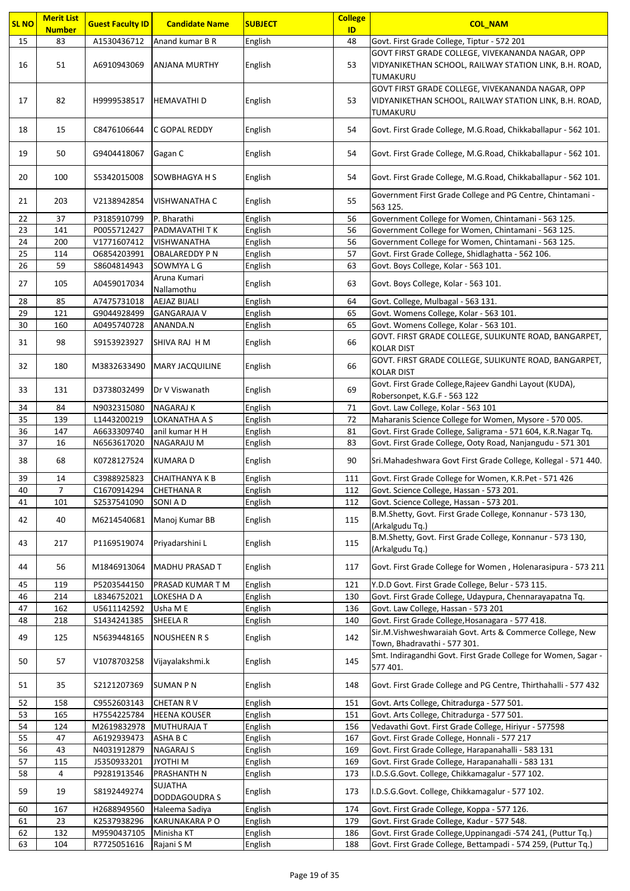| SL NO | Merit List Number | Guest Faculty ID | Candidate Name | SUBJECT | College ID | COL_NAM |
|---|---|---|---|---|---|---|
| 15 | 83 | A1530436712 | Anand kumar B R | English | 48 | Govt. First Grade College, Tiptur - 572 201 |
| 16 | 51 | A6910943069 | ANJANA MURTHY | English | 53 | GOVT FIRST GRADE COLLEGE, VIVEKANANDA NAGAR, OPP VIDYANIKETHAN SCHOOL, RAILWAY STATION LINK, B.H. ROAD, TUMAKURU |
| 17 | 82 | H9999538517 | HEMAVATHI D | English | 53 | GOVT FIRST GRADE COLLEGE, VIVEKANANDA NAGAR, OPP VIDYANIKETHAN SCHOOL, RAILWAY STATION LINK, B.H. ROAD, TUMAKURU |
| 18 | 15 | C8476106644 | C GOPAL REDDY | English | 54 | Govt. First Grade College, M.G.Road, Chikkaballapur - 562 101. |
| 19 | 50 | G9404418067 | Gagan C | English | 54 | Govt. First Grade College, M.G.Road, Chikkaballapur - 562 101. |
| 20 | 100 | S5342015008 | SOWBHAGYA H S | English | 54 | Govt. First Grade College, M.G.Road, Chikkaballapur - 562 101. |
| 21 | 203 | V2138942854 | VISHWANATHA C | English | 55 | Government First Grade College and PG Centre, Chintamani - 563 125. |
| 22 | 37 | P3185910799 | P. Bharathi | English | 56 | Government College for Women, Chintamani - 563 125. |
| 23 | 141 | P0055712427 | PADMAVATHI T K | English | 56 | Government College for Women, Chintamani - 563 125. |
| 24 | 200 | V1771607412 | VISHWANATHA | English | 56 | Government College for Women, Chintamani - 563 125. |
| 25 | 114 | O6854203991 | OBALAREDDY P N | English | 57 | Govt. First Grade College, Shidlaghatta - 562 106. |
| 26 | 59 | S8604814943 | SOWMYA L G | English | 63 | Govt. Boys College, Kolar - 563 101. |
| 27 | 105 | A0459017034 | Aruna Kumari Nallamothu | English | 63 | Govt. Boys College, Kolar - 563 101. |
| 28 | 85 | A7475731018 | AEJAZ BIJALI | English | 64 | Govt. College, Mulbagal - 563 131. |
| 29 | 121 | G9044928499 | GANGARAJA V | English | 65 | Govt. Womens College, Kolar - 563 101. |
| 30 | 160 | A0495740728 | ANANDA.N | English | 65 | Govt. Womens College, Kolar - 563 101. |
| 31 | 98 | S9153923927 | SHIVA RAJ H M | English | 66 | GOVT. FIRST GRADE COLLEGE, SULIKUNTE ROAD, BANGARPET, KOLAR DIST |
| 32 | 180 | M3832633490 | MARY JACQUILINE | English | 66 | GOVT. FIRST GRADE COLLEGE, SULIKUNTE ROAD, BANGARPET, KOLAR DIST |
| 33 | 131 | D3738032499 | Dr V Viswanath | English | 69 | Govt. First Grade College,Rajeev Gandhi Layout (KUDA), Robersonpet, K.G.F - 563 122 |
| 34 | 84 | N9032315080 | NAGARAJ K | English | 71 | Govt. Law College, Kolar - 563 101 |
| 35 | 139 | L1443200219 | LOKANATHA A S | English | 72 | Maharanis Science College for Women, Mysore - 570 005. |
| 36 | 147 | A6633309740 | anil kumar H H | English | 81 | Govt. First Grade College, Saligrama - 571 604, K.R.Nagar Tq. |
| 37 | 16 | N6563617020 | NAGARAJU M | English | 83 | Govt. First Grade College, Ooty Road, Nanjangudu - 571 301 |
| 38 | 68 | K0728127524 | KUMARA D | English | 90 | Sri.Mahadeshwara Govt First Grade College, Kollegal - 571 440. |
| 39 | 14 | C3988925823 | CHAITHANYA K B | English | 111 | Govt. First Grade College for Women, K.R.Pet - 571 426 |
| 40 | 7 | C1670914294 | CHETHANA R | English | 112 | Govt. Science College, Hassan - 573 201. |
| 41 | 101 | S2537541090 | SONI A D | English | 112 | Govt. Science College, Hassan - 573 201. |
| 42 | 40 | M6214540681 | Manoj Kumar BB | English | 115 | B.M.Shetty, Govt. First Grade College, Konnanur - 573 130, (Arkalgudu Tq.) |
| 43 | 217 | P1169519074 | Priyadarshini L | English | 115 | B.M.Shetty, Govt. First Grade College, Konnanur - 573 130, (Arkalgudu Tq.) |
| 44 | 56 | M1846913064 | MADHU PRASAD T | English | 117 | Govt. First Grade College for Women , Holenarasipura - 573 211 |
| 45 | 119 | P5203544150 | PRASAD KUMAR T M | English | 121 | Y.D.D Govt. First Grade College, Belur - 573 115. |
| 46 | 214 | L8346752021 | LOKESHA D A | English | 130 | Govt. First Grade College, Udaypura, Chennarayapatna Tq. |
| 47 | 162 | U5611142592 | Usha M E | English | 136 | Govt. Law College, Hassan - 573 201 |
| 48 | 218 | S1434241385 | SHEELA R | English | 140 | Govt. First Grade College,Hosanagara - 577 418. |
| 49 | 125 | N5639448165 | NOUSHEEN R S | English | 142 | Sir.M.Vishweshwaraiah Govt. Arts & Commerce College, New Town, Bhadravathi - 577 301. |
| 50 | 57 | V1078703258 | Vijayalakshmi.k | English | 145 | Smt. Indiragandhi Govt. First Grade College for Women, Sagar - 577 401. |
| 51 | 35 | S2121207369 | SUMAN P N | English | 148 | Govt. First Grade College and PG Centre, Thirthahalli - 577 432 |
| 52 | 158 | C9552603143 | CHETAN R V | English | 151 | Govt. Arts College, Chitradurga - 577 501. |
| 53 | 165 | H7554225784 | HEENA KOUSER | English | 151 | Govt. Arts College, Chitradurga - 577 501. |
| 54 | 124 | M2619832978 | MUTHURAJA T | English | 156 | Vedavathi Govt. First Grade College, Hiriyur - 577598 |
| 55 | 47 | A6192939473 | ASHA B C | English | 167 | Govt. First Grade College, Honnali - 577 217 |
| 56 | 43 | N4031912879 | NAGARAJ S | English | 169 | Govt. First Grade College, Harapanahalli - 583 131 |
| 57 | 115 | J5350933201 | JYOTHI M | English | 169 | Govt. First Grade College, Harapanahalli - 583 131 |
| 58 | 4 | P9281913546 | PRASHANTH N | English | 173 | I.D.S.G.Govt. College, Chikkamagalur - 577 102. |
| 59 | 19 | S8192449274 | SUJATHA DODDAGOUDRA S | English | 173 | I.D.S.G.Govt. College, Chikkamagalur - 577 102. |
| 60 | 167 | H2688949560 | Haleema Sadiya | English | 174 | Govt. First Grade College, Koppa - 577 126. |
| 61 | 23 | K2537938296 | KARUNAKARA P O | English | 179 | Govt. First Grade College, Kadur - 577 548. |
| 62 | 132 | M9590437105 | Minisha KT | English | 186 | Govt. First Grade College,Uppinangadi -574 241, (Puttur Tq.) |
| 63 | 104 | R7725051616 | Rajani S M | English | 188 | Govt. First Grade College, Bettampadi - 574 259, (Puttur Tq.) |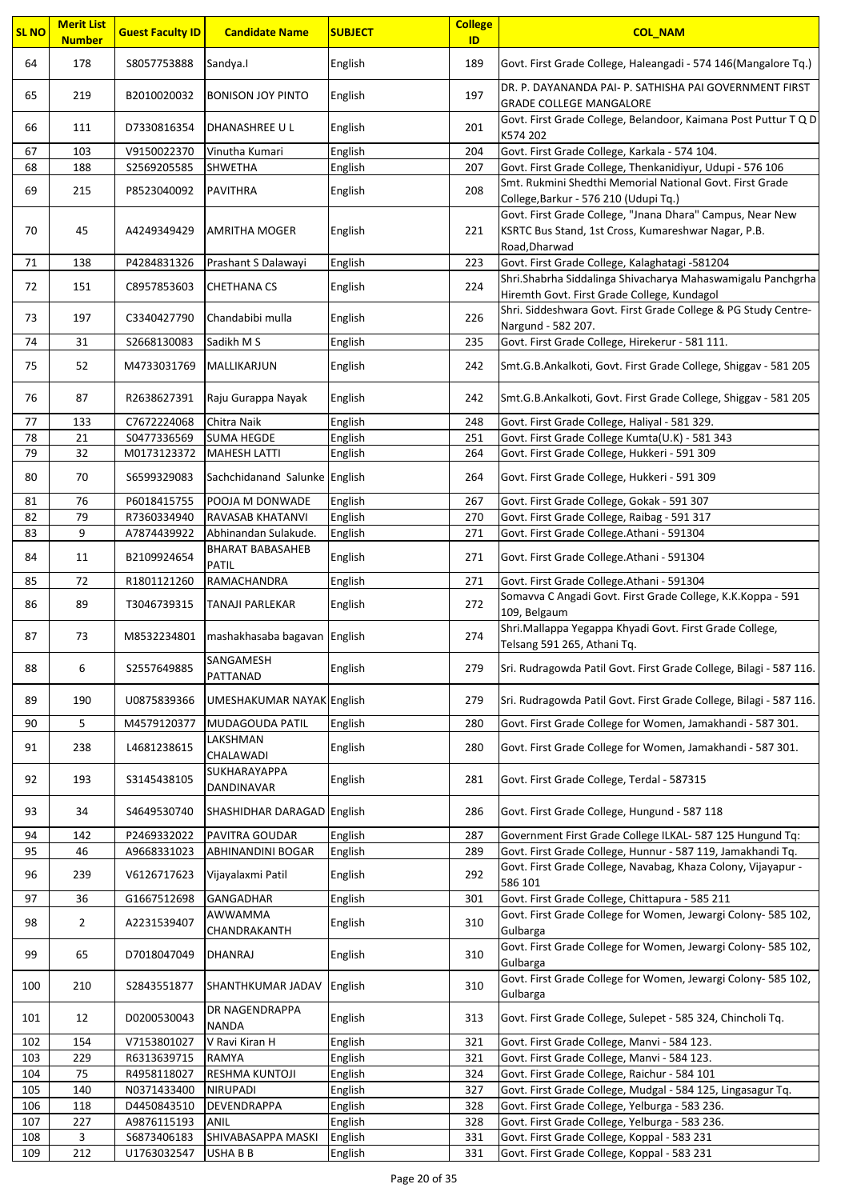| SL NO | Merit List Number | Guest Faculty ID | Candidate Name | SUBJECT | College ID | COL_NAM |
|---|---|---|---|---|---|---|
| 64 | 178 | S8057753888 | Sandya.I | English | 189 | Govt. First Grade College, Haleangadi - 574 146(Mangalore Tq.) |
| 65 | 219 | B2010020032 | BONISON JOY PINTO | English | 197 | DR. P. DAYANANDA PAI- P. SATHISHA PAI GOVERNMENT FIRST GRADE COLLEGE MANGALORE |
| 66 | 111 | D7330816354 | DHANASHREE U L | English | 201 | Govt. First Grade College, Belandoor, Kaimana Post Puttur T Q D K574 202 |
| 67 | 103 | V9150022370 | Vinutha Kumari | English | 204 | Govt. First Grade College, Karkala - 574 104. |
| 68 | 188 | S2569205585 | SHWETHA | English | 207 | Govt. First Grade College, Thenkanidiyur, Udupi - 576 106 |
| 69 | 215 | P8523040092 | PAVITHRA | English | 208 | Smt. Rukmini Shedthi Memorial National Govt. First Grade College,Barkur - 576 210 (Udupi Tq.) |
| 70 | 45 | A4249349429 | AMRITHA MOGER | English | 221 | Govt. First Grade College, "Jnana Dhara" Campus, Near New KSRTC Bus Stand, 1st Cross, Kumareshwar Nagar, P.B. Road,Dharwad |
| 71 | 138 | P4284831326 | Prashant S Dalawayi | English | 223 | Govt. First Grade College, Kalaghatagi -581204 |
| 72 | 151 | C8957853603 | CHETHANA CS | English | 224 | Shri.Shabrha Siddalinga Shivacharya Mahaswamigalu Panchgrha Hiremth Govt. First Grade College, Kundagol |
| 73 | 197 | C3340427790 | Chandabibi mulla | English | 226 | Shri. Siddeshwara Govt. First Grade College & PG Study Centre-Nargund - 582 207. |
| 74 | 31 | S2668130083 | Sadikh M S | English | 235 | Govt. First Grade College, Hirekerur - 581 111. |
| 75 | 52 | M4733031769 | MALLIKARJUN | English | 242 | Smt.G.B.Ankalkoti, Govt. First Grade College, Shiggav - 581 205 |
| 76 | 87 | R2638627391 | Raju Gurappa Nayak | English | 242 | Smt.G.B.Ankalkoti, Govt. First Grade College, Shiggav - 581 205 |
| 77 | 133 | C7672224068 | Chitra Naik | English | 248 | Govt. First Grade College, Haliyal - 581 329. |
| 78 | 21 | S0477336569 | SUMA HEGDE | English | 251 | Govt. First Grade College Kumta(U.K) - 581 343 |
| 79 | 32 | M0173123372 | MAHESH LATTI | English | 264 | Govt. First Grade College, Hukkeri - 591 309 |
| 80 | 70 | S6599329083 | Sachchidanand Salunke | English | 264 | Govt. First Grade College, Hukkeri - 591 309 |
| 81 | 76 | P6018415755 | POOJA M DONWADE | English | 267 | Govt. First Grade College, Gokak - 591 307 |
| 82 | 79 | R7360334940 | RAVASAB KHATANVI | English | 270 | Govt. First Grade College, Raibag - 591 317 |
| 83 | 9 | A7874439922 | Abhinandan Sulakude. | English | 271 | Govt. First Grade College.Athani - 591304 |
| 84 | 11 | B2109924654 | BHARAT BABASAHEB PATIL | English | 271 | Govt. First Grade College.Athani - 591304 |
| 85 | 72 | R1801121260 | RAMACHANDRA | English | 271 | Govt. First Grade College.Athani - 591304 |
| 86 | 89 | T3046739315 | TANAJI PARLEKAR | English | 272 | Somavva C Angadi Govt. First Grade College, K.K.Koppa - 591 109, Belgaum |
| 87 | 73 | M8532234801 | mashakhasaba bagavan | English | 274 | Shri.Mallappa Yegappa Khyadi Govt. First Grade College, Telsang 591 265, Athani Tq. |
| 88 | 6 | S2557649885 | SANGAMESH PATTANAD | English | 279 | Sri. Rudragowda Patil Govt. First Grade College, Bilagi - 587 116. |
| 89 | 190 | U0875839366 | UMESHAKUMAR NAYAK | English | 279 | Sri. Rudragowda Patil Govt. First Grade College, Bilagi - 587 116. |
| 90 | 5 | M4579120377 | MUDAGOUDA PATIL | English | 280 | Govt. First Grade College for Women, Jamakhandi - 587 301. |
| 91 | 238 | L4681238615 | LAKSHMAN CHALAWADI | English | 280 | Govt. First Grade College for Women, Jamakhandi - 587 301. |
| 92 | 193 | S3145438105 | SUKHARAYAPPA DANDINAVAR | English | 281 | Govt. First Grade College, Terdal - 587315 |
| 93 | 34 | S4649530740 | SHASHIDHAR DARAGAD | English | 286 | Govt. First Grade College, Hungund - 587 118 |
| 94 | 142 | P2469332022 | PAVITRA GOUDAR | English | 287 | Government First Grade College ILKAL- 587 125 Hungund Tq: |
| 95 | 46 | A9668331023 | ABHINANDINI BOGAR | English | 289 | Govt. First Grade College, Hunnur - 587 119, Jamakhandi Tq. |
| 96 | 239 | V6126717623 | Vijayalaxmi Patil | English | 292 | Govt. First Grade College, Navabag, Khaza Colony, Vijayapur - 586 101 |
| 97 | 36 | G1667512698 | GANGADHAR | English | 301 | Govt. First Grade College, Chittapura - 585 211 |
| 98 | 2 | A2231539407 | AWWAMMA CHANDRAKANTH | English | 310 | Govt. First Grade College for Women, Jewargi Colony- 585 102, Gulbarga |
| 99 | 65 | D7018047049 | DHANRAJ | English | 310 | Govt. First Grade College for Women, Jewargi Colony- 585 102, Gulbarga |
| 100 | 210 | S2843551877 | SHANTHKUMAR JADAV | English | 310 | Govt. First Grade College for Women, Jewargi Colony- 585 102, Gulbarga |
| 101 | 12 | D0200530043 | DR NAGENDRAPPA NANDA | English | 313 | Govt. First Grade College, Sulepet - 585 324, Chincholi Tq. |
| 102 | 154 | V7153801027 | V Ravi Kiran H | English | 321 | Govt. First Grade College, Manvi - 584 123. |
| 103 | 229 | R6313639715 | RAMYA | English | 321 | Govt. First Grade College, Manvi - 584 123. |
| 104 | 75 | R4958118027 | RESHMA KUNTOJI | English | 324 | Govt. First Grade College, Raichur - 584 101 |
| 105 | 140 | N0371433400 | NIRUPADI | English | 327 | Govt. First Grade College, Mudgal - 584 125, Lingasagur Tq. |
| 106 | 118 | D4450843510 | DEVENDRAPPA | English | 328 | Govt. First Grade College, Yelburga - 583 236. |
| 107 | 227 | A9876115193 | ANIL | English | 328 | Govt. First Grade College, Yelburga - 583 236. |
| 108 | 3 | S6873406183 | SHIVABASAPPA MASKI | English | 331 | Govt. First Grade College, Koppal - 583 231 |
| 109 | 212 | U1763032547 | USHA B B | English | 331 | Govt. First Grade College, Koppal - 583 231 |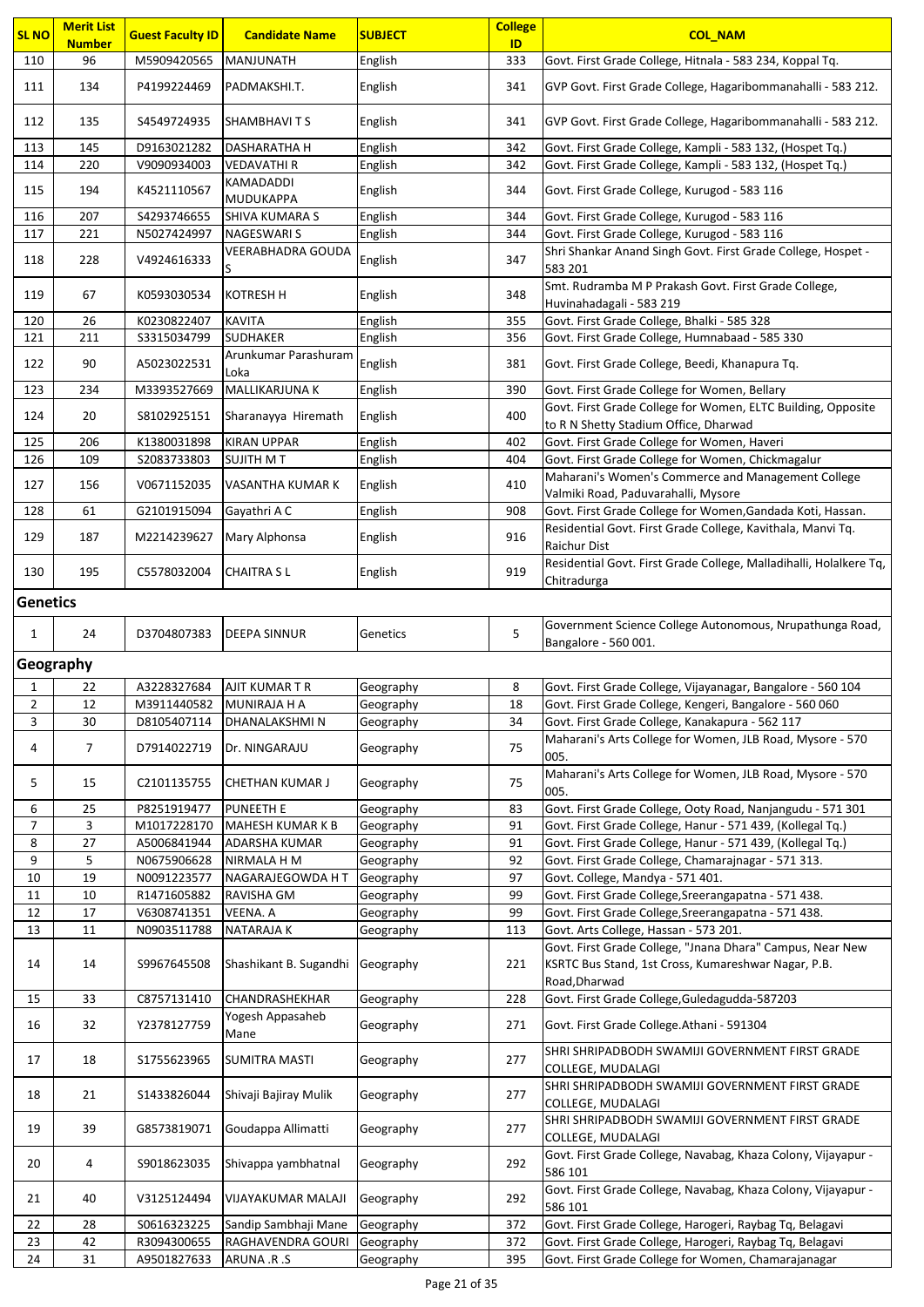| SL NO | Merit List Number | Guest Faculty ID | Candidate Name | SUBJECT | College ID | COL_NAM |
|---|---|---|---|---|---|---|
| 110 | 96 | M5909420565 | MANJUNATH | English | 333 | Govt. First Grade College, Hitnala - 583 234, Koppal Tq. |
| 111 | 134 | P4199224469 | PADMAKSHI.T. | English | 341 | GVP Govt. First Grade College, Hagaribommanahalli - 583 212. |
| 112 | 135 | S4549724935 | SHAMBHAVI T S | English | 341 | GVP Govt. First Grade College, Hagaribommanahalli - 583 212. |
| 113 | 145 | D9163021282 | DASHARATHA H | English | 342 | Govt. First Grade College, Kampli - 583 132, (Hospet Tq.) |
| 114 | 220 | V9090934003 | VEDAVATHI R | English | 342 | Govt. First Grade College, Kampli - 583 132, (Hospet Tq.) |
| 115 | 194 | K4521110567 | KAMADADDI MUDUKAPPA | English | 344 | Govt. First Grade College, Kurugod - 583 116 |
| 116 | 207 | S4293746655 | SHIVA KUMARA S | English | 344 | Govt. First Grade College, Kurugod - 583 116 |
| 117 | 221 | N5027424997 | NAGESWARI S | English | 344 | Govt. First Grade College, Kurugod - 583 116 |
| 118 | 228 | V4924616333 | VEERABHADRA GOUDA S | English | 347 | Shri Shankar Anand Singh Govt. First Grade College, Hospet - 583 201 |
| 119 | 67 | K0593030534 | KOTRESH H | English | 348 | Smt. Rudramba M P Prakash Govt. First Grade College, Huvinahadagali - 583 219 |
| 120 | 26 | K0230822407 | KAVITA | English | 355 | Govt. First Grade College, Bhalki - 585 328 |
| 121 | 211 | S3315034799 | SUDHAKER | English | 356 | Govt. First Grade College, Humnabaad - 585 330 |
| 122 | 90 | A5023022531 | Arunkumar Parashuram Loka | English | 381 | Govt. First Grade College, Beedi, Khanapura Tq. |
| 123 | 234 | M3393527669 | MALLIKARJUNA K | English | 390 | Govt. First Grade College for Women, Bellary |
| 124 | 20 | S8102925151 | Sharanayya Hiremath | English | 400 | Govt. First Grade College for Women, ELTC Building, Opposite to R N Shetty Stadium Office, Dharwad |
| 125 | 206 | K1380031898 | KIRAN UPPAR | English | 402 | Govt. First Grade College for Women, Haveri |
| 126 | 109 | S2083733803 | SUJITH M T | English | 404 | Govt. First Grade College for Women, Chickmagalur |
| 127 | 156 | V0671152035 | VASANTHA KUMAR K | English | 410 | Maharani's Women's Commerce and Management College Valmiki Road, Paduvarahalli, Mysore |
| 128 | 61 | G2101915094 | Gayathri A C | English | 908 | Govt. First Grade College for Women,Gandada Koti, Hassan. |
| 129 | 187 | M2214239627 | Mary Alphonsa | English | 916 | Residential Govt. First Grade College, Kavithala, Manvi Tq. Raichur Dist |
| 130 | 195 | C5578032004 | CHAITRA S L | English | 919 | Residential Govt. First Grade College, Malladihalli, Holalkere Tq, Chitradurga |
| **Genetics** | | | | | | |
| 1 | 24 | D3704807383 | DEEPA SINNUR | Genetics | 5 | Government Science College Autonomous, Nrupathunga Road, Bangalore - 560 001. |
| **Geography** | | | | | | |
| 1 | 22 | A3228327684 | AJIT KUMAR T R | Geography | 8 | Govt. First Grade College, Vijayanagar, Bangalore - 560 104 |
| 2 | 12 | M3911440582 | MUNIRAJA H A | Geography | 18 | Govt. First Grade College, Kengeri, Bangalore - 560 060 |
| 3 | 30 | D8105407114 | DHANALAKSHMI N | Geography | 34 | Govt. First Grade College, Kanakapura - 562 117 |
| 4 | 7 | D7914022719 | Dr. NINGARAJU | Geography | 75 | Maharani's Arts College for Women, JLB Road, Mysore - 570 005. |
| 5 | 15 | C2101135755 | CHETHAN KUMAR J | Geography | 75 | Maharani's Arts College for Women, JLB Road, Mysore - 570 005. |
| 6 | 25 | P8251919477 | PUNEETH E | Geography | 83 | Govt. First Grade College, Ooty Road, Nanjangudu - 571 301 |
| 7 | 3 | M1017228170 | MAHESH KUMAR K B | Geography | 91 | Govt. First Grade College, Hanur - 571 439, (Kollegal Tq.) |
| 8 | 27 | A5006841944 | ADARSHA KUMAR | Geography | 91 | Govt. First Grade College, Hanur - 571 439, (Kollegal Tq.) |
| 9 | 5 | N0675906628 | NIRMALA H M | Geography | 92 | Govt. First Grade College, Chamarajnagar - 571 313. |
| 10 | 19 | N0091223577 | NAGARAJEGOWDA H T | Geography | 97 | Govt. College, Mandya - 571 401. |
| 11 | 10 | R1471605882 | RAVISHA GM | Geography | 99 | Govt. First Grade College,Sreerangapatna - 571 438. |
| 12 | 17 | V6308741351 | VEENA. A | Geography | 99 | Govt. First Grade College,Sreerangapatna - 571 438. |
| 13 | 11 | N0903511788 | NATARAJA K | Geography | 113 | Govt. Arts College, Hassan - 573 201. |
| 14 | 14 | S9967645508 | Shashikant B. Sugandhi | Geography | 221 | Govt. First Grade College, "Jnana Dhara" Campus, Near New KSRTC Bus Stand, 1st Cross, Kumareshwar Nagar, P.B. Road,Dharwad |
| 15 | 33 | C8757131410 | CHANDRASHEKHAR | Geography | 228 | Govt. First Grade College,Guledagudda-587203 |
| 16 | 32 | Y2378127759 | Yogesh Appasaheb Mane | Geography | 271 | Govt. First Grade College.Athani - 591304 |
| 17 | 18 | S1755623965 | SUMITRA MASTI | Geography | 277 | SHRI SHRIPADBODH SWAMIJI GOVERNMENT FIRST GRADE COLLEGE, MUDALAGI |
| 18 | 21 | S1433826044 | Shivaji Bajiray Mulik | Geography | 277 | SHRI SHRIPADBODH SWAMIJI GOVERNMENT FIRST GRADE COLLEGE, MUDALAGI |
| 19 | 39 | G8573819071 | Goudappa Allimatti | Geography | 277 | SHRI SHRIPADBODH SWAMIJI GOVERNMENT FIRST GRADE COLLEGE, MUDALAGI |
| 20 | 4 | S9018623035 | Shivappa yambhatnal | Geography | 292 | Govt. First Grade College, Navabag, Khaza Colony, Vijayapur - 586 101 |
| 21 | 40 | V3125124494 | VIJAYAKUMAR MALAJI | Geography | 292 | Govt. First Grade College, Navabag, Khaza Colony, Vijayapur - 586 101 |
| 22 | 28 | S0616323225 | Sandip Sambhaji Mane | Geography | 372 | Govt. First Grade College, Harogeri, Raybag Tq, Belagavi |
| 23 | 42 | R3094300655 | RAGHAVENDRA GOURI | Geography | 372 | Govt. First Grade College, Harogeri, Raybag Tq, Belagavi |
| 24 | 31 | A9501827633 | ARUNA .R .S | Geography | 395 | Govt. First Grade College for Women, Chamarajanagar |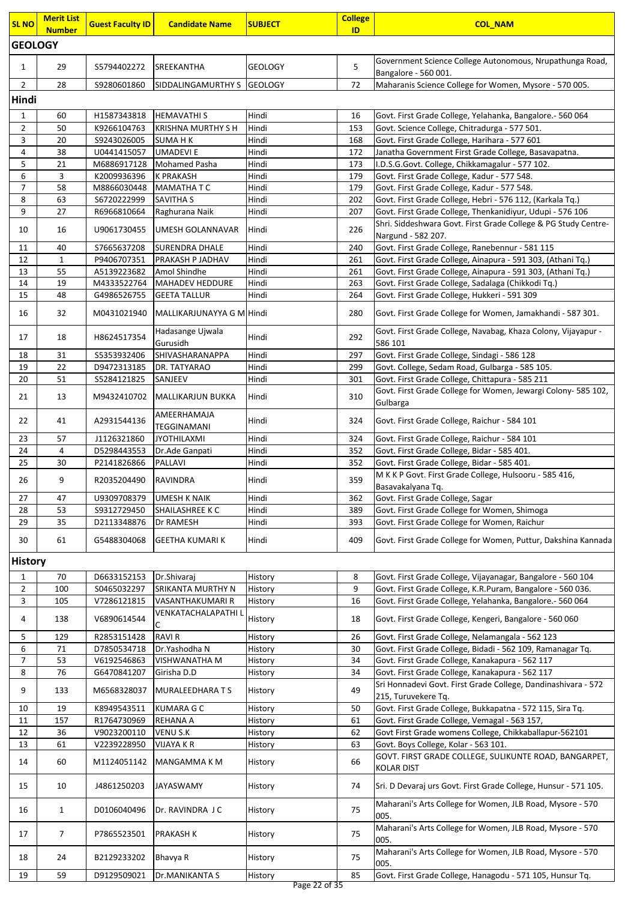| SL NO | Merit List Number | Guest Faculty ID | Candidate Name | SUBJECT | College ID | COL_NAM |
|---|---|---|---|---|---|---|
| **GEOLOGY** | | | | | | |
| 1 | 29 | S5794402272 | SREEKANTHA | GEOLOGY | 5 | Government Science College Autonomous, Nrupathunga Road, Bangalore - 560 001. |
| 2 | 28 | S9280601860 | SIDDALINGAMURTHY S | GEOLOGY | 72 | Maharanis Science College for Women, Mysore - 570 005. |
| **Hindi** | | | | | | |
| 1 | 60 | H1587343818 | HEMAVATHI S | Hindi | 16 | Govt. First Grade College, Yelahanka, Bangalore.- 560 064 |
| 2 | 50 | K9266104763 | KRISHNA MURTHY S H | Hindi | 153 | Govt. Science College, Chitradurga - 577 501. |
| 3 | 20 | S9243026005 | SUMA H K | Hindi | 168 | Govt. First Grade College, Harihara - 577 601 |
| 4 | 38 | U0441415057 | UMADEVI E | Hindi | 172 | Janatha Government First Grade College, Basavapatna. |
| 5 | 21 | M6886917128 | Mohamed Pasha | Hindi | 173 | I.D.S.G.Govt. College, Chikkamagalur - 577 102. |
| 6 | 3 | K2009936396 | K PRAKASH | Hindi | 179 | Govt. First Grade College, Kadur - 577 548. |
| 7 | 58 | M8866030448 | MAMATHA T C | Hindi | 179 | Govt. First Grade College, Kadur - 577 548. |
| 8 | 63 | S6720222999 | SAVITHA S | Hindi | 202 | Govt. First Grade College, Hebri - 576 112, (Karkala Tq.) |
| 9 | 27 | R6966810664 | Raghurana Naik | Hindi | 207 | Govt. First Grade College, Thenkanidiyur, Udupi - 576 106 |
| 10 | 16 | U9061730455 | UMESH GOLANNAVAR | Hindi | 226 | Shri. Siddeshwara Govt. First Grade College & PG Study Centre- Nargund - 582 207. |
| 11 | 40 | S7665637208 | SURENDRA DHALE | Hindi | 240 | Govt. First Grade College, Ranebennur - 581 115 |
| 12 | 1 | P9406707351 | PRAKASH P JADHAV | Hindi | 261 | Govt. First Grade College, Ainapura - 591 303, (Athani Tq.) |
| 13 | 55 | A5139223682 | Amol Shindhe | Hindi | 261 | Govt. First Grade College, Ainapura - 591 303, (Athani Tq.) |
| 14 | 19 | M4333522764 | MAHADEV HEDDURE | Hindi | 263 | Govt. First Grade College, Sadalaga (Chikkodi Tq.) |
| 15 | 48 | G4986526755 | GEETA TALLUR | Hindi | 264 | Govt. First Grade College, Hukkeri - 591 309 |
| 16 | 32 | M0431021940 | MALLIKARJUNAYYA G M | Hindi | 280 | Govt. First Grade College for Women, Jamakhandi - 587 301. |
| 17 | 18 | H8624517354 | Hadasange Ujwala Gurusidh | Hindi | 292 | Govt. First Grade College, Navabag, Khaza Colony, Vijayapur - 586 101 |
| 18 | 31 | S5353932406 | SHIVASHARANAPPA | Hindi | 297 | Govt. First Grade College, Sindagi - 586 128 |
| 19 | 22 | D9472313185 | DR. TATYARAO | Hindi | 299 | Govt. College, Sedam Road, Gulbarga - 585 105. |
| 20 | 51 | S5284121825 | SANJEEV | Hindi | 301 | Govt. First Grade College, Chittapura - 585 211 |
| 21 | 13 | M9432410702 | MALLIKARJUN BUKKA | Hindi | 310 | Govt. First Grade College for Women, Jewargi Colony- 585 102, Gulbarga |
| 22 | 41 | A2931544136 | AMEERHAMAJA TEGGINAMANI | Hindi | 324 | Govt. First Grade College, Raichur - 584 101 |
| 23 | 57 | J1126321860 | JYOTHILAXMI | Hindi | 324 | Govt. First Grade College, Raichur - 584 101 |
| 24 | 4 | D5298443553 | Dr.Ade Ganpati | Hindi | 352 | Govt. First Grade College, Bidar - 585 401. |
| 25 | 30 | P2141826866 | PALLAVI | Hindi | 352 | Govt. First Grade College, Bidar - 585 401. |
| 26 | 9 | R2035204490 | RAVINDRA | Hindi | 359 | M K K P Govt. First Grade College, Hulsooru - 585 416, Basavakalyana Tq. |
| 27 | 47 | U9309708379 | UMESH K NAIK | Hindi | 362 | Govt. First Grade College, Sagar |
| 28 | 53 | S9312729450 | SHAILASHREE K C | Hindi | 389 | Govt. First Grade College for Women, Shimoga |
| 29 | 35 | D2113348876 | Dr RAMESH | Hindi | 393 | Govt. First Grade College for Women, Raichur |
| 30 | 61 | G5488304068 | GEETHA KUMARI K | Hindi | 409 | Govt. First Grade College for Women, Puttur, Dakshina Kannada |
| **History** | | | | | | |
| 1 | 70 | D6633152153 | Dr.Shivaraj | History | 8 | Govt. First Grade College, Vijayanagar, Bangalore - 560 104 |
| 2 | 100 | S0465032297 | SRIKANTA MURTHY N | History | 9 | Govt. First Grade College, K.R.Puram, Bangalore - 560 036. |
| 3 | 105 | V7286121815 | VASANTHAKUMARI R | History | 16 | Govt. First Grade College, Yelahanka, Bangalore.- 560 064 |
| 4 | 138 | V6890614544 | VENKATACHALAPATHI L C | History | 18 | Govt. First Grade College, Kengeri, Bangalore - 560 060 |
| 5 | 129 | R2853151428 | RAVI R | History | 26 | Govt. First Grade College, Nelamangala - 562 123 |
| 6 | 71 | D7850534718 | Dr.Yashodha N | History | 30 | Govt. First Grade College, Bidadi - 562 109, Ramanagar Tq. |
| 7 | 53 | V6192546863 | VISHWANATHA M | History | 34 | Govt. First Grade College, Kanakapura - 562 117 |
| 8 | 76 | G6470841207 | Girisha D.D | History | 34 | Govt. First Grade College, Kanakapura - 562 117 |
| 9 | 133 | M6568328037 | MURALEEDHARA T S | History | 49 | Sri Honnadevi Govt. First Grade College, Dandinashivara - 572 215, Turuvekere Tq. |
| 10 | 19 | K8949543511 | KUMARA G C | History | 50 | Govt. First Grade College, Bukkapatna - 572 115, Sira Tq. |
| 11 | 157 | R1764730969 | REHANA A | History | 61 | Govt. First Grade College, Vemagal - 563 157, |
| 12 | 36 | V9023200110 | VENU S.K | History | 62 | Govt First Grade womens College, Chikkaballapur-562101 |
| 13 | 61 | V2239228950 | VIJAYA K R | History | 63 | Govt. Boys College, Kolar - 563 101. |
| 14 | 60 | M1124051142 | MANGAMMA K M | History | 66 | GOVT. FIRST GRADE COLLEGE, SULIKUNTE ROAD, BANGARPET, KOLAR DIST |
| 15 | 10 | J4861250203 | JAYASWAMY | History | 74 | Sri. D Devaraj urs Govt. First Grade College, Hunsur - 571 105. |
| 16 | 1 | D0106040496 | Dr. RAVINDRA J C | History | 75 | Maharani's Arts College for Women, JLB Road, Mysore - 570 005. |
| 17 | 7 | P7865523501 | PRAKASH K | History | 75 | Maharani's Arts College for Women, JLB Road, Mysore - 570 005. |
| 18 | 24 | B2129233202 | Bhavya R | History | 75 | Maharani's Arts College for Women, JLB Road, Mysore - 570 005. |
| 19 | 59 | D9129509021 | Dr.MANIKANTA S | History | 85 | Govt. First Grade College, Hanagodu - 571 105, Hunsur Tq. |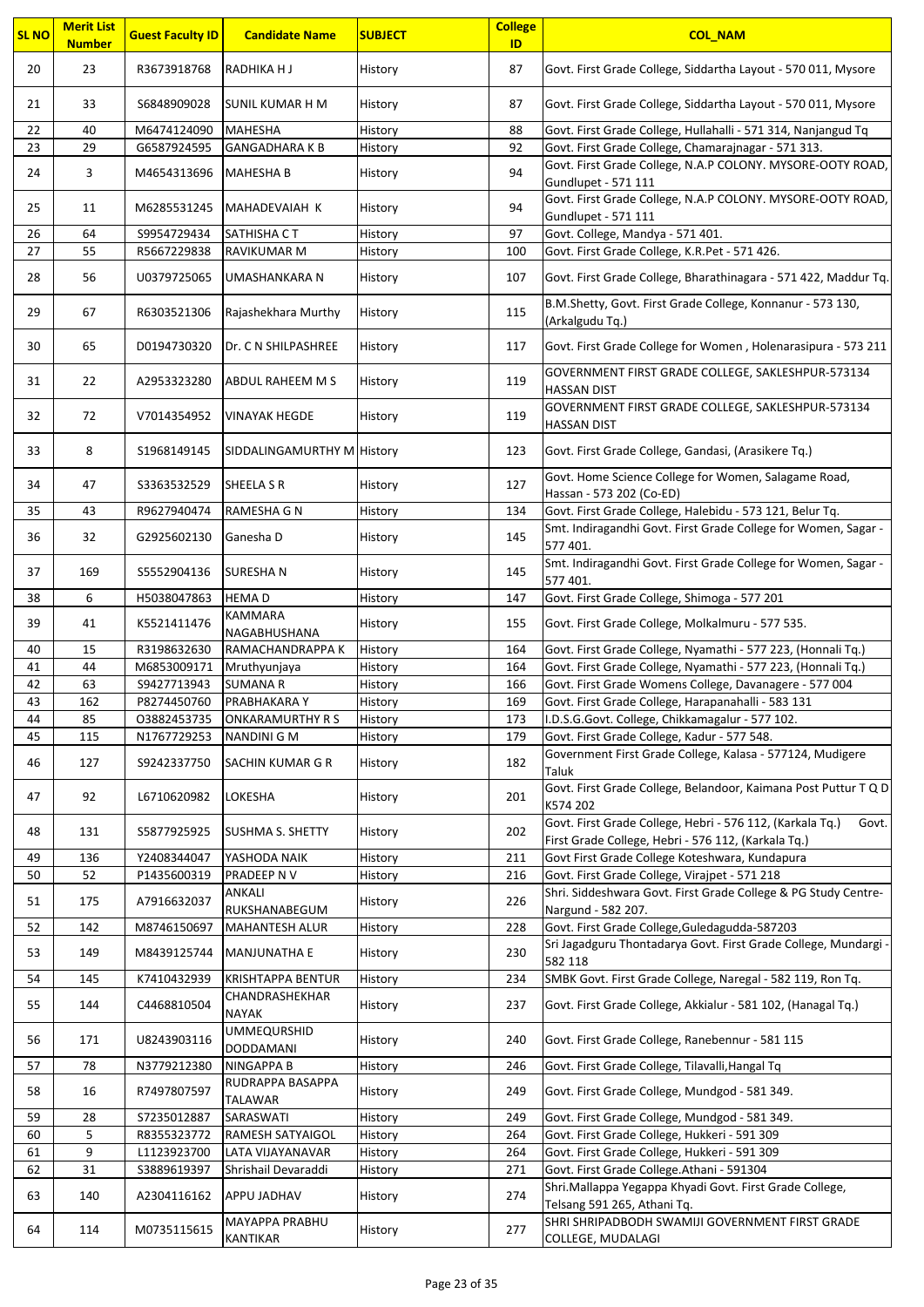| SL NO | Merit List Number | Guest Faculty ID | Candidate Name | SUBJECT | College ID | COL_NAM |
|---|---|---|---|---|---|---|
| 20 | 23 | R3673918768 | RADHIKA H J | History | 87 | Govt. First Grade College, Siddartha Layout - 570 011, Mysore |
| 21 | 33 | S6848909028 | SUNIL KUMAR H M | History | 87 | Govt. First Grade College, Siddartha Layout - 570 011, Mysore |
| 22 | 40 | M6474124090 | MAHESHA | History | 88 | Govt. First Grade College, Hullahalli - 571 314, Nanjangud Tq |
| 23 | 29 | G6587924595 | GANGADHARA K B | History | 92 | Govt. First Grade College, Chamarajnagar - 571 313. |
| 24 | 3 | M4654313696 | MAHESHA B | History | 94 | Govt. First Grade College, N.A.P COLONY. MYSORE-OOTY ROAD, Gundlupet - 571 111 |
| 25 | 11 | M6285531245 | MAHADEVAIAH K | History | 94 | Govt. First Grade College, N.A.P COLONY. MYSORE-OOTY ROAD, Gundlupet - 571 111 |
| 26 | 64 | S9954729434 | SATHISHA C T | History | 97 | Govt. College, Mandya - 571 401. |
| 27 | 55 | R5667229838 | RAVIKUMAR M | History | 100 | Govt. First Grade College, K.R.Pet - 571 426. |
| 28 | 56 | U0379725065 | UMASHANKARA N | History | 107 | Govt. First Grade College, Bharathinagara - 571 422, Maddur Tq. |
| 29 | 67 | R6303521306 | Rajashekhara Murthy | History | 115 | B.M.Shetty, Govt. First Grade College, Konnanur - 573 130, (Arkalgudu Tq.) |
| 30 | 65 | D0194730320 | Dr. C N SHILPASHREE | History | 117 | Govt. First Grade College for Women , Holenarasipura - 573 211 |
| 31 | 22 | A2953323280 | ABDUL RAHEEM M S | History | 119 | GOVERNMENT FIRST GRADE COLLEGE, SAKLESHPUR-573134 HASSAN DIST |
| 32 | 72 | V7014354952 | VINAYAK HEGDE | History | 119 | GOVERNMENT FIRST GRADE COLLEGE, SAKLESHPUR-573134 HASSAN DIST |
| 33 | 8 | S1968149145 | SIDDALINGAMURTHY M | History | 123 | Govt. First Grade College, Gandasi, (Arasikere Tq.) |
| 34 | 47 | S3363532529 | SHEELA S R | History | 127 | Govt. Home Science College for Women, Salagame Road, Hassan - 573 202 (Co-ED) |
| 35 | 43 | R9627940474 | RAMESHA G N | History | 134 | Govt. First Grade College, Halebidu - 573 121, Belur Tq. |
| 36 | 32 | G2925602130 | Ganesha D | History | 145 | Smt. Indiragandhi Govt. First Grade College for Women, Sagar - 577 401. |
| 37 | 169 | S5552904136 | SURESHA N | History | 145 | Smt. Indiragandhi Govt. First Grade College for Women, Sagar - 577 401. |
| 38 | 6 | H5038047863 | HEMA D | History | 147 | Govt. First Grade College, Shimoga - 577 201 |
| 39 | 41 | K5521411476 | KAMMARA NAGABHUSHANA | History | 155 | Govt. First Grade College, Molkalmuru - 577 535. |
| 40 | 15 | R3198632630 | RAMACHANDRAPPA K | History | 164 | Govt. First Grade College, Nyamathi - 577 223, (Honnali Tq.) |
| 41 | 44 | M6853009171 | Mruthyunjaya | History | 164 | Govt. First Grade College, Nyamathi - 577 223, (Honnali Tq.) |
| 42 | 63 | S9427713943 | SUMANA R | History | 166 | Govt. First Grade Womens College, Davanagere - 577 004 |
| 43 | 162 | P8274450760 | PRABHAKARA Y | History | 169 | Govt. First Grade College, Harapanahalli - 583 131 |
| 44 | 85 | O3882453735 | ONKARAMURTHY R S | History | 173 | I.D.S.G.Govt. College, Chikkamagalur - 577 102. |
| 45 | 115 | N1767729253 | NANDINI G M | History | 179 | Govt. First Grade College, Kadur - 577 548. |
| 46 | 127 | S9242337750 | SACHIN KUMAR G R | History | 182 | Government First Grade College, Kalasa - 577124, Mudigere Taluk |
| 47 | 92 | L6710620982 | LOKESHA | History | 201 | Govt. First Grade College, Belandoor, Kaimana Post Puttur T Q D K574 202 |
| 48 | 131 | S5877925925 | SUSHMA S. SHETTY | History | 202 | Govt. First Grade College, Hebri - 576 112, (Karkala Tq.) Govt. First Grade College, Hebri - 576 112, (Karkala Tq.) |
| 49 | 136 | Y2408344047 | YASHODA NAIK | History | 211 | Govt First Grade College Koteshwara, Kundapura |
| 50 | 52 | P14356000319 | PRADEEP N V | History | 216 | Govt. First Grade College, Virajpet - 571 218 |
| 51 | 175 | A7916632037 | ANKALI RUKSHANABEGUM | History | 226 | Shri. Siddeshwara Govt. First Grade College & PG Study Centre- Nargund - 582 207. |
| 52 | 142 | M8746150697 | MAHANTESH ALUR | History | 228 | Govt. First Grade College,Guledagudda-587203 |
| 53 | 149 | M8439125744 | MANJUNATHA E | History | 230 | Sri Jagadguru Thontadarya Govt. First Grade College, Mundargi - 582 118 |
| 54 | 145 | K7410432939 | KRISHTAPPA BENTUR | History | 234 | SMBK Govt. First Grade College, Naregal - 582 119, Ron Tq. |
| 55 | 144 | C4468810504 | CHANDRASHEKHAR NAYAK | History | 237 | Govt. First Grade College, Akkialur - 581 102, (Hanagal Tq.) |
| 56 | 171 | U8243903116 | UMMEQURSHID DODDAMANI | History | 240 | Govt. First Grade College, Ranebennur - 581 115 |
| 57 | 78 | N3779212380 | NINGAPPA B | History | 246 | Govt. First Grade College, Tilavalli,Hangal Tq |
| 58 | 16 | R7497807597 | RUDRAPPA BASAPPA TALAWAR | History | 249 | Govt. First Grade College, Mundgod - 581 349. |
| 59 | 28 | S7235012887 | SARASWATI | History | 249 | Govt. First Grade College, Mundgod - 581 349. |
| 60 | 5 | R8355323772 | RAMESH SATYAIGOL | History | 264 | Govt. First Grade College, Hukkeri - 591 309 |
| 61 | 9 | L1123923700 | LATA VIJAYANAVAR | History | 264 | Govt. First Grade College, Hukkeri - 591 309 |
| 62 | 31 | S3889619397 | Shrishail Devaraddi | History | 271 | Govt. First Grade College.Athani - 591304 |
| 63 | 140 | A2304116162 | APPU JADHAV | History | 274 | Shri.Mallappa Yegappa Khyadi Govt. First Grade College, Telsang 591 265, Athani Tq. |
| 64 | 114 | M0735115615 | MAYAPPA PRABHU KANTIKAR | History | 277 | SHRI SHRIPADBODH SWAMIJI GOVERNMENT FIRST GRADE COLLEGE, MUDALAGI |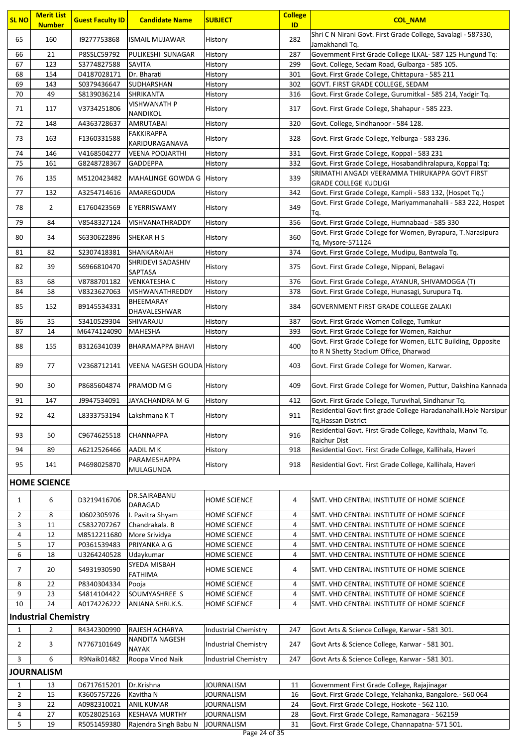| SL NO | Merit List Number | Guest Faculty ID | Candidate Name | SUBJECT | College ID | COL_NAM |
|---|---|---|---|---|---|---|
| 65 | 160 | I9277753868 | ISMAIL MUJAWAR | History | 282 | Shri C N Nirani Govt. First Grade College, Savalagi - 587330, Jamakhandi Tq. |
| 66 | 21 | P8SSLC59792 | PULIKESHI SUNAGAR | History | 287 | Government First Grade College ILKAL- 587 125 Hungund Tq: |
| 67 | 123 | S3774827588 | SAVITA | History | 299 | Govt. College, Sedam Road, Gulbarga - 585 105. |
| 68 | 154 | D4187028171 | Dr. Bharati | History | 301 | Govt. First Grade College, Chittapura - 585 211 |
| 69 | 143 | S0379436647 | SUDHARSHAN | History | 302 | GOVT. FIRST GRADE COLLEGE, SEDAM |
| 70 | 49 | S8139036214 | SHRIKANTA | History | 316 | Govt. First Grade College, Gurumitkal - 585 214, Yadgir Tq. |
| 71 | 117 | V3734251806 | VISHWANATH P NANDIKOL | History | 317 | Govt. First Grade College, Shahapur - 585 223. |
| 72 | 148 | A4363728637 | AMRUTABAI | History | 320 | Govt. College, Sindhanoor - 584 128. |
| 73 | 163 | F1360331588 | FAKKIRAPPA KARIDURAGANAVA | History | 328 | Govt. First Grade College, Yelburga - 583 236. |
| 74 | 146 | V4168504277 | VEENA POOJARTHI | History | 331 | Govt. First Grade College, Koppal - 583 231 |
| 75 | 161 | G8248728367 | GADDEPPA | History | 332 | Govt. First Grade College, Hosabandihralapura, Koppal Tq: |
| 76 | 135 | M5120423482 | MAHALINGE GOWDA G | History | 339 | SRIMATHI ANGADI VEERAMMA THIRUKAPPA GOVT FIRST GRADE COLLEGE KUDLIGI |
| 77 | 132 | A3254714616 | AMAREGOUDA | History | 342 | Govt. First Grade College, Kampli - 583 132, (Hospet Tq.) |
| 78 | 2 | E1760423569 | E YERRISWAMY | History | 349 | Govt. First Grade College, Mariyammanahalli - 583 222, Hospet Tq. |
| 79 | 84 | V8548327124 | VISHVANATHRADDY | History | 356 | Govt. First Grade College, Humnabaad - 585 330 |
| 80 | 34 | S6330622896 | SHEKAR H S | History | 360 | Govt. First Grade College for Women, Byrapura, T.Narasipura Tq, Mysore-571124 |
| 81 | 82 | S2307418381 | SHANKARAIAH | History | 374 | Govt. First Grade College, Mudipu, Bantwala Tq. |
| 82 | 39 | S6966810470 | SHRIDEVI SADASHIV SAPTASA | History | 375 | Govt. First Grade College, Nippani, Belagavi |
| 83 | 68 | V8788701182 | VENKATESHA C | History | 376 | Govt. First Grade College, AYANUR, SHIVAMOGGA (T) |
| 84 | 58 | V8323627063 | VISHWANATHREDDY | History | 378 | Govt. First Grade College, Hunasagi, Surupura Tq. |
| 85 | 152 | B9145534331 | BHEEMARAY DHAVALESHWAR | History | 384 | GOVERNMENT FIRST GRADE COLLEGE ZALAKI |
| 86 | 35 | S3410529304 | SHIVARAJU | History | 387 | Govt. First Grade Women College, Tumkur |
| 87 | 14 | M6474124090 | MAHESHA | History | 393 | Govt. First Grade College for Women, Raichur |
| 88 | 155 | B3126341039 | BHARAMAPPA BHAVI | History | 400 | Govt. First Grade College for Women, ELTC Building, Opposite to R N Shetty Stadium Office, Dharwad |
| 89 | 77 | V2368712141 | VEENA NAGESH GOUDA | History | 403 | Govt. First Grade College for Women, Karwar. |
| 90 | 30 | P8685604874 | PRAMOD M G | History | 409 | Govt. First Grade College for Women, Puttur, Dakshina Kannada |
| 91 | 147 | J9947534091 | JAYACHANDRA M G | History | 412 | Govt. First Grade College, Turuvihal, Sindhanur Tq. |
| 92 | 42 | L8333753194 | Lakshmana K T | History | 911 | Residential Govt first grade College Haradanahalli.Hole Narsipur Tq,Hassan District |
| 93 | 50 | C9674625518 | CHANNAPPA | History | 916 | Residential Govt. First Grade College, Kavithala, Manvi Tq. Raichur Dist |
| 94 | 89 | A6212526466 | AADIL M K | History | 918 | Residential Govt. First Grade College, Kallihala, Haveri |
| 95 | 141 | P4698025870 | PARAMESHAPPA MULAGUNDA | History | 918 | Residential Govt. First Grade College, Kallihala, Haveri |
| **HOME SCIENCE** | | | | | | |
| 1 | 6 | D3219416706 | DR.SAIRABANU DARAGAD | HOME SCIENCE | 4 | SMT. VHD CENTRAL INSTITUTE OF HOME SCIENCE |
| 2 | 8 | I0602305976 | I. Pavitra Shyam | HOME SCIENCE | 4 | SMT. VHD CENTRAL INSTITUTE OF HOME SCIENCE |
| 3 | 11 | C5832707267 | Chandrakala. B | HOME SCIENCE | 4 | SMT. VHD CENTRAL INSTITUTE OF HOME SCIENCE |
| 4 | 12 | M8512211680 | More Srividya | HOME SCIENCE | 4 | SMT. VHD CENTRAL INSTITUTE OF HOME SCIENCE |
| 5 | 17 | P0361539483 | PRIYANKA A G | HOME SCIENCE | 4 | SMT. VHD CENTRAL INSTITUTE OF HOME SCIENCE |
| 6 | 18 | U3264240528 | Udaykumar | HOME SCIENCE | 4 | SMT. VHD CENTRAL INSTITUTE OF HOME SCIENCE |
| 7 | 20 | S4931930590 | SYEDA MISBAH FATHIMA | HOME SCIENCE | 4 | SMT. VHD CENTRAL INSTITUTE OF HOME SCIENCE |
| 8 | 22 | P8340304334 | Pooja | HOME SCIENCE | 4 | SMT. VHD CENTRAL INSTITUTE OF HOME SCIENCE |
| 9 | 23 | S4814104422 | SOUMYASHREE S | HOME SCIENCE | 4 | SMT. VHD CENTRAL INSTITUTE OF HOME SCIENCE |
| 10 | 24 | A0174226222 | ANJANA SHRI.K.S. | HOME SCIENCE | 4 | SMT. VHD CENTRAL INSTITUTE OF HOME SCIENCE |
| **Industrial Chemistry** | | | | | | |
| 1 | 2 | R4342300990 | RAJESH ACHARYA | Industrial Chemistry | 247 | Govt Arts & Science College, Karwar - 581 301. |
| 2 | 3 | N7767101649 | NANDITA NAGESH NAYAK | Industrial Chemistry | 247 | Govt Arts & Science College, Karwar - 581 301. |
| 3 | 6 | R9Naik01482 | Roopa Vinod Naik | Industrial Chemistry | 247 | Govt Arts & Science College, Karwar - 581 301. |
| **JOURNALISM** | | | | | | |
| 1 | 13 | D6717615201 | Dr.Krishna | JOURNALISM | 11 | Government First Grade College, Rajajinagar |
| 2 | 15 | K3605757226 | Kavitha N | JOURNALISM | 16 | Govt. First Grade College, Yelahanka, Bangalore.- 560 064 |
| 3 | 22 | A0982310021 | ANIL KUMAR | JOURNALISM | 24 | Govt. First Grade College, Hoskote - 562 110. |
| 4 | 27 | K0528025163 | KESHAVA MURTHY | JOURNALISM | 28 | Govt. First Grade College, Ramanagara - 562159 |
| 5 | 19 | R5051459380 | Rajendra Singh Babu N | JOURNALISM | 31 | Govt. First Grade College, Channapatna- 571 501. |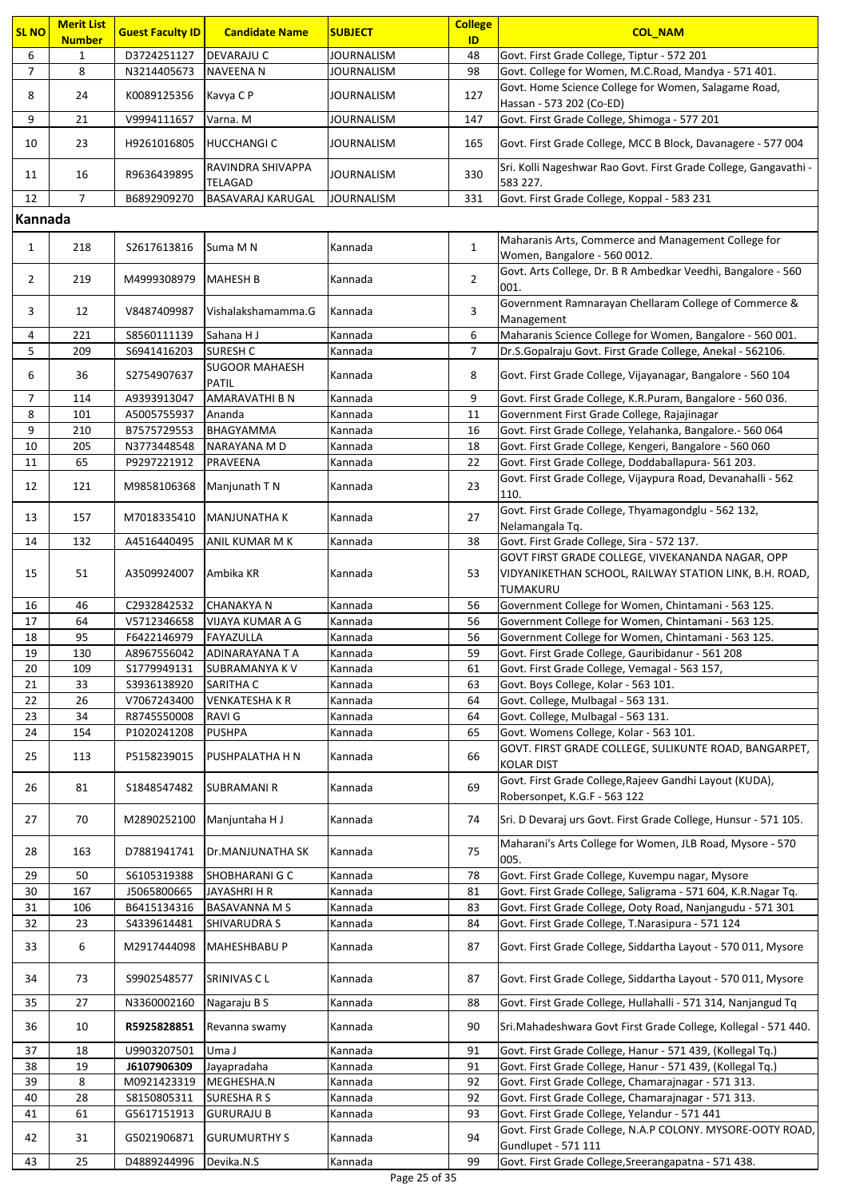| SL NO | Merit List Number | Guest Faculty ID | Candidate Name | SUBJECT | College ID | COL_NAM |
|---|---|---|---|---|---|---|
| 6 | 1 | D3724251127 | DEVARAJU C | JOURNALISM | 48 | Govt. First Grade College, Tiptur - 572 201 |
| 7 | 8 | N3214405673 | NAVEENA N | JOURNALISM | 98 | Govt. College for Women, M.C.Road, Mandya - 571 401. |
| 8 | 24 | K0089125356 | Kavya C P | JOURNALISM | 127 | Govt. Home Science College for Women, Salagame Road, Hassan - 573 202 (Co-ED) |
| 9 | 21 | V9994111657 | Varna. M | JOURNALISM | 147 | Govt. First Grade College, Shimoga - 577 201 |
| 10 | 23 | H9261016805 | HUCCHANGI C | JOURNALISM | 165 | Govt. First Grade College, MCC B Block, Davanagere - 577 004 |
| 11 | 16 | R9636439895 | RAVINDRA SHIVAPPA TELAGAD | JOURNALISM | 330 | Sri. Kolli Nageshwar Rao Govt. First Grade College, Gangavathi - 583 227. |
| 12 | 7 | B6892909270 | BASAVARAJ KARUGAL | JOURNALISM | 331 | Govt. First Grade College, Koppal - 583 231 |
| **Kannada** | | | | | | |
| 1 | 218 | S2617613816 | Suma M N | Kannada | 1 | Maharanis Arts, Commerce and Management College for Women, Bangalore - 560 0012. |
| 2 | 219 | M4999308979 | MAHESH B | Kannada | 2 | Govt. Arts College, Dr. B R Ambedkar Veedhi, Bangalore - 560 001. |
| 3 | 12 | V8487409987 | Vishalakshamamma.G | Kannada | 3 | Government Ramnarayan Chellaram College of Commerce & Management |
| 4 | 221 | S8560111139 | Sahana H J | Kannada | 6 | Maharanis Science College for Women, Bangalore - 560 001. |
| 5 | 209 | S6941416203 | SURESH C | Kannada | 7 | Dr.S.Gopalraju Govt. First Grade College, Anekal - 562106. |
| 6 | 36 | S2754907637 | SUGOOR MAHAESH PATIL | Kannada | 8 | Govt. First Grade College, Vijayanagar, Bangalore - 560 104 |
| 7 | 114 | A9393913047 | AMARAVATHI B N | Kannada | 9 | Govt. First Grade College, K.R.Puram, Bangalore - 560 036. |
| 8 | 101 | A5005755937 | Ananda | Kannada | 11 | Government First Grade College, Rajajinagar |
| 9 | 210 | B7575729553 | BHAGYAMMA | Kannada | 16 | Govt. First Grade College, Yelahanka, Bangalore.- 560 064 |
| 10 | 205 | N3773448548 | NARAYANA M D | Kannada | 18 | Govt. First Grade College, Kengeri, Bangalore - 560 060 |
| 11 | 65 | P9297221912 | PRAVEENA | Kannada | 22 | Govt. First Grade College, Doddaballapura- 561 203. |
| 12 | 121 | M9858106368 | Manjunath T N | Kannada | 23 | Govt. First Grade College, Vijaypura Road, Devanahalli - 562 110. |
| 13 | 157 | M7018335410 | MANJUNATHA K | Kannada | 27 | Govt. First Grade College, Thyamagondglu - 562 132, Nelamangala Tq. |
| 14 | 132 | A4516440495 | ANIL KUMAR M K | Kannada | 38 | Govt. First Grade College, Sira - 572 137. |
| 15 | 51 | A3509924007 | Ambika KR | Kannada | 53 | GOVT FIRST GRADE COLLEGE, VIVEKANANDA NAGAR, OPP VIDYANIKETHAN SCHOOL, RAILWAY STATION LINK, B.H. ROAD, TUMAKURU |
| 16 | 46 | C2932842532 | CHANAKYA N | Kannada | 56 | Government College for Women, Chintamani - 563 125. |
| 17 | 64 | V5712346658 | VIJAYA KUMAR A G | Kannada | 56 | Government College for Women, Chintamani - 563 125. |
| 18 | 95 | F6422146979 | FAYAZULLA | Kannada | 56 | Government College for Women, Chintamani - 563 125. |
| 19 | 130 | A8967556042 | ADINARAYANA T A | Kannada | 59 | Govt. First Grade College, Gauribidanur - 561 208 |
| 20 | 109 | S1779949131 | SUBRAMANYA K V | Kannada | 61 | Govt. First Grade College, Vemagal - 563 157, |
| 21 | 33 | S3936138920 | SARITHA C | Kannada | 63 | Govt. Boys College, Kolar - 563 101. |
| 22 | 26 | V7067243400 | VENKATESHA K R | Kannada | 64 | Govt. College, Mulbagal - 563 131. |
| 23 | 34 | R8745550008 | RAVI G | Kannada | 64 | Govt. College, Mulbagal - 563 131. |
| 24 | 154 | P1020241208 | PUSHPA | Kannada | 65 | Govt. Womens College, Kolar - 563 101. |
| 25 | 113 | P5158239015 | PUSHPALATHA H N | Kannada | 66 | GOVT. FIRST GRADE COLLEGE, SULIKUNTE ROAD, BANGARPET, KOLAR DIST |
| 26 | 81 | S1848547482 | SUBRAMANI R | Kannada | 69 | Govt. First Grade College,Rajeev Gandhi Layout (KUDA), Robersonpet, K.G.F - 563 122 |
| 27 | 70 | M2890252100 | Manjuntaha H J | Kannada | 74 | Sri. D Devaraj urs Govt. First Grade College, Hunsur - 571 105. |
| 28 | 163 | D7881941741 | Dr.MANJUNATHA SK | Kannada | 75 | Maharani's Arts College for Women, JLB Road, Mysore - 570 005. |
| 29 | 50 | S6105319388 | SHOBHARANI G C | Kannada | 78 | Govt. First Grade College, Kuvempu nagar, Mysore |
| 30 | 167 | J5065800665 | JAYASHRI H R | Kannada | 81 | Govt. First Grade College, Saligrama - 571 604, K.R.Nagar Tq. |
| 31 | 106 | B6415134316 | BASAVANNA M S | Kannada | 83 | Govt. First Grade College, Ooty Road, Nanjangudu - 571 301 |
| 32 | 23 | S4339614481 | SHIVARUDRA S | Kannada | 84 | Govt. First Grade College, T.Narasipura - 571 124 |
| 33 | 6 | M2917444098 | MAHESHBABU P | Kannada | 87 | Govt. First Grade College, Siddartha Layout - 570 011, Mysore |
| 34 | 73 | S9902548577 | SRINIVAS C L | Kannada | 87 | Govt. First Grade College, Siddartha Layout - 570 011, Mysore |
| 35 | 27 | N3360002160 | Nagaraju B S | Kannada | 88 | Govt. First Grade College, Hullahalli - 571 314, Nanjangud Tq |
| 36 | 10 | **R5925828851** | Revanna swamy | Kannada | 90 | Sri.Mahadeshwara Govt First Grade College, Kollegal - 571 440. |
| 37 | 18 | U9903207501 | Uma J | Kannada | 91 | Govt. First Grade College, Hanur - 571 439, (Kollegal Tq.) |
| 38 | 19 | **J6107906309** | Jayapradaha | Kannada | 91 | Govt. First Grade College, Hanur - 571 439, (Kollegal Tq.) |
| 39 | 8 | M0921423319 | MEGHESHA.N | Kannada | 92 | Govt. First Grade College, Chamarajnagar - 571 313. |
| 40 | 28 | S8150805311 | SURESHA R S | Kannada | 92 | Govt. First Grade College, Chamarajnagar - 571 313. |
| 41 | 61 | G5617151913 | GURURAJU B | Kannada | 93 | Govt. First Grade College, Yelandur - 571 441 |
| 42 | 31 | G5021906871 | GURUMURTHY S | Kannada | 94 | Govt. First Grade College, N.A.P COLONY. MYSORE-OOTY ROAD, Gundlupet - 571 111 |
| 43 | 25 | D4889244996 | Devika.N.S | Kannada | 99 | Govt. First Grade College,Sreerangapatna - 571 438. |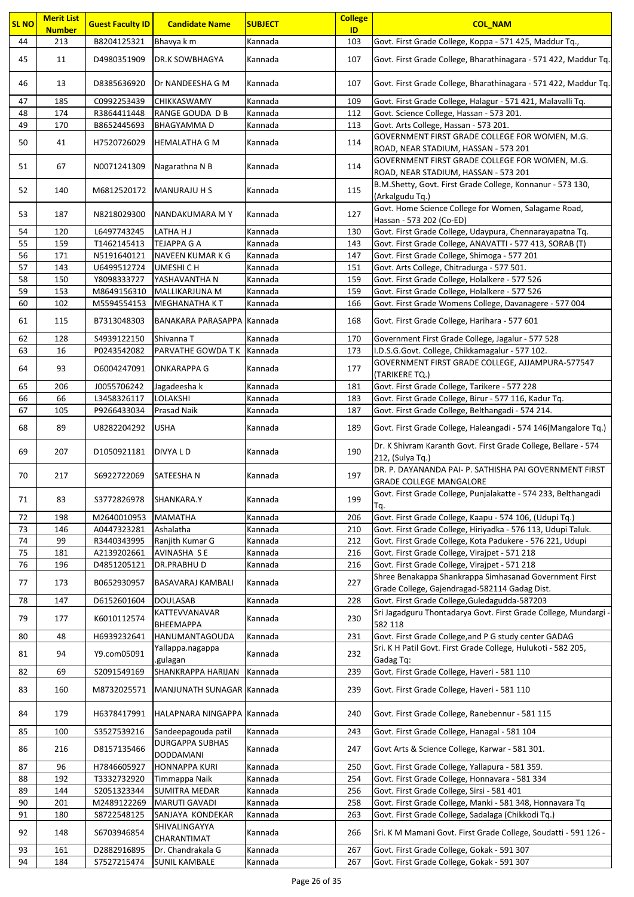| SL NO | Merit List Number | Guest Faculty ID | Candidate Name | SUBJECT | College ID | COL_NAM |
|---|---|---|---|---|---|---|
| 44 | 213 | B8204125321 | Bhavya k m | Kannada | 103 | Govt. First Grade College, Koppa - 571 425, Maddur Tq., |
| 45 | 11 | D4980351909 | DR.K SOWBHAGYA | Kannada | 107 | Govt. First Grade College, Bharathinagara - 571 422, Maddur Tq. |
| 46 | 13 | D8385636920 | Dr NANDEESHA G M | Kannada | 107 | Govt. First Grade College, Bharathinagara - 571 422, Maddur Tq. |
| 47 | 185 | C0992253439 | CHIKKASWAMY | Kannada | 109 | Govt. First Grade College, Halagur - 571 421, Malavalli Tq. |
| 48 | 174 | R3864411448 | RANGE GOUDA D B | Kannada | 112 | Govt. Science College, Hassan - 573 201. |
| 49 | 170 | B8652445693 | BHAGYAMMA D | Kannada | 113 | Govt. Arts College, Hassan - 573 201. |
| 50 | 41 | H7520726029 | HEMALATHA G M | Kannada | 114 | GOVERNMENT FIRST GRADE COLLEGE FOR WOMEN, M.G. ROAD, NEAR STADIUM, HASSAN - 573 201 |
| 51 | 67 | N0071241309 | Nagarathna N B | Kannada | 114 | GOVERNMENT FIRST GRADE COLLEGE FOR WOMEN, M.G. ROAD, NEAR STADIUM, HASSAN - 573 201 |
| 52 | 140 | M6812520172 | MANURAJU H S | Kannada | 115 | B.M.Shetty, Govt. First Grade College, Konnanur - 573 130, (Arkalgudu Tq.) |
| 53 | 187 | N8218029300 | NANDAKUMARA M Y | Kannada | 127 | Govt. Home Science College for Women, Salagame Road, Hassan - 573 202 (Co-ED) |
| 54 | 120 | L6497743245 | LATHA H J | Kannada | 130 | Govt. First Grade College, Udaypura, Chennarayapatna Tq. |
| 55 | 159 | T1462145413 | TEJAPPA G A | Kannada | 143 | Govt. First Grade College, ANAVATTI - 577 413, SORAB (T) |
| 56 | 171 | N5191640121 | NAVEEN KUMAR K G | Kannada | 147 | Govt. First Grade College, Shimoga - 577 201 |
| 57 | 143 | U6499512724 | UMESHI C H | Kannada | 151 | Govt. Arts College, Chitradurga - 577 501. |
| 58 | 150 | Y8098333727 | YASHAVANTHA N | Kannada | 159 | Govt. First Grade College, Holalkere - 577 526 |
| 59 | 153 | M8649156310 | MALLIKARJUNA M | Kannada | 159 | Govt. First Grade College, Holalkere - 577 526 |
| 60 | 102 | M5594554153 | MEGHANATHA K T | Kannada | 166 | Govt. First Grade College Womens College, Davanagere - 577 004 |
| 61 | 115 | B7313048303 | BANAKARA PARASAPPA | Kannada | 168 | Govt. First Grade College, Harihara - 577 601 |
| 62 | 128 | S4939122150 | Shivanna T | Kannada | 170 | Government First Grade College, Jagalur - 577 528 |
| 63 | 16 | P0243542082 | PARVATHE GOWDA T K | Kannada | 173 | I.D.S.G.Govt. College, Chikkamagalur - 577 102. |
| 64 | 93 | O6004247091 | ONKARAPPA G | Kannada | 177 | GOVERNMENT FIRST GRADE COLLEGE, AJJAMPURA-577547 (TARIKERE TQ.) |
| 65 | 206 | J0055706242 | Jagadeesha k | Kannada | 181 | Govt. First Grade College, Tarikere - 577 228 |
| 66 | 66 | L3458326117 | LOLAKSHI | Kannada | 183 | Govt. First Grade College, Birur - 577 116, Kadur Tq. |
| 67 | 105 | P9266433034 | Prasad Naik | Kannada | 187 | Govt. First Grade College, Belthangadi - 574 214. |
| 68 | 89 | U8282204292 | USHA | Kannada | 189 | Govt. First Grade College, Haleangadi - 574 146(Mangalore Tq.) |
| 69 | 207 | D1050921181 | DIVYA L D | Kannada | 190 | Dr. K Shivram Karanth Govt. First Grade College, Bellare - 574 212, (Sulya Tq.) |
| 70 | 217 | S6922722069 | SATEESHA N | Kannada | 197 | DR. P. DAYANANDA PAI- P. SATHISHA PAI GOVERNMENT FIRST GRADE COLLEGE MANGALORE |
| 71 | 83 | S3772826978 | SHANKARA.Y | Kannada | 199 | Govt. First Grade College, Punjalakatte - 574 233, Belthangadi Tq. |
| 72 | 198 | M2640010953 | MAMATHA | Kannada | 206 | Govt. First Grade College, Kaapu - 574 106, (Udupi Tq.) |
| 73 | 146 | A0447323281 | Ashalatha | Kannada | 210 | Govt. First Grade College, Hiriyadka - 576 113, Udupi Taluk. |
| 74 | 99 | R3440343995 | Ranjith Kumar G | Kannada | 212 | Govt. First Grade College, Kota Padukere - 576 221, Udupi |
| 75 | 181 | A2139202661 | AVINASHA S E | Kannada | 216 | Govt. First Grade College, Virajpet - 571 218 |
| 76 | 196 | D4851205121 | DR.PRABHU D | Kannada | 216 | Govt. First Grade College, Virajpet - 571 218 |
| 77 | 173 | B0652930957 | BASAVARAJ KAMBALI | Kannada | 227 | Shree Benakappa Shankrappa Simhasanad Government First Grade College, Gajendragad-582114 Gadag Dist. |
| 78 | 147 | D6152601604 | DOULASAB | Kannada | 228 | Govt. First Grade College,Guledagudda-587203 |
| 79 | 177 | K6010112574 | KATTEVVANAVAR BHEEMAPPA | Kannada | 230 | Sri Jagadguru Thontadarya Govt. First Grade College, Mundargi - 582 118 |
| 80 | 48 | H6939232641 | HANUMANTAGOUDA | Kannada | 231 | Govt. First Grade College,and P G study center GADAG |
| 81 | 94 | Y9.com05091 | Yallappa.nagappa .gulagan | Kannada | 232 | Sri. K H Patil Govt. First Grade College, Hulukoti - 582 205, Gadag Tq: |
| 82 | 69 | S2091549169 | SHANKRAPPA HARIJAN | Kannada | 239 | Govt. First Grade College, Haveri - 581 110 |
| 83 | 160 | M8732025571 | MANJUNATH SUNAGAR | Kannada | 239 | Govt. First Grade College, Haveri - 581 110 |
| 84 | 179 | H6378417991 | HALAPNARA NINGAPPA | Kannada | 240 | Govt. First Grade College, Ranebennur - 581 115 |
| 85 | 100 | S3527539216 | Sandeepagouda patil | Kannada | 243 | Govt. First Grade College, Hanagal - 581 104 |
| 86 | 216 | D8157135466 | DURGAPPA SUBHAS DODDAMANI | Kannada | 247 | Govt Arts & Science College, Karwar - 581 301. |
| 87 | 96 | H7846605927 | HONNAPPA KURI | Kannada | 250 | Govt. First Grade College, Yallapura - 581 359. |
| 88 | 192 | T3332732920 | Timmappa Naik | Kannada | 254 | Govt. First Grade College, Honnavara - 581 334 |
| 89 | 144 | S2051323344 | SUMITRA MEDAR | Kannada | 256 | Govt. First Grade College, Sirsi - 581 401 |
| 90 | 201 | M2489122269 | MARUTI GAVADI | Kannada | 258 | Govt. First Grade College, Manki - 581 348, Honnavara Tq |
| 91 | 180 | S8722548125 | SANJAYA KONDEKAR | Kannada | 263 | Govt. First Grade College, Sadalaga (Chikkodi Tq.) |
| 92 | 148 | S6703946854 | SHIVALINGAYYA CHARANTIMAT | Kannada | 266 | Sri. K M Mamani Govt. First Grade College, Soudatti - 591 126 - |
| 93 | 161 | D2882916895 | Dr. Chandrakala G | Kannada | 267 | Govt. First Grade College, Gokak - 591 307 |
| 94 | 184 | S7527215474 | SUNIL KAMBALE | Kannada | 267 | Govt. First Grade College, Gokak - 591 307 |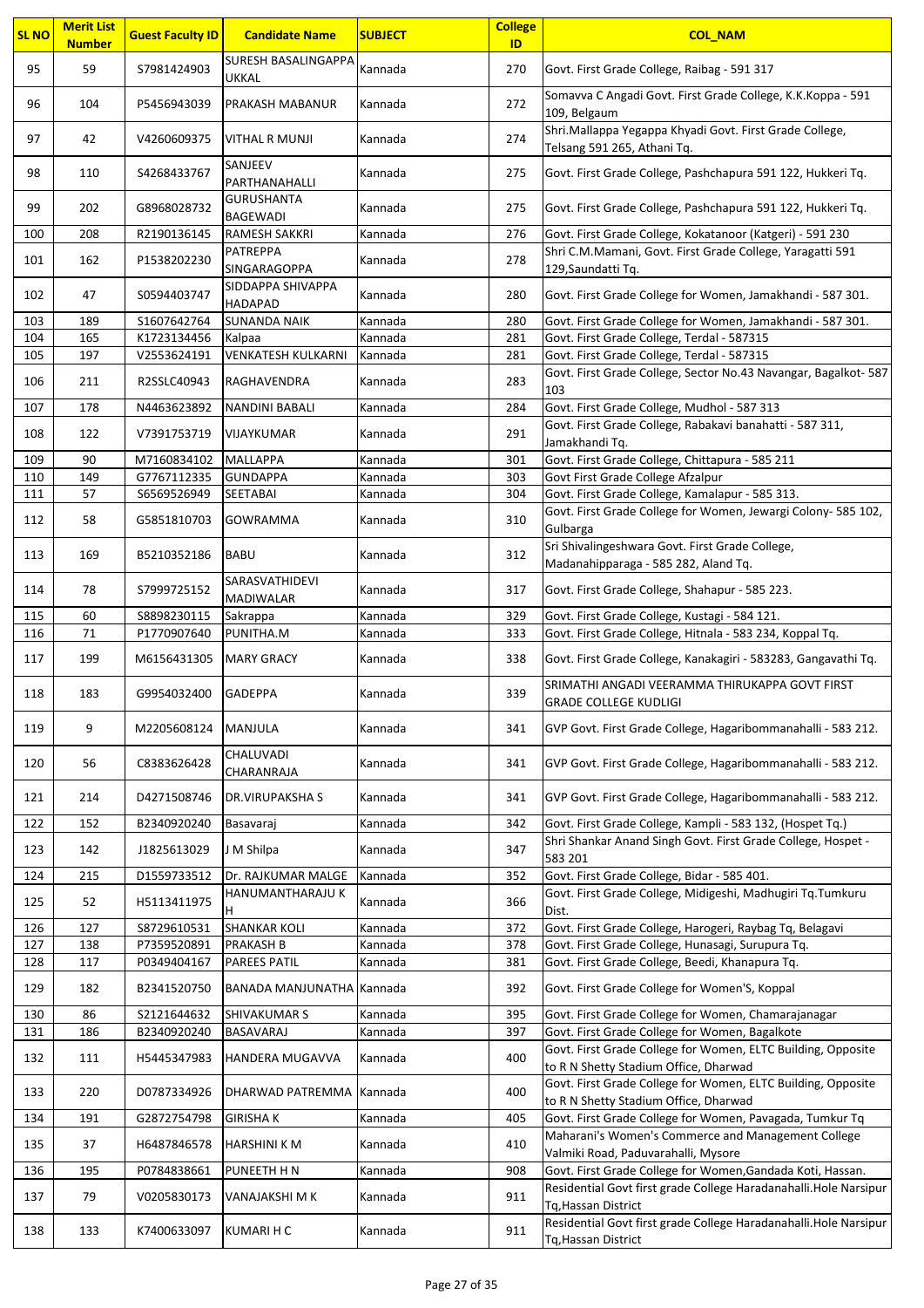| SL NO | Merit List Number | Guest Faculty ID | Candidate Name | SUBJECT | College ID | COL_NAM |
|---|---|---|---|---|---|---|
| 95 | 59 | S7981424903 | SURESH BASALINGAPPA UKKAL | Kannada | 270 | Govt. First Grade College, Raibag - 591 317 |
| 96 | 104 | P5456943039 | PRAKASH MABANUR | Kannada | 272 | Somavva C Angadi Govt. First Grade College, K.K.Koppa - 591 109, Belgaum |
| 97 | 42 | V4260609375 | VITHAL R MUNJI | Kannada | 274 | Shri.Mallappa Yegappa Khyadi Govt. First Grade College, Telsang 591 265, Athani Tq. |
| 98 | 110 | S4268433767 | SANJEEV PARTHANAHALLI | Kannada | 275 | Govt. First Grade College, Pashchapura 591 122, Hukkeri Tq. |
| 99 | 202 | G8968028732 | GURUSHANTA BAGEWADI | Kannada | 275 | Govt. First Grade College, Pashchapura 591 122, Hukkeri Tq. |
| 100 | 208 | R2190136145 | RAMESH SAKKRI | Kannada | 276 | Govt. First Grade College, Kokatanoor (Katgeri) - 591 230 |
| 101 | 162 | P1538202230 | PATREPPA SINGARAGOPPA | Kannada | 278 | Shri C.M.Mamani, Govt. First Grade College, Yaragatti 591 129,Saundatti Tq. |
| 102 | 47 | S0594403747 | SIDDAPPA SHIVAPPA HADAPAD | Kannada | 280 | Govt. First Grade College for Women, Jamakhandi - 587 301. |
| 103 | 189 | S1607642764 | SUNANDA NAIK | Kannada | 280 | Govt. First Grade College for Women, Jamakhandi - 587 301. |
| 104 | 165 | K1723134456 | Kalpaa | Kannada | 281 | Govt. First Grade College, Terdal - 587315 |
| 105 | 197 | V2553624191 | VENKATESH KULKARNI | Kannada | 281 | Govt. First Grade College, Terdal - 587315 |
| 106 | 211 | R2SSLC40943 | RAGHAVENDRA | Kannada | 283 | Govt. First Grade College, Sector No.43 Navangar, Bagalkot- 587 103 |
| 107 | 178 | N4463623892 | NANDINI BABALI | Kannada | 284 | Govt. First Grade College, Mudhol - 587 313 |
| 108 | 122 | V7391753719 | VIJAYKUMAR | Kannada | 291 | Govt. First Grade College, Rabakavi banahatti - 587 311, Jamakhandi Tq. |
| 109 | 90 | M7160834102 | MALLAPPA | Kannada | 301 | Govt. First Grade College, Chittapura - 585 211 |
| 110 | 149 | G7767112335 | GUNDAPPA | Kannada | 303 | Govt First Grade College Afzalpur |
| 111 | 57 | S6569526949 | SEETABAI | Kannada | 304 | Govt. First Grade College, Kamalapur - 585 313. |
| 112 | 58 | G5851810703 | GOWRAMMA | Kannada | 310 | Govt. First Grade College for Women, Jewargi Colony- 585 102, Gulbarga |
| 113 | 169 | B5210352186 | BABU | Kannada | 312 | Sri Shivalingeshwara Govt. First Grade College, Madanahipparaga - 585 282, Aland Tq. |
| 114 | 78 | S7999725152 | SARASVATHIDEVI MADIWALAR | Kannada | 317 | Govt. First Grade College, Shahapur - 585 223. |
| 115 | 60 | S8898230115 | Sakrappa | Kannada | 329 | Govt. First Grade College, Kustagi - 584 121. |
| 116 | 71 | P1770907640 | PUNITHA.M | Kannada | 333 | Govt. First Grade College, Hitnala - 583 234, Koppal Tq. |
| 117 | 199 | M6156431305 | MARY GRACY | Kannada | 338 | Govt. First Grade College, Kanakagiri - 583283, Gangavathi Tq. |
| 118 | 183 | G9954032400 | GADEPPA | Kannada | 339 | SRIMATHI ANGADI VEERAMMA THIRUKAPPA GOVT FIRST GRADE COLLEGE KUDLIGI |
| 119 | 9 | M2205608124 | MANJULA | Kannada | 341 | GVP Govt. First Grade College, Hagaribommanahalli - 583 212. |
| 120 | 56 | C8383626428 | CHALUVADI CHARANRAJA | Kannada | 341 | GVP Govt. First Grade College, Hagaribommanahalli - 583 212. |
| 121 | 214 | D4271508746 | DR.VIRUPAKSHA S | Kannada | 341 | GVP Govt. First Grade College, Hagaribommanahalli - 583 212. |
| 122 | 152 | B2340920240 | Basavaraj | Kannada | 342 | Govt. First Grade College, Kampli - 583 132, (Hospet Tq.) |
| 123 | 142 | J1825613029 | J M Shilpa | Kannada | 347 | Shri Shankar Anand Singh Govt. First Grade College, Hospet - 583 201 |
| 124 | 215 | D1559733512 | Dr. RAJKUMAR MALGE | Kannada | 352 | Govt. First Grade College, Bidar - 585 401. |
| 125 | 52 | H5113411975 | HANUMANTHARAJU K H | Kannada | 366 | Govt. First Grade College, Midigeshi, Madhugiri Tq.Tumkuru Dist. |
| 126 | 127 | S8729610531 | SHANKAR KOLI | Kannada | 372 | Govt. First Grade College, Harogeri, Raybag Tq, Belagavi |
| 127 | 138 | P7359520891 | PRAKASH B | Kannada | 378 | Govt. First Grade College, Hunasagi, Surupura Tq. |
| 128 | 117 | P0349404167 | PAREES PATIL | Kannada | 381 | Govt. First Grade College, Beedi, Khanapura Tq. |
| 129 | 182 | B2341520750 | BANADA MANJUNATHA | Kannada | 392 | Govt. First Grade College for Women'S, Koppal |
| 130 | 86 | S2121644632 | SHIVAKUMAR S | Kannada | 395 | Govt. First Grade College for Women, Chamarajanagar |
| 131 | 186 | B2340920240 | BASAVARAJ | Kannada | 397 | Govt. First Grade College for Women, Bagalkote |
| 132 | 111 | H5445347983 | HANDERA MUGAVVA | Kannada | 400 | Govt. First Grade College for Women, ELTC Building, Opposite to R N Shetty Stadium Office, Dharwad |
| 133 | 220 | D0787334926 | DHARWAD PATREMMA | Kannada | 400 | Govt. First Grade College for Women, ELTC Building, Opposite to R N Shetty Stadium Office, Dharwad |
| 134 | 191 | G2872754798 | GIRISHA K | Kannada | 405 | Govt. First Grade College for Women, Pavagada, Tumkur Tq |
| 135 | 37 | H6487846578 | HARSHINI K M | Kannada | 410 | Maharani's Women's Commerce and Management College Valmiki Road, Paduvarahalli, Mysore |
| 136 | 195 | P0784838661 | PUNEETH H N | Kannada | 908 | Govt. First Grade College for Women,Gandada Koti, Hassan. |
| 137 | 79 | V0205830173 | VANAJAKSHI M K | Kannada | 911 | Residential Govt first grade College Haradanahalli.Hole Narsipur Tq,Hassan District |
| 138 | 133 | K7400633097 | KUMARI H C | Kannada | 911 | Residential Govt first grade College Haradanahalli.Hole Narsipur Tq,Hassan District |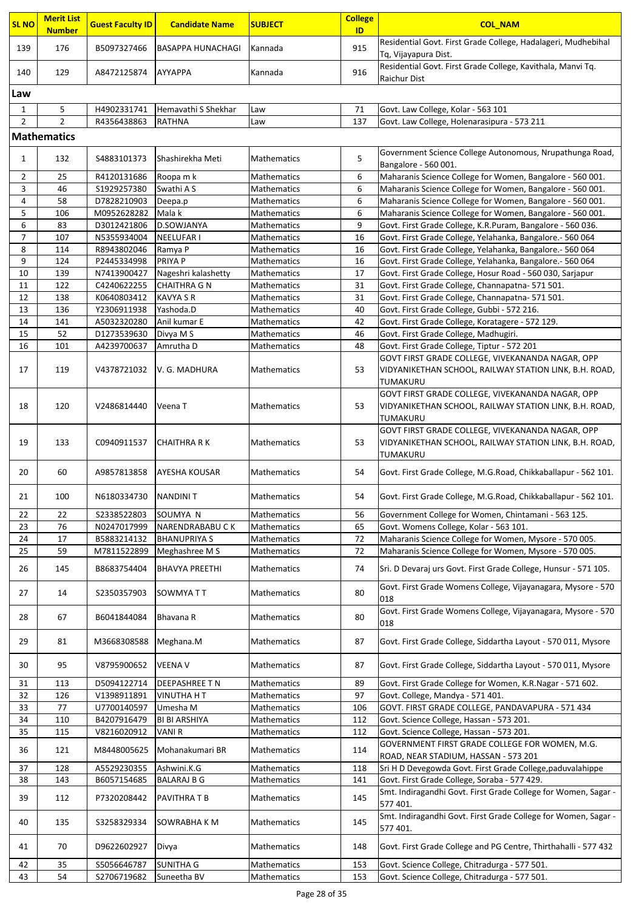| SL NO | Merit List Number | Guest Faculty ID | Candidate Name | SUBJECT | College ID | COL_NAM |
|---|---|---|---|---|---|---|
| 139 | 176 | B5097327466 | BASAPPA HUNACHAGI | Kannada | 915 | Residential Govt. First Grade College, Hadalageri, Mudhebihal Tq, Vijayapura Dist. |
| 140 | 129 | A8472125874 | AYYAPPA | Kannada | 916 | Residential Govt. First Grade College, Kavithala, Manvi Tq. Raichur Dist |
| **Law** | | | | | | |
| 1 | 5 | H4902331741 | Hemavathi S Shekhar | Law | 71 | Govt. Law College, Kolar - 563 101 |
| 2 | 2 | R4356438863 | RATHNA | Law | 137 | Govt. Law College, Holenarasipura - 573 211 |
| **Mathematics** | | | | | | |
| 1 | 132 | S4883101373 | Shashirekha Meti | Mathematics | 5 | Government Science College Autonomous, Nrupathunga Road, Bangalore - 560 001. |
| 2 | 25 | R4120131686 | Roopa m k | Mathematics | 6 | Maharanis Science College for Women, Bangalore - 560 001. |
| 3 | 46 | S1929257380 | Swathi A S | Mathematics | 6 | Maharanis Science College for Women, Bangalore - 560 001. |
| 4 | 58 | D7828210903 | Deepa.p | Mathematics | 6 | Maharanis Science College for Women, Bangalore - 560 001. |
| 5 | 106 | M0952628282 | Mala k | Mathematics | 6 | Maharanis Science College for Women, Bangalore - 560 001. |
| 6 | 83 | D3012421806 | D.SOWJANYA | Mathematics | 9 | Govt. First Grade College, K.R.Puram, Bangalore - 560 036. |
| 7 | 107 | N5355934004 | NEELUFAR I | Mathematics | 16 | Govt. First Grade College, Yelahanka, Bangalore.- 560 064 |
| 8 | 114 | R8943802046 | Ramya P | Mathematics | 16 | Govt. First Grade College, Yelahanka, Bangalore.- 560 064 |
| 9 | 124 | P2445334998 | PRIYA P | Mathematics | 16 | Govt. First Grade College, Yelahanka, Bangalore.- 560 064 |
| 10 | 139 | N7413900427 | Nageshri kalashetty | Mathematics | 17 | Govt. First Grade College, Hosur Road - 560 030, Sarjapur |
| 11 | 122 | C4240622255 | CHAITHRA G N | Mathematics | 31 | Govt. First Grade College, Channapatna- 571 501. |
| 12 | 138 | K0640803412 | KAVYA S R | Mathematics | 31 | Govt. First Grade College, Channapatna- 571 501. |
| 13 | 136 | Y2306911938 | Yashoda.D | Mathematics | 40 | Govt. First Grade College, Gubbi - 572 216. |
| 14 | 141 | A5032320280 | Anil kumar E | Mathematics | 42 | Govt. First Grade College, Koratagere - 572 129. |
| 15 | 52 | D1273539630 | Divya M S | Mathematics | 46 | Govt. First Grade College, Madhugiri. |
| 16 | 101 | A4239700637 | Amrutha D | Mathematics | 48 | Govt. First Grade College, Tiptur - 572 201 |
| 17 | 119 | V4378721032 | V. G. MADHURA | Mathematics | 53 | GOVT FIRST GRADE COLLEGE, VIVEKANANDA NAGAR, OPP VIDYANIKETHAN SCHOOL, RAILWAY STATION LINK, B.H. ROAD, TUMAKURU |
| 18 | 120 | V2486814440 | Veena T | Mathematics | 53 | GOVT FIRST GRADE COLLEGE, VIVEKANANDA NAGAR, OPP VIDYANIKETHAN SCHOOL, RAILWAY STATION LINK, B.H. ROAD, TUMAKURU |
| 19 | 133 | C0940911537 | CHAITHRA R K | Mathematics | 53 | GOVT FIRST GRADE COLLEGE, VIVEKANANDA NAGAR, OPP VIDYANIKETHAN SCHOOL, RAILWAY STATION LINK, B.H. ROAD, TUMAKURU |
| 20 | 60 | A9857813858 | AYESHA KOUSAR | Mathematics | 54 | Govt. First Grade College, M.G.Road, Chikkaballapur - 562 101. |
| 21 | 100 | N6180334730 | NANDINI T | Mathematics | 54 | Govt. First Grade College, M.G.Road, Chikkaballapur - 562 101. |
| 22 | 22 | S2338522803 | SOUMYA N | Mathematics | 56 | Government College for Women, Chintamani - 563 125. |
| 23 | 76 | N0247017999 | NARENDRABABU C K | Mathematics | 65 | Govt. Womens College, Kolar - 563 101. |
| 24 | 17 | B5883214132 | BHANUPRIYA S | Mathematics | 72 | Maharanis Science College for Women, Mysore - 570 005. |
| 25 | 59 | M7811522899 | Meghashree M S | Mathematics | 72 | Maharanis Science College for Women, Mysore - 570 005. |
| 26 | 145 | B8683754404 | BHAVYA PREETHI | Mathematics | 74 | Sri. D Devaraj urs Govt. First Grade College, Hunsur - 571 105. |
| 27 | 14 | S2350357903 | SOWMYA T T | Mathematics | 80 | Govt. First Grade Womens College, Vijayanagara, Mysore - 570 018 |
| 28 | 67 | B6041844084 | Bhavana R | Mathematics | 80 | Govt. First Grade Womens College, Vijayanagara, Mysore - 570 018 |
| 29 | 81 | M3668308588 | Meghana.M | Mathematics | 87 | Govt. First Grade College, Siddartha Layout - 570 011, Mysore |
| 30 | 95 | V8795900652 | VEENA V | Mathematics | 87 | Govt. First Grade College, Siddartha Layout - 570 011, Mysore |
| 31 | 113 | D5094122714 | DEEPASHREE T N | Mathematics | 89 | Govt. First Grade College for Women, K.R.Nagar - 571 602. |
| 32 | 126 | V1398911891 | VINUTHA H T | Mathematics | 97 | Govt. College, Mandya - 571 401. |
| 33 | 77 | U7700140597 | Umesha M | Mathematics | 106 | GOVT. FIRST GRADE COLLEGE, PANDAVAPURA - 571 434 |
| 34 | 110 | B4207916479 | BI BI ARSHIYA | Mathematics | 112 | Govt. Science College, Hassan - 573 201. |
| 35 | 115 | V8216020912 | VANI R | Mathematics | 112 | Govt. Science College, Hassan - 573 201. |
| 36 | 121 | M8448005625 | Mohanakumari BR | Mathematics | 114 | GOVERNMENT FIRST GRADE COLLEGE FOR WOMEN, M.G. ROAD, NEAR STADIUM, HASSAN - 573 201 |
| 37 | 128 | A5529230355 | Ashwini.K.G | Mathematics | 118 | Sri H D Devegowda Govt. First Grade College,paduvalahippe |
| 38 | 143 | B6057154685 | BALARAJ B G | Mathematics | 141 | Govt. First Grade College, Soraba - 577 429. |
| 39 | 112 | P7320208442 | PAVITHRA T B | Mathematics | 145 | Smt. Indiragandhi Govt. First Grade College for Women, Sagar - 577 401. |
| 40 | 135 | S3258329334 | SOWRABHA K M | Mathematics | 145 | Smt. Indiragandhi Govt. First Grade College for Women, Sagar - 577 401. |
| 41 | 70 | D9622602927 | Divya | Mathematics | 148 | Govt. First Grade College and PG Centre, Thirthahalli - 577 432 |
| 42 | 35 | S5056646787 | SUNITHA G | Mathematics | 153 | Govt. Science College, Chitradurga - 577 501. |
| 43 | 54 | S2706719682 | Suneetha BV | Mathematics | 153 | Govt. Science College, Chitradurga - 577 501. |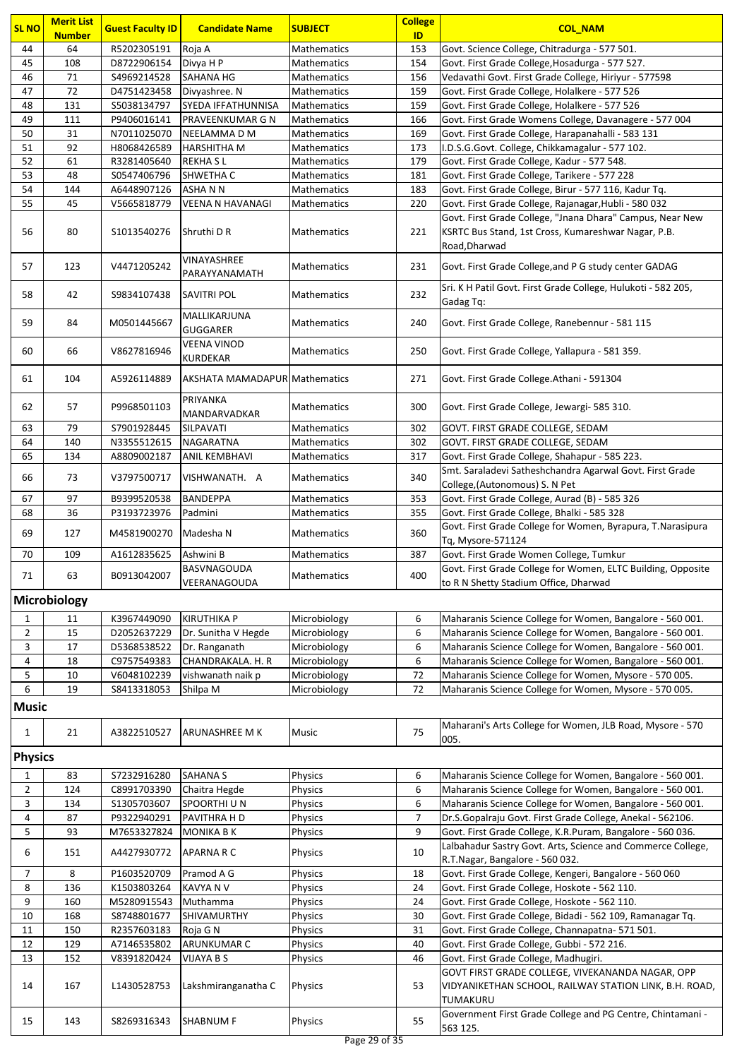| SL NO | Merit List Number | Guest Faculty ID | Candidate Name | SUBJECT | College ID | COL_NAM |
|---|---|---|---|---|---|---|
| 44 | 64 | R5202305191 | Roja A | Mathematics | 153 | Govt. Science College, Chitradurga - 577 501. |
| 45 | 108 | D8722906154 | Divya H P | Mathematics | 154 | Govt. First Grade College,Hosadurga - 577 527. |
| 46 | 71 | S4969214528 | SAHANA HG | Mathematics | 156 | Vedavathi Govt. First Grade College, Hiriyur - 577598 |
| 47 | 72 | D4751423458 | Divyashree. N | Mathematics | 159 | Govt. First Grade College, Holalkere - 577 526 |
| 48 | 131 | S5038134797 | SYEDA IFFATHUNNISA | Mathematics | 159 | Govt. First Grade College, Holalkere - 577 526 |
| 49 | 111 | P9406016141 | PRAVEENKUMAR G N | Mathematics | 166 | Govt. First Grade Womens College, Davanagere - 577 004 |
| 50 | 31 | N7011025070 | NEELAMMA D M | Mathematics | 169 | Govt. First Grade College, Harapanahalli - 583 131 |
| 51 | 92 | H8068426589 | HARSHITHA M | Mathematics | 173 | I.D.S.G.Govt. College, Chikkamagalur - 577 102. |
| 52 | 61 | R3281405640 | REKHA S L | Mathematics | 179 | Govt. First Grade College, Kadur - 577 548. |
| 53 | 48 | S0547406796 | SHWETHA C | Mathematics | 181 | Govt. First Grade College, Tarikere - 577 228 |
| 54 | 144 | A6448907126 | ASHA N N | Mathematics | 183 | Govt. First Grade College, Birur - 577 116, Kadur Tq. |
| 55 | 45 | V5665818779 | VEENA N HAVANAGI | Mathematics | 220 | Govt. First Grade College, Rajanagar,Hubli - 580 032 |
| 56 | 80 | S1013540276 | Shruthi D R | Mathematics | 221 | Govt. First Grade College, "Jnana Dhara" Campus, Near New KSRTC Bus Stand, 1st Cross, Kumareshwar Nagar, P.B. Road,Dharwad |
| 57 | 123 | V4471205242 | VINAYASHREE PARAYYANAMATH | Mathematics | 231 | Govt. First Grade College,and P G study center GADAG |
| 58 | 42 | S9834107438 | SAVITRI POL | Mathematics | 232 | Sri. K H Patil Govt. First Grade College, Hulukoti - 582 205, Gadag Tq: |
| 59 | 84 | M0501445667 | MALLIKARJUNA GUGGARER | Mathematics | 240 | Govt. First Grade College, Ranebennur - 581 115 |
| 60 | 66 | V8627816946 | VEENA VINOD KURDEKAR | Mathematics | 250 | Govt. First Grade College, Yallapura - 581 359. |
| 61 | 104 | A5926114889 | AKSHATA MAMADAPUR | Mathematics | 271 | Govt. First Grade College.Athani - 591304 |
| 62 | 57 | P9968501103 | PRIYANKA MANDARVADKAR | Mathematics | 300 | Govt. First Grade College, Jewargi- 585 310. |
| 63 | 79 | S7901928445 | SILPAVATI | Mathematics | 302 | GOVT. FIRST GRADE COLLEGE, SEDAM |
| 64 | 140 | N3355512615 | NAGARATNA | Mathematics | 302 | GOVT. FIRST GRADE COLLEGE, SEDAM |
| 65 | 134 | A8809002187 | ANIL KEMBHAVI | Mathematics | 317 | Govt. First Grade College, Shahapur - 585 223. |
| 66 | 73 | V3797500717 | VISHWANATH. A | Mathematics | 340 | Smt. Saraladevi Satheshchandra Agarwal Govt. First Grade College,(Autonomous) S. N Pet |
| 67 | 97 | B9399520538 | BANDEPPA | Mathematics | 353 | Govt. First Grade College, Aurad (B) - 585 326 |
| 68 | 36 | P3193723976 | Padmini | Mathematics | 355 | Govt. First Grade College, Bhalki - 585 328 |
| 69 | 127 | M4581900270 | Madesha N | Mathematics | 360 | Govt. First Grade College for Women, Byrapura, T.Narasipura Tq, Mysore-571124 |
| 70 | 109 | A1612835625 | Ashwini B | Mathematics | 387 | Govt. First Grade Women College, Tumkur |
| 71 | 63 | B0913042007 | BASVNAGOUDA VEERANAGOUDA | Mathematics | 400 | Govt. First Grade College for Women, ELTC Building, Opposite to R N Shetty Stadium Office, Dharwad |
| **Microbiology** | | | | | | |
| 1 | 11 | K3967449090 | KIRUTHIKA P | Microbiology | 6 | Maharanis Science College for Women, Bangalore - 560 001. |
| 2 | 15 | D2052637229 | Dr. Sunitha V Hegde | Microbiology | 6 | Maharanis Science College for Women, Bangalore - 560 001. |
| 3 | 17 | D5368538522 | Dr. Ranganath | Microbiology | 6 | Maharanis Science College for Women, Bangalore - 560 001. |
| 4 | 18 | C9757549383 | CHANDRAKALA. H. R | Microbiology | 6 | Maharanis Science College for Women, Bangalore - 560 001. |
| 5 | 10 | V6048102239 | vishwanath naik p | Microbiology | 72 | Maharanis Science College for Women, Mysore - 570 005. |
| 6 | 19 | S8413318053 | Shilpa M | Microbiology | 72 | Maharanis Science College for Women, Mysore - 570 005. |
| **Music** | | | | | | |
| 1 | 21 | A3822510527 | ARUNASHREE M K | Music | 75 | Maharani's Arts College for Women, JLB Road, Mysore - 570 005. |
| **Physics** | | | | | | |
| 1 | 83 | S7232916280 | SAHANA S | Physics | 6 | Maharanis Science College for Women, Bangalore - 560 001. |
| 2 | 124 | C8991703390 | Chaitra Hegde | Physics | 6 | Maharanis Science College for Women, Bangalore - 560 001. |
| 3 | 134 | S1305703607 | SPOORTHI U N | Physics | 6 | Maharanis Science College for Women, Bangalore - 560 001. |
| 4 | 87 | P9322940291 | PAVITHRA H D | Physics | 7 | Dr.S.Gopalraju Govt. First Grade College, Anekal - 562106. |
| 5 | 93 | M7653327824 | MONIKA B K | Physics | 9 | Govt. First Grade College, K.R.Puram, Bangalore - 560 036. |
| 6 | 151 | A4427930772 | APARNA R C | Physics | 10 | Lalbahadur Sastry Govt. Arts, Science and Commerce College, R.T.Nagar, Bangalore - 560 032. |
| 7 | 8 | P1603520709 | Pramod A G | Physics | 18 | Govt. First Grade College, Kengeri, Bangalore - 560 060 |
| 8 | 136 | K1503803264 | KAVYA N V | Physics | 24 | Govt. First Grade College, Hoskote - 562 110. |
| 9 | 160 | M5280915543 | Muthamma | Physics | 24 | Govt. First Grade College, Hoskote - 562 110. |
| 10 | 168 | S8748801677 | SHIVAMURTHY | Physics | 30 | Govt. First Grade College, Bidadi - 562 109, Ramanagar Tq. |
| 11 | 150 | R2357603183 | Roja G N | Physics | 31 | Govt. First Grade College, Channapatna- 571 501. |
| 12 | 129 | A7146535802 | ARUNKUMAR C | Physics | 40 | Govt. First Grade College, Gubbi - 572 216. |
| 13 | 152 | V8391820424 | VIJAYA B S | Physics | 46 | Govt. First Grade College, Madhugiri. |
| 14 | 167 | L1430528753 | Lakshmiranganatha C | Physics | 53 | GOVT FIRST GRADE COLLEGE, VIVEKANANDA NAGAR, OPP VIDYANIKETHAN SCHOOL, RAILWAY STATION LINK, B.H. ROAD, TUMAKURU |
| 15 | 143 | S8269316343 | SHABNUM F | Physics | 55 | Government First Grade College and PG Centre, Chintamani - 563 125. |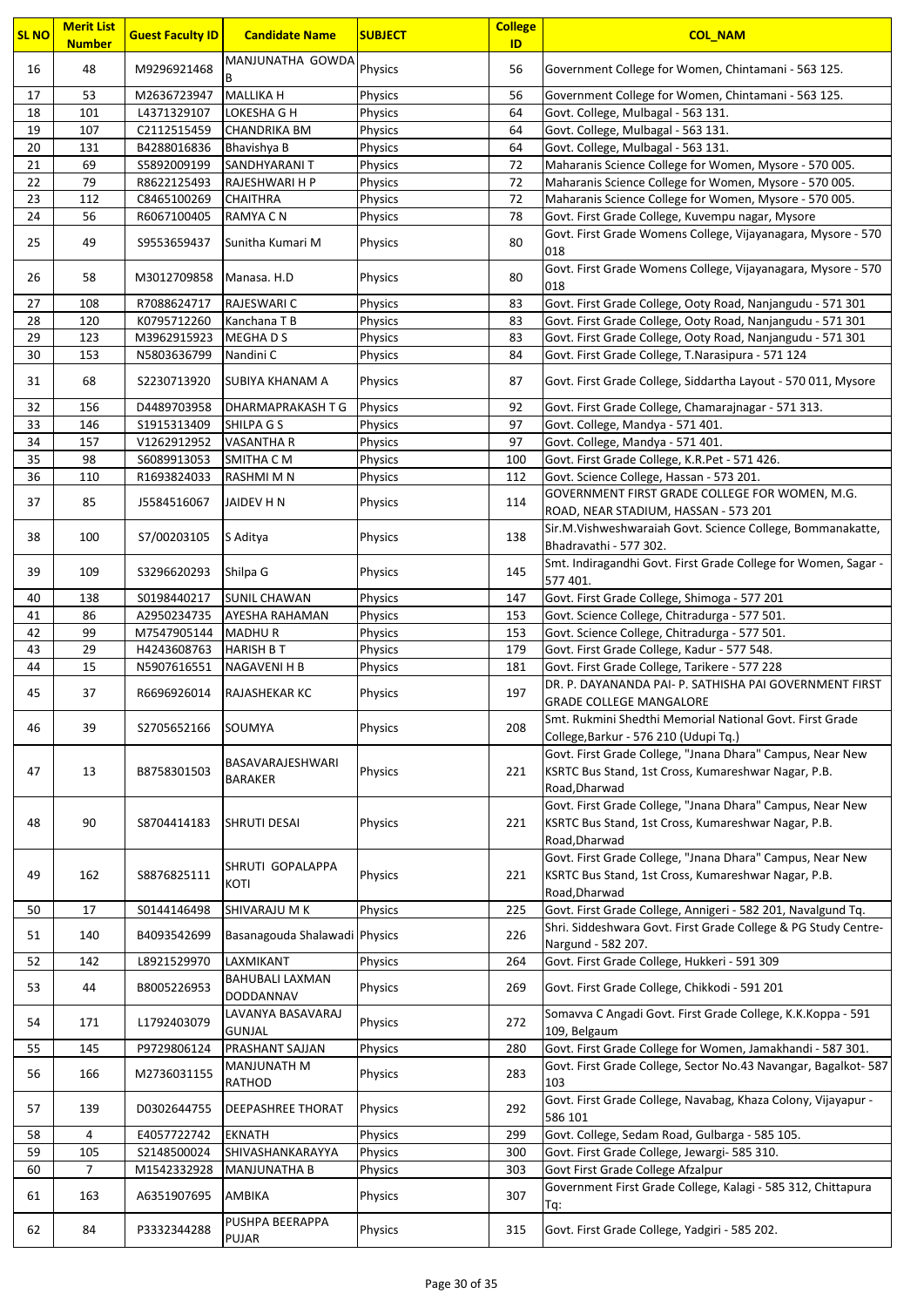| SL NO | Merit List Number | Guest Faculty ID | Candidate Name | SUBJECT | College ID | COL_NAM |
|---|---|---|---|---|---|---|
| 16 | 48 | M9296921468 | MANJUNATHA GOWDA B | Physics | 56 | Government College for Women, Chintamani - 563 125. |
| 17 | 53 | M2636723947 | MALLIKA H | Physics | 56 | Government College for Women, Chintamani - 563 125. |
| 18 | 101 | L4371329107 | LOKESHA G H | Physics | 64 | Govt. College, Mulbagal - 563 131. |
| 19 | 107 | C2112515459 | CHANDRIKA BM | Physics | 64 | Govt. College, Mulbagal - 563 131. |
| 20 | 131 | B4288016836 | Bhavishya B | Physics | 64 | Govt. College, Mulbagal - 563 131. |
| 21 | 69 | S5892009199 | SANDHYARANI T | Physics | 72 | Maharanis Science College for Women, Mysore - 570 005. |
| 22 | 79 | R8622125493 | RAJESHWARI H P | Physics | 72 | Maharanis Science College for Women, Mysore - 570 005. |
| 23 | 112 | C8465100269 | CHAITHRA | Physics | 72 | Maharanis Science College for Women, Mysore - 570 005. |
| 24 | 56 | R6067100405 | RAMYA C N | Physics | 78 | Govt. First Grade College, Kuvempu nagar, Mysore |
| 25 | 49 | S9553659437 | Sunitha Kumari M | Physics | 80 | Govt. First Grade Womens College, Vijayanagara, Mysore - 570 018 |
| 26 | 58 | M3012709858 | Manasa. H.D | Physics | 80 | Govt. First Grade Womens College, Vijayanagara, Mysore - 570 018 |
| 27 | 108 | R7088624717 | RAJESWARI C | Physics | 83 | Govt. First Grade College, Ooty Road, Nanjangudu - 571 301 |
| 28 | 120 | K0795712260 | Kanchana T B | Physics | 83 | Govt. First Grade College, Ooty Road, Nanjangudu - 571 301 |
| 29 | 123 | M3962915923 | MEGHA D S | Physics | 83 | Govt. First Grade College, Ooty Road, Nanjangudu - 571 301 |
| 30 | 153 | N5803636799 | Nandini C | Physics | 84 | Govt. First Grade College, T.Narasipura - 571 124 |
| 31 | 68 | S2230713920 | SUBIYA KHANAM A | Physics | 87 | Govt. First Grade College, Siddartha Layout - 570 011, Mysore |
| 32 | 156 | D4489703958 | DHARMAPRAKASH T G | Physics | 92 | Govt. First Grade College, Chamarajnagar - 571 313. |
| 33 | 146 | S1915313409 | SHILPA G S | Physics | 97 | Govt. College, Mandya - 571 401. |
| 34 | 157 | V1262912952 | VASANTHA R | Physics | 97 | Govt. College, Mandya - 571 401. |
| 35 | 98 | S6089913053 | SMITHA C M | Physics | 100 | Govt. First Grade College, K.R.Pet - 571 426. |
| 36 | 110 | R1693824033 | RASHMI M N | Physics | 112 | Govt. Science College, Hassan - 573 201. |
| 37 | 85 | J5584516067 | JAIDEV H N | Physics | 114 | GOVERNMENT FIRST GRADE COLLEGE FOR WOMEN, M.G. ROAD, NEAR STADIUM, HASSAN - 573 201 |
| 38 | 100 | S7/00203105 | S Aditya | Physics | 138 | Sir.M.Vishweshwaraiah Govt. Science College, Bommanakatte, Bhadravathi - 577 302. |
| 39 | 109 | S3296620293 | Shilpa G | Physics | 145 | Smt. Indiragandhi Govt. First Grade College for Women, Sagar - 577 401. |
| 40 | 138 | S0198440217 | SUNIL CHAWAN | Physics | 147 | Govt. First Grade College, Shimoga - 577 201 |
| 41 | 86 | A2950234735 | AYESHA RAHAMAN | Physics | 153 | Govt. Science College, Chitradurga - 577 501. |
| 42 | 99 | M7547905144 | MADHU R | Physics | 153 | Govt. Science College, Chitradurga - 577 501. |
| 43 | 29 | H4243608763 | HARISH B T | Physics | 179 | Govt. First Grade College, Kadur - 577 548. |
| 44 | 15 | N5907616551 | NAGAVENI H B | Physics | 181 | Govt. First Grade College, Tarikere - 577 228 |
| 45 | 37 | R6696926014 | RAJASHEKAR KC | Physics | 197 | DR. P. DAYANANDA PAI- P. SATHISHA PAI GOVERNMENT FIRST GRADE COLLEGE MANGALORE |
| 46 | 39 | S2705652166 | SOUMYA | Physics | 208 | Smt. Rukmini Shedthi Memorial National Govt. First Grade College,Barkur - 576 210 (Udupi Tq.) |
| 47 | 13 | B8758301503 | BASAVARAJESHWARI BARAKER | Physics | 221 | Govt. First Grade College, "Jnana Dhara" Campus, Near New KSRTC Bus Stand, 1st Cross, Kumareshwar Nagar, P.B. Road,Dharwad |
| 48 | 90 | S8704414183 | SHRUTI DESAI | Physics | 221 | Govt. First Grade College, "Jnana Dhara" Campus, Near New KSRTC Bus Stand, 1st Cross, Kumareshwar Nagar, P.B. Road,Dharwad |
| 49 | 162 | S8876825111 | SHRUTI GOPALAPPA KOTI | Physics | 221 | Govt. First Grade College, "Jnana Dhara" Campus, Near New KSRTC Bus Stand, 1st Cross, Kumareshwar Nagar, P.B. Road,Dharwad |
| 50 | 17 | S0144146498 | SHIVARAJU M K | Physics | 225 | Govt. First Grade College, Annigeri - 582 201, Navalgund Tq. |
| 51 | 140 | B4093542699 | Basanagouda Shalawadi | Physics | 226 | Shri. Siddeshwara Govt. First Grade College & PG Study Centre-Nargund - 582 207. |
| 52 | 142 | L8921529970 | LAXMIKANT | Physics | 264 | Govt. First Grade College, Hukkeri - 591 309 |
| 53 | 44 | B8005226953 | BAHUBALI LAXMAN DODDANNAV | Physics | 269 | Govt. First Grade College, Chikkodi - 591 201 |
| 54 | 171 | L1792403079 | LAVANYA BASAVARAJ GUNJAL | Physics | 272 | Somavva C Angadi Govt. First Grade College, K.K.Koppa - 591 109, Belgaum |
| 55 | 145 | P9729806124 | PRASHANT SAJJAN | Physics | 280 | Govt. First Grade College for Women, Jamakhandi - 587 301. |
| 56 | 166 | M2736031155 | MANJUNATH M RATHOD | Physics | 283 | Govt. First Grade College, Sector No.43 Navangar, Bagalkot- 587 103 |
| 57 | 139 | D0302644755 | DEEPASHREE THORAT | Physics | 292 | Govt. First Grade College, Navabag, Khaza Colony, Vijayapur - 586 101 |
| 58 | 4 | E4057722742 | EKNATH | Physics | 299 | Govt. College, Sedam Road, Gulbarga - 585 105. |
| 59 | 105 | S2148500024 | SHIVASHANKARAYYA | Physics | 300 | Govt. First Grade College, Jewargi- 585 310. |
| 60 | 7 | M1542332928 | MANJUNATHA B | Physics | 303 | Govt First Grade College Afzalpur |
| 61 | 163 | A6351907695 | AMBIKA | Physics | 307 | Government First Grade College, Kalagi - 585 312, Chittapura Tq: |
| 62 | 84 | P3332344288 | PUSHPA BEERAPPA PUJAR | Physics | 315 | Govt. First Grade College, Yadgiri - 585 202. |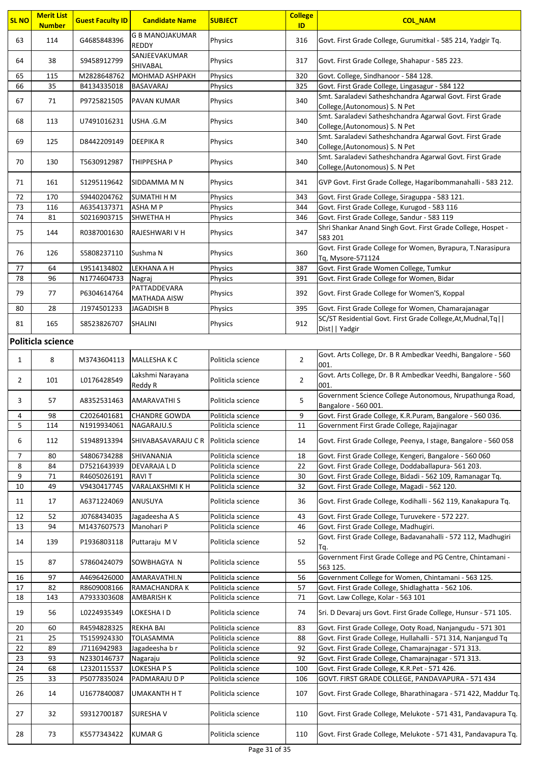| SL NO | Merit List Number | Guest Faculty ID | Candidate Name | SUBJECT | College ID | COL_NAM |
|---|---|---|---|---|---|---|
| 63 | 114 | G4685848396 | G B MANOJAKUMAR REDDY | Physics | 316 | Govt. First Grade College, Gurumitkal - 585 214, Yadgir Tq. |
| 64 | 38 | S9458912799 | SANJEEVAKUMAR SHIVABAL | Physics | 317 | Govt. First Grade College, Shahapur - 585 223. |
| 65 | 115 | M2828648762 | MOHMAD ASHPAKH | Physics | 320 | Govt. College, Sindhanoor - 584 128. |
| 66 | 35 | B4134335018 | BASAVARAJ | Physics | 325 | Govt. First Grade College, Lingasagur - 584 122 |
| 67 | 71 | P9725821505 | PAVAN KUMAR | Physics | 340 | Smt. Saraladevi Satheshchandra Agarwal Govt. First Grade College,(Autonomous) S. N Pet |
| 68 | 113 | U7491016231 | USHA .G.M | Physics | 340 | Smt. Saraladevi Satheshchandra Agarwal Govt. First Grade College,(Autonomous) S. N Pet |
| 69 | 125 | D8442209149 | DEEPIKA R | Physics | 340 | Smt. Saraladevi Satheshchandra Agarwal Govt. First Grade College,(Autonomous) S. N Pet |
| 70 | 130 | T5630912987 | THIPPESHA P | Physics | 340 | Smt. Saraladevi Satheshchandra Agarwal Govt. First Grade College,(Autonomous) S. N Pet |
| 71 | 161 | S1295119642 | SIDDAMMA M N | Physics | 341 | GVP Govt. First Grade College, Hagaribommanahalli - 583 212. |
| 72 | 170 | S9440204762 | SUMATHI H M | Physics | 343 | Govt. First Grade College, Siraguppa - 583 121. |
| 73 | 116 | A6354137371 | ASHA M P | Physics | 344 | Govt. First Grade College, Kurugod - 583 116 |
| 74 | 81 | S0216903715 | SHWETHA H | Physics | 346 | Govt. First Grade College, Sandur - 583 119 |
| 75 | 144 | R0387001630 | RAJESHWARI V H | Physics | 347 | Shri Shankar Anand Singh Govt. First Grade College, Hospet - 583 201 |
| 76 | 126 | S5808237110 | Sushma N | Physics | 360 | Govt. First Grade College for Women, Byrapura, T.Narasipura Tq, Mysore-571124 |
| 77 | 64 | L9514134802 | LEKHANA A H | Physics | 387 | Govt. First Grade Women College, Tumkur |
| 78 | 96 | N1774604733 | Nagraj | Physics | 391 | Govt. First Grade College for Women, Bidar |
| 79 | 77 | P6304614764 | PATTADDEVARA MATHADA AISW | Physics | 392 | Govt. First Grade College for Women'S, Koppal |
| 80 | 28 | J1974501233 | JAGADISH B | Physics | 395 | Govt. First Grade College for Women, Chamarajanagar |
| 81 | 165 | S8523826707 | SHALINI | Physics | 912 | SC/ST Residential Govt. First Grade College,At,Mudnal,Tq\|\| Dist\|\| Yadgir |

## Politicla science

| SL NO | Merit List Number | Guest Faculty ID | Candidate Name | SUBJECT | College ID | COL_NAM |
|---|---|---|---|---|---|---|
| 1 | 8 | M3743604113 | MALLESHA K C | Politicla science | 2 | Govt. Arts College, Dr. B R Ambedkar Veedhi, Bangalore - 560 001. |
| 2 | 101 | L0176428549 | Lakshmi Narayana Reddy R | Politicla science | 2 | Govt. Arts College, Dr. B R Ambedkar Veedhi, Bangalore - 560 001. |
| 3 | 57 | A8352531463 | AMARAVATHI S | Politicla science | 5 | Government Science College Autonomous, Nrupathunga Road, Bangalore - 560 001. |
| 4 | 98 | C2026401681 | CHANDRE GOWDA | Politicla science | 9 | Govt. First Grade College, K.R.Puram, Bangalore - 560 036. |
| 5 | 114 | N1919934061 | NAGARAJU.S | Politicla science | 11 | Government First Grade College, Rajajinagar |
| 6 | 112 | S1948913394 | SHIVABASAVARAJU C R | Politicla science | 14 | Govt. First Grade College, Peenya, I stage, Bangalore - 560 058 |
| 7 | 80 | S4806734288 | SHIVANANJA | Politicla science | 18 | Govt. First Grade College, Kengeri, Bangalore - 560 060 |
| 8 | 84 | D7521643939 | DEVARAJA L D | Politicla science | 22 | Govt. First Grade College, Doddaballapura- 561 203. |
| 9 | 71 | R4605026191 | RAVI T | Politicla science | 30 | Govt. First Grade College, Bidadi - 562 109, Ramanagar Tq. |
| 10 | 49 | V9430417745 | VARALAKSHMI K H | Politicla science | 32 | Govt. First Grade College, Magadi - 562 120. |
| 11 | 17 | A6371224069 | ANUSUYA | Politicla science | 36 | Govt. First Grade College, Kodihalli - 562 119, Kanakapura Tq. |
| 12 | 52 | J0768434035 | Jagadeesha A S | Politicla science | 43 | Govt. First Grade College, Turuvekere - 572 227. |
| 13 | 94 | M1437607573 | Manohari P | Politicla science | 46 | Govt. First Grade College, Madhugiri. |
| 14 | 139 | P1936803118 | Puttaraju M V | Politicla science | 52 | Govt. First Grade College, Badavanahalli - 572 112, Madhugiri Tq. |
| 15 | 87 | S7860424079 | SOWBHAGYA N | Politicla science | 55 | Government First Grade College and PG Centre, Chintamani - 563 125. |
| 16 | 97 | A4696426000 | AMARAVATHI.N | Politicla science | 56 | Government College for Women, Chintamani - 563 125. |
| 17 | 82 | R8609008166 | RAMACHANDRA K | Politicla science | 57 | Govt. First Grade College, Shidlaghatta - 562 106. |
| 18 | 143 | A7933303608 | AMBARISH K | Politicla science | 71 | Govt. Law College, Kolar - 563 101 |
| 19 | 56 | L0224935349 | LOKESHA I D | Politicla science | 74 | Sri. D Devaraj urs Govt. First Grade College, Hunsur - 571 105. |
| 20 | 60 | R4594828325 | REKHA BAI | Politicla science | 83 | Govt. First Grade College, Ooty Road, Nanjangudu - 571 301 |
| 21 | 25 | T5159924330 | TOLASAMMA | Politicla science | 88 | Govt. First Grade College, Hullahalli - 571 314, Nanjangud Tq |
| 22 | 89 | J7116942983 | Jagadeesha b r | Politicla science | 92 | Govt. First Grade College, Chamarajnagar - 571 313. |
| 23 | 93 | N2330146737 | Nagaraju | Politicla science | 92 | Govt. First Grade College, Chamarajnagar - 571 313. |
| 24 | 68 | L2320115537 | LOKESHA P S | Politicla science | 100 | Govt. First Grade College, K.R.Pet - 571 426. |
| 25 | 33 | P5077835024 | PADMARAJU D P | Politicla science | 106 | GOVT. FIRST GRADE COLLEGE, PANDAVAPURA - 571 434 |
| 26 | 14 | U1677840087 | UMAKANTH H T | Politicla science | 107 | Govt. First Grade College, Bharathinagara - 571 422, Maddur Tq. |
| 27 | 32 | S9312700187 | SURESHA V | Politicla science | 110 | Govt. First Grade College, Melukote - 571 431, Pandavapura Tq. |
| 28 | 73 | K5577343422 | KUMAR G | Politicla science | 110 | Govt. First Grade College, Melukote - 571 431, Pandavapura Tq. |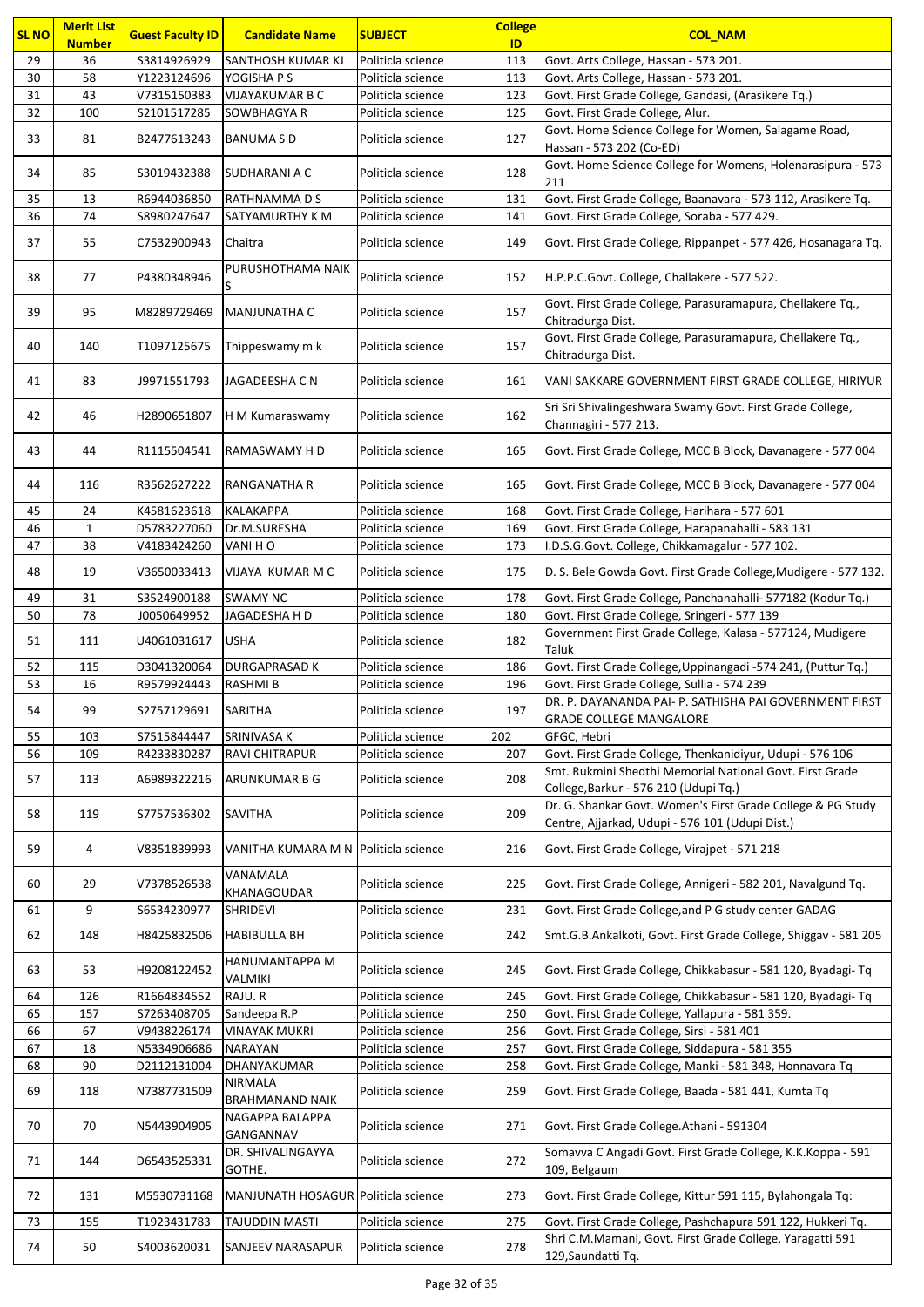| SL NO | Merit List Number | Guest Faculty ID | Candidate Name | SUBJECT | College ID | COL_NAM |
|---|---|---|---|---|---|---|
| 29 | 36 | S3814926929 | SANTHOSH KUMAR KJ | Politicla science | 113 | Govt. Arts College, Hassan - 573 201. |
| 30 | 58 | Y1223124696 | YOGISHA P S | Politicla science | 113 | Govt. Arts College, Hassan - 573 201. |
| 31 | 43 | V7315150383 | VIJAYAKUMAR B C | Politicla science | 123 | Govt. First Grade College, Gandasi, (Arasikere Tq.) |
| 32 | 100 | S2101517285 | SOWBHAGYA R | Politicla science | 125 | Govt. First Grade College, Alur. |
| 33 | 81 | B2477613243 | BANUMA S D | Politicla science | 127 | Govt. Home Science College for Women, Salagame Road, Hassan - 573 202 (Co-ED) |
| 34 | 85 | S3019432388 | SUDHARANI A C | Politicla science | 128 | Govt. Home Science College for Womens, Holenarasipura - 573 211 |
| 35 | 13 | R6944036850 | RATHNAMMA D S | Politicla science | 131 | Govt. First Grade College, Baanavara - 573 112, Arasikere Tq. |
| 36 | 74 | S8980247647 | SATYAMURTHY K M | Politicla science | 141 | Govt. First Grade College, Soraba - 577 429. |
| 37 | 55 | C7532900943 | Chaitra | Politicla science | 149 | Govt. First Grade College, Rippanpet - 577 426, Hosanagara Tq. |
| 38 | 77 | P4380348946 | PURUSHOTHAMA NAIK S | Politicla science | 152 | H.P.P.C.Govt. College, Challakere - 577 522. |
| 39 | 95 | M8289729469 | MANJUNATHA C | Politicla science | 157 | Govt. First Grade College, Parasuramapura, Chellakere Tq., Chitradurga Dist. |
| 40 | 140 | T1097125675 | Thippeswamy m k | Politicla science | 157 | Govt. First Grade College, Parasuramapura, Chellakere Tq., Chitradurga Dist. |
| 41 | 83 | J9971551793 | JAGADEESHA C N | Politicla science | 161 | VANI SAKKARE GOVERNMENT FIRST GRADE COLLEGE, HIRIYUR |
| 42 | 46 | H2890651807 | H M Kumaraswamy | Politicla science | 162 | Sri Sri Shivalingeshwara Swamy Govt. First Grade College, Channagiri - 577 213. |
| 43 | 44 | R1115504541 | RAMASWAMY H D | Politicla science | 165 | Govt. First Grade College, MCC B Block, Davanagere - 577 004 |
| 44 | 116 | R3562627222 | RANGANATHA R | Politicla science | 165 | Govt. First Grade College, MCC B Block, Davanagere - 577 004 |
| 45 | 24 | K4581623618 | KALAKAPPA | Politicla science | 168 | Govt. First Grade College, Harihara - 577 601 |
| 46 | 1 | D5783227060 | Dr.M.SURESHA | Politicla science | 169 | Govt. First Grade College, Harapanahalli - 583 131 |
| 47 | 38 | V4183424260 | VANI H O | Politicla science | 173 | I.D.S.G.Govt. College, Chikkamagalur - 577 102. |
| 48 | 19 | V3650033413 | VIJAYA KUMAR M C | Politicla science | 175 | D. S. Bele Gowda Govt. First Grade College,Mudigere - 577 132. |
| 49 | 31 | S3524900188 | SWAMY NC | Politicla science | 178 | Govt. First Grade College, Panchanahalli- 577182 (Kodur Tq.) |
| 50 | 78 | J0050649952 | JAGADESHA H D | Politicla science | 180 | Govt. First Grade College, Sringeri - 577 139 |
| 51 | 111 | U4061031617 | USHA | Politicla science | 182 | Government First Grade College, Kalasa - 577124, Mudigere Taluk |
| 52 | 115 | D3041320064 | DURGAPRASAD K | Politicla science | 186 | Govt. First Grade College,Uppinangadi -574 241, (Puttur Tq.) |
| 53 | 16 | R9579924443 | RASHMI B | Politicla science | 196 | Govt. First Grade College, Sullia - 574 239 |
| 54 | 99 | S2757129691 | SARITHA | Politicla science | 197 | DR. P. DAYANANDA PAI- P. SATHISHA PAI GOVERNMENT FIRST GRADE COLLEGE MANGALORE |
| 55 | 103 | S7515844447 | SRINIVASA K | Politicla science | 202 | GFGC, Hebri |
| 56 | 109 | R4233830287 | RAVI CHITRAPUR | Politicla science | 207 | Govt. First Grade College, Thenkanidiyur, Udupi - 576 106 |
| 57 | 113 | A6989322216 | ARUNKUMAR B G | Politicla science | 208 | Smt. Rukmini Shedthi Memorial National Govt. First Grade College,Barkur - 576 210 (Udupi Tq.) |
| 58 | 119 | S7757536302 | SAVITHA | Politicla science | 209 | Dr. G. Shankar Govt. Women's First Grade College & PG Study Centre, Ajjarkad, Udupi - 576 101 (Udupi Dist.) |
| 59 | 4 | V8351839993 | VANITHA KUMARA M N | Politicla science | 216 | Govt. First Grade College, Virajpet - 571 218 |
| 60 | 29 | V7378526538 | VANAMALA KHANAGOUDAR | Politicla science | 225 | Govt. First Grade College, Annigeri - 582 201, Navalgund Tq. |
| 61 | 9 | S6534230977 | SHRIDEVI | Politicla science | 231 | Govt. First Grade College,and P G study center GADAG |
| 62 | 148 | H8425832506 | HABIBULLA BH | Politicla science | 242 | Smt.G.B.Ankalkoti, Govt. First Grade College, Shiggav - 581 205 |
| 63 | 53 | H9208122452 | HANUMANTAPPA M VALMIKI | Politicla science | 245 | Govt. First Grade College, Chikkabasur - 581 120, Byadagi- Tq |
| 64 | 126 | R1664834552 | RAJU. R | Politicla science | 245 | Govt. First Grade College, Chikkabasur - 581 120, Byadagi- Tq |
| 65 | 157 | S7263408705 | Sandeepa R.P | Politicla science | 250 | Govt. First Grade College, Yallapura - 581 359. |
| 66 | 67 | V9438226174 | VINAYAK MUKRI | Politicla science | 256 | Govt. First Grade College, Sirsi - 581 401 |
| 67 | 18 | N5334906686 | NARAYAN | Politicla science | 257 | Govt. First Grade College, Siddapura - 581 355 |
| 68 | 90 | D2112131004 | DHANYAKUMAR | Politicla science | 258 | Govt. First Grade College, Manki - 581 348, Honnavara Tq |
| 69 | 118 | N7387731509 | NIRMALA BRAHMANAND NAIK | Politicla science | 259 | Govt. First Grade College, Baada - 581 441, Kumta Tq |
| 70 | 70 | N5443904905 | NAGAPPA BALAPPA GANGANNAV | Politicla science | 271 | Govt. First Grade College.Athani - 591304 |
| 71 | 144 | D6543525331 | DR. SHIVALINGAYYA GOTHE. | Politicla science | 272 | Somavva C Angadi Govt. First Grade College, K.K.Koppa - 591 109, Belgaum |
| 72 | 131 | M5530731168 | MANJUNATH HOSAGUR | Politicla science | 273 | Govt. First Grade College, Kittur 591 115, Bylahongala Tq: |
| 73 | 155 | T1923431783 | TAJUDDIN MASTI | Politicla science | 275 | Govt. First Grade College, Pashchapura 591 122, Hukkeri Tq. |
| 74 | 50 | S4003620031 | SANJEEV NARASAPUR | Politicla science | 278 | Shri C.M.Mamani, Govt. First Grade College, Yaragatti 591 129,Saundatti Tq. |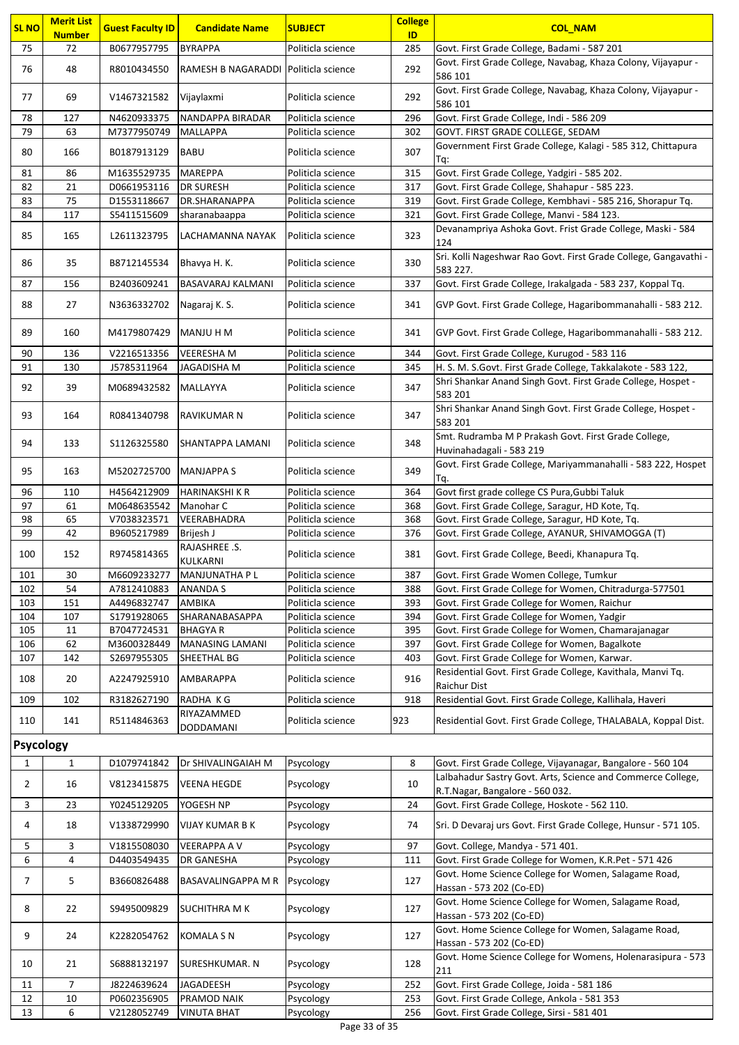| SL NO | Merit List Number | Guest Faculty ID | Candidate Name | SUBJECT | College ID | COL_NAM |
|---|---|---|---|---|---|---|
| 75 | 72 | B0677957795 | BYRAPPA | Politicla science | 285 | Govt. First Grade College, Badami - 587 201 |
| 76 | 48 | R8010434550 | RAMESH B NAGARADDI | Politicla science | 292 | Govt. First Grade College, Navabag, Khaza Colony, Vijayapur - 586 101 |
| 77 | 69 | V1467321582 | Vijaylaxmi | Politicla science | 292 | Govt. First Grade College, Navabag, Khaza Colony, Vijayapur - 586 101 |
| 78 | 127 | N4620933375 | NANDAPPA BIRADAR | Politicla science | 296 | Govt. First Grade College, Indi - 586 209 |
| 79 | 63 | M7377950749 | MALLAPPA | Politicla science | 302 | GOVT. FIRST GRADE COLLEGE, SEDAM |
| 80 | 166 | B0187913129 | BABU | Politicla science | 307 | Government First Grade College, Kalagi - 585 312, Chittapura Tq: |
| 81 | 86 | M1635529735 | MAREPPA | Politicla science | 315 | Govt. First Grade College, Yadgiri - 585 202. |
| 82 | 21 | D0661953116 | DR SURESH | Politicla science | 317 | Govt. First Grade College, Shahapur - 585 223. |
| 83 | 75 | D1553118667 | DR.SHARANAPPA | Politicla science | 319 | Govt. First Grade College, Kembhavi - 585 216, Shorapur Tq. |
| 84 | 117 | S5411515609 | sharanabaappa | Politicla science | 321 | Govt. First Grade College, Manvi - 584 123. |
| 85 | 165 | L2611323795 | LACHAMANNA NAYAK | Politicla science | 323 | Devanampriya Ashoka Govt. Frist Grade College, Maski - 584 124 |
| 86 | 35 | B8712145534 | Bhavya H. K. | Politicla science | 330 | Sri. Kolli Nageshwar Rao Govt. First Grade College, Gangavathi - 583 227. |
| 87 | 156 | B2403609241 | BASAVARAJ KALMANI | Politicla science | 337 | Govt. First Grade College, Irakalgada - 583 237, Koppal Tq. |
| 88 | 27 | N3636332702 | Nagaraj K. S. | Politicla science | 341 | GVP Govt. First Grade College, Hagaribommanahalli - 583 212. |
| 89 | 160 | M4179807429 | MANJU H M | Politicla science | 341 | GVP Govt. First Grade College, Hagaribommanahalli - 583 212. |
| 90 | 136 | V2216513356 | VEERESHA M | Politicla science | 344 | Govt. First Grade College, Kurugod - 583 116 |
| 91 | 130 | J5785311964 | JAGADISHA M | Politicla science | 345 | H. S. M. S.Govt. First Grade College, Takkalakote - 583 122, |
| 92 | 39 | M0689432582 | MALLAYYA | Politicla science | 347 | Shri Shankar Anand Singh Govt. First Grade College, Hospet - 583 201 |
| 93 | 164 | R0841340798 | RAVIKUMAR N | Politicla science | 347 | Shri Shankar Anand Singh Govt. First Grade College, Hospet - 583 201 |
| 94 | 133 | S1126325580 | SHANTAPPA LAMANI | Politicla science | 348 | Smt. Rudramba M P Prakash Govt. First Grade College, Huvinahadagali - 583 219 |
| 95 | 163 | M5202725700 | MANJAPPA S | Politicla science | 349 | Govt. First Grade College, Mariyammanahalli - 583 222, Hospet Tq. |
| 96 | 110 | H4564212909 | HARINAKSHI K R | Politicla science | 364 | Govt first grade college CS Pura,Gubbi Taluk |
| 97 | 61 | M0648635542 | Manohar C | Politicla science | 368 | Govt. First Grade College, Saragur, HD Kote, Tq. |
| 98 | 65 | V7038323571 | VEERABHADRA | Politicla science | 368 | Govt. First Grade College, Saragur, HD Kote, Tq. |
| 99 | 42 | B9605217989 | Brijesh J | Politicla science | 376 | Govt. First Grade College, AYANUR, SHIVAMOGGA (T) |
| 100 | 152 | R9745814365 | RAJASHREE .S. KULKARNI | Politicla science | 381 | Govt. First Grade College, Beedi, Khanapura Tq. |
| 101 | 30 | M6609233277 | MANJUNATHA P L | Politicla science | 387 | Govt. First Grade Women College, Tumkur |
| 102 | 54 | A7812410883 | ANANDA S | Politicla science | 388 | Govt. First Grade College for Women, Chitradurga-577501 |
| 103 | 151 | A4496832747 | AMBIKA | Politicla science | 393 | Govt. First Grade College for Women, Raichur |
| 104 | 107 | S1791928065 | SHARANABASAPPA | Politicla science | 394 | Govt. First Grade College for Women, Yadgir |
| 105 | 11 | B7047724531 | BHAGYA R | Politicla science | 395 | Govt. First Grade College for Women, Chamarajanagar |
| 106 | 62 | M3600328449 | MANASING LAMANI | Politicla science | 397 | Govt. First Grade College for Women, Bagalkote |
| 107 | 142 | S2697955305 | SHEETHAL BG | Politicla science | 403 | Govt. First Grade College for Women, Karwar. |
| 108 | 20 | A2247925910 | AMBARAPPA | Politicla science | 916 | Residential Govt. First Grade College, Kavithala, Manvi Tq. Raichur Dist |
| 109 | 102 | R3182627190 | RADHA K G | Politicla science | 918 | Residential Govt. First Grade College, Kallihala, Haveri |
| 110 | 141 | R5114846363 | RIYAZAMMED DODDAMANI | Politicla science | 923 | Residential Govt. First Grade College, THALABALA, Koppal Dist. |
| **Psycology** | | | | | | |
| 1 | 1 | D1079741842 | Dr SHIVALINGAIAH M | Psycology | 8 | Govt. First Grade College, Vijayanagar, Bangalore - 560 104 |
| 2 | 16 | V8123415875 | VEENA HEGDE | Psycology | 10 | Lalbahadur Sastry Govt. Arts, Science and Commerce College, R.T.Nagar, Bangalore - 560 032. |
| 3 | 23 | Y0245129205 | YOGESH NP | Psycology | 24 | Govt. First Grade College, Hoskote - 562 110. |
| 4 | 18 | V1338729990 | VIJAY KUMAR B K | Psycology | 74 | Sri. D Devaraj urs Govt. First Grade College, Hunsur - 571 105. |
| 5 | 3 | V1815508030 | VEERAPPA A V | Psycology | 97 | Govt. College, Mandya - 571 401. |
| 6 | 4 | D4403549435 | DR GANESHA | Psycology | 111 | Govt. First Grade College for Women, K.R.Pet - 571 426 |
| 7 | 5 | B3660826488 | BASAVALINGAPPA M R | Psycology | 127 | Govt. Home Science College for Women, Salagame Road, Hassan - 573 202 (Co-ED) |
| 8 | 22 | S9495009829 | SUCHITHRA M K | Psycology | 127 | Govt. Home Science College for Women, Salagame Road, Hassan - 573 202 (Co-ED) |
| 9 | 24 | K2282054762 | KOMALA S N | Psycology | 127 | Govt. Home Science College for Women, Salagame Road, Hassan - 573 202 (Co-ED) |
| 10 | 21 | S6888132197 | SURESHKUMAR. N | Psycology | 128 | Govt. Home Science College for Womens, Holenarasipura - 573 211 |
| 11 | 7 | J8224639624 | JAGADEESH | Psycology | 252 | Govt. First Grade College, Joida - 581 186 |
| 12 | 10 | P0602356905 | PRAMOD NAIK | Psycology | 253 | Govt. First Grade College, Ankola - 581 353 |
| 13 | 6 | V2128052749 | VINUTA BHAT | Psycology | 256 | Govt. First Grade College, Sirsi - 581 401 |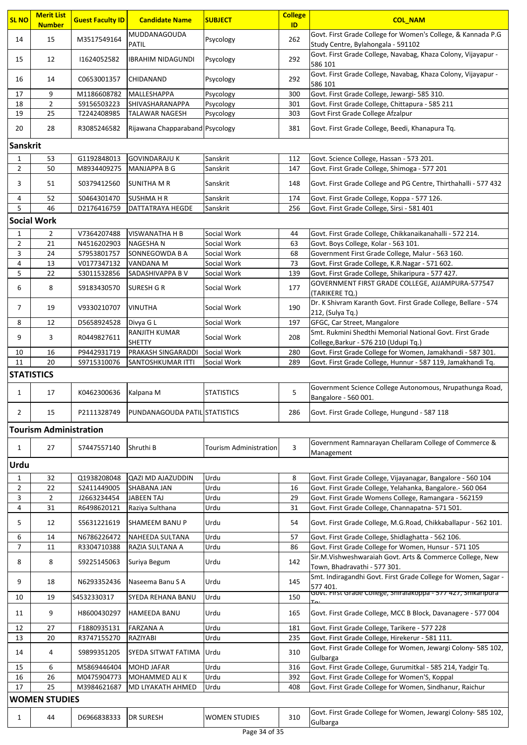| SL NO | Merit List Number | Guest Faculty ID | Candidate Name | SUBJECT | College ID | COL_NAM |
|---|---|---|---|---|---|---|
| 14 | 15 | M3517549164 | MUDDANAGOUDA PATIL | Psycology | 262 | Govt. First Grade College for Women's College, & Kannada P.G Study Centre, Bylahongala - 591102 |
| 15 | 12 | I1624052582 | IBRAHIM NIDAGUNDI | Psycology | 292 | Govt. First Grade College, Navabag, Khaza Colony, Vijayapur - 586 101 |
| 16 | 14 | C0653001357 | CHIDANAND | Psycology | 292 | Govt. First Grade College, Navabag, Khaza Colony, Vijayapur - 586 101 |
| 17 | 9 | M1186608782 | MALLESHAPPA | Psycology | 300 | Govt. First Grade College, Jewargi- 585 310. |
| 18 | 2 | S9156503223 | SHIVASHARANAPPA | Psycology | 301 | Govt. First Grade College, Chittapura - 585 211 |
| 19 | 25 | T2242408985 | TALAWAR NAGESH | Psycology | 303 | Govt First Grade College Afzalpur |
| 20 | 28 | R3085246582 | Rijawana Chapparaband | Psycology | 381 | Govt. First Grade College, Beedi, Khanapura Tq. |
| **Sanskrit** | | | | | | |
| 1 | 53 | G1192848013 | GOVINDARAJU K | Sanskrit | 112 | Govt. Science College, Hassan - 573 201. |
| 2 | 50 | M8934409275 | MANJAPPA B G | Sanskrit | 147 | Govt. First Grade College, Shimoga - 577 201 |
| 3 | 51 | S0379412560 | SUNITHA M R | Sanskrit | 148 | Govt. First Grade College and PG Centre, Thirthahalli - 577 432 |
| 4 | 52 | S0464301470 | SUSHMA H R | Sanskrit | 174 | Govt. First Grade College, Koppa - 577 126. |
| 5 | 46 | D2176416759 | DATTATRAYA HEGDE | Sanskrit | 256 | Govt. First Grade College, Sirsi - 581 401 |
| **Social Work** | | | | | | |
| 1 | 2 | V7364207488 | VISWANATHA H B | Social Work | 44 | Govt. First Grade College, Chikkanaikanahalli - 572 214. |
| 2 | 21 | N4516202903 | NAGESHA N | Social Work | 63 | Govt. Boys College, Kolar - 563 101. |
| 3 | 24 | S7953801757 | SONNEGOWDA B A | Social Work | 68 | Government First Grade College, Malur - 563 160. |
| 4 | 13 | V0177347132 | VANDANA M | Social Work | 73 | Govt. First Grade College, K.R.Nagar - 571 602. |
| 5 | 22 | S3011532856 | SADASHIVAPPA B V | Social Work | 139 | Govt. First Grade College, Shikaripura - 577 427. |
| 6 | 8 | S9183430570 | SURESH G R | Social Work | 177 | GOVERNMENT FIRST GRADE COLLEGE, AJJAMPURA-577547 (TARIKERE TQ.) |
| 7 | 19 | V9330210707 | VINUTHA | Social Work | 190 | Dr. K Shivram Karanth Govt. First Grade College, Bellare - 574 212, (Sulya Tq.) |
| 8 | 12 | D5658924528 | Divya G L | Social Work | 197 | GFGC, Car Street, Mangalore |
| 9 | 3 | R0449827611 | RANJITH KUMAR SHETTY | Social Work | 208 | Smt. Rukmini Shedthi Memorial National Govt. First Grade College,Barkur - 576 210 (Udupi Tq.) |
| 10 | 16 | P9442931719 | PRAKASH SINGARADDI | Social Work | 280 | Govt. First Grade College for Women, Jamakhandi - 587 301. |
| 11 | 20 | S9715310076 | SANTOSHKUMAR ITTI | Social Work | 289 | Govt. First Grade College, Hunnur - 587 119, Jamakhandi Tq. |
| **STATISTICS** | | | | | | |
| 1 | 17 | K0462300636 | Kalpana M | STATISTICS | 5 | Government Science College Autonomous, Nrupathunga Road, Bangalore - 560 001. |
| 2 | 15 | P2111328749 | PUNDANAGOUDA PATIL | STATISTICS | 286 | Govt. First Grade College, Hungund - 587 118 |
| **Tourism Administration** | | | | | | |
| 1 | 27 | S7447557140 | Shruthi B | Tourism Administration | 3 | Government Ramnarayan Chellaram College of Commerce & Management |
| **Urdu** | | | | | | |
| 1 | 32 | Q1938208048 | QAZI MD AJAZUDDIN | Urdu | 8 | Govt. First Grade College, Vijayanagar, Bangalore - 560 104 |
| 2 | 22 | S2411449005 | SHABANA JAN | Urdu | 16 | Govt. First Grade College, Yelahanka, Bangalore.- 560 064 |
| 3 | 2 | J2663234454 | JABEEN TAJ | Urdu | 29 | Govt. First Grade Womens College, Ramangara - 562159 |
| 4 | 31 | R6498620121 | Raziya Sulthana | Urdu | 31 | Govt. First Grade College, Channapatna- 571 501. |
| 5 | 12 | S5631221619 | SHAMEEM BANU P | Urdu | 54 | Govt. First Grade College, M.G.Road, Chikkaballapur - 562 101. |
| 6 | 14 | N6786226472 | NAHEEDA SULTANA | Urdu | 57 | Govt. First Grade College, Shidlaghatta - 562 106. |
| 7 | 11 | R3304710388 | RAZIA SULTANA A | Urdu | 86 | Govt. First Grade College for Women, Hunsur - 571 105 |
| 8 | 8 | S9225145063 | Suriya Begum | Urdu | 142 | Sir.M.Vishweshwaraiah Govt. Arts & Commerce College, New Town, Bhadravathi - 577 301. |
| 9 | 18 | N6293352436 | Naseema Banu S A | Urdu | 145 | Smt. Indiragandhi Govt. First Grade College for Women, Sagar - 577 401. |
| 10 | 19 | S4532330317 | SYEDA REHANA BANU | Urdu | 150 | Govt. First Grade College, Shiralakoppa - 577 427, Shikaripura Tq. |
| 11 | 9 | H8600430297 | HAMEEDA BANU | Urdu | 165 | Govt. First Grade College, MCC B Block, Davanagere - 577 004 |
| 12 | 27 | F1880935131 | FARZANA A | Urdu | 181 | Govt. First Grade College, Tarikere - 577 228 |
| 13 | 20 | R3747155270 | RAZIYABI | Urdu | 235 | Govt. First Grade College, Hirekerur - 581 111. |
| 14 | 4 | S9899351205 | SYEDA SITWAT FATIMA | Urdu | 310 | Govt. First Grade College for Women, Jewargi Colony- 585 102, Gulbarga |
| 15 | 6 | M5869446404 | MOHD JAFAR | Urdu | 316 | Govt. First Grade College, Gurumitkal - 585 214, Yadgir Tq. |
| 16 | 26 | M0475904773 | MOHAMMED ALI K | Urdu | 392 | Govt. First Grade College for Women'S, Koppal |
| 17 | 25 | M3984621687 | MD LIYAKATH AHMED | Urdu | 408 | Govt. First Grade College for Women, Sindhanur, Raichur |
| **WOMEN STUDIES** | | | | | | |
| 1 | 44 | D6966838333 | DR SURESH | WOMEN STUDIES | 310 | Govt. First Grade College for Women, Jewargi Colony- 585 102, Gulbarga |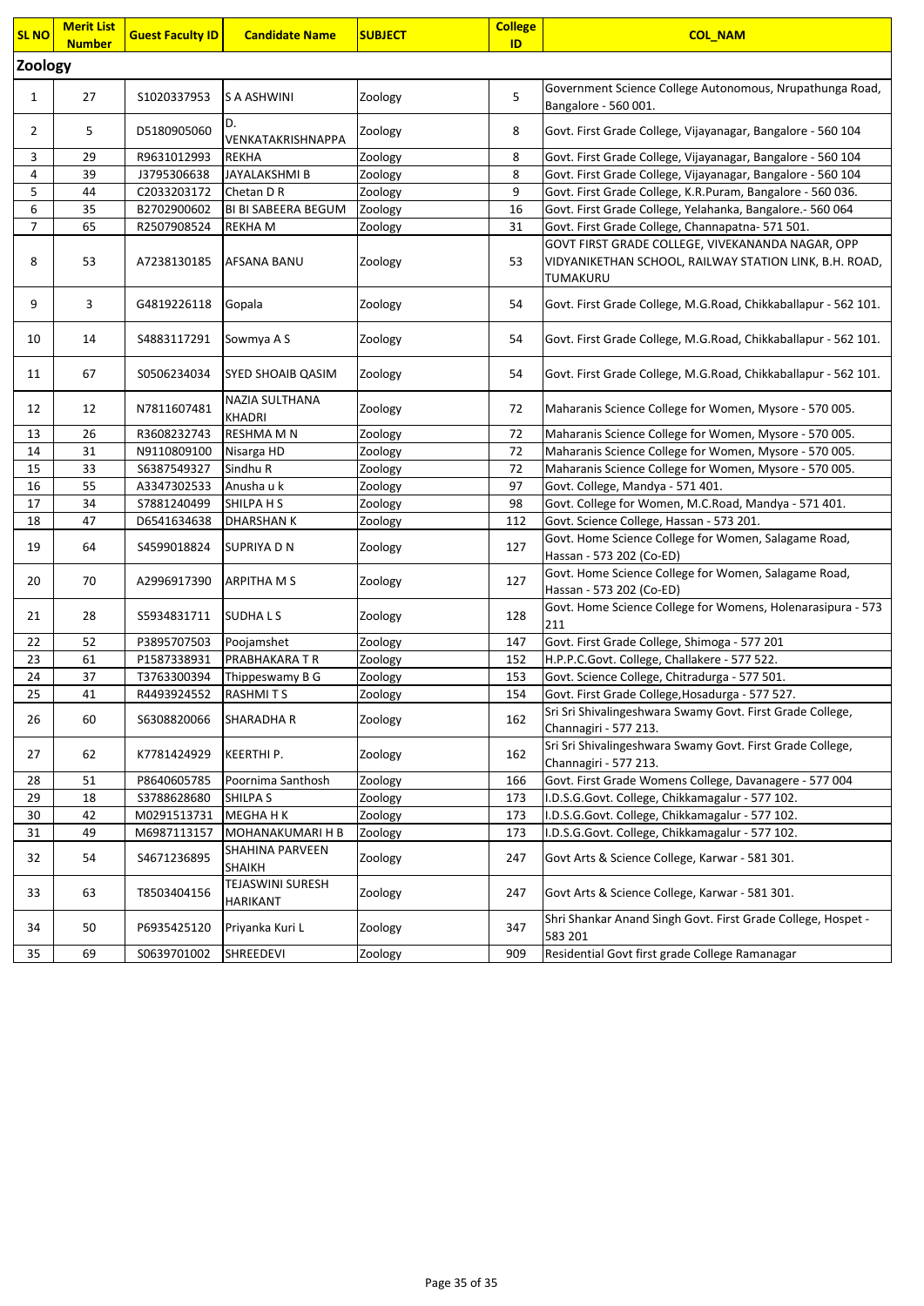| SL NO | Merit List Number | Guest Faculty ID | Candidate Name | SUBJECT | College ID | COL_NAM |
|---|---|---|---|---|---|---|
| **Zoology** | | | | | | |
| 1 | 27 | S1020337953 | S A ASHWINI | Zoology | 5 | Government Science College Autonomous, Nrupathunga Road, Bangalore - 560 001. |
| 2 | 5 | D5180905060 | D. VENKATAKRISHNAPPA | Zoology | 8 | Govt. First Grade College, Vijayanagar, Bangalore - 560 104 |
| 3 | 29 | R9631012993 | REKHA | Zoology | 8 | Govt. First Grade College, Vijayanagar, Bangalore - 560 104 |
| 4 | 39 | J3795306638 | JAYALAKSHMI B | Zoology | 8 | Govt. First Grade College, Vijayanagar, Bangalore - 560 104 |
| 5 | 44 | C2033203172 | Chetan D R | Zoology | 9 | Govt. First Grade College, K.R.Puram, Bangalore - 560 036. |
| 6 | 35 | B2702900602 | BI BI SABEERA BEGUM | Zoology | 16 | Govt. First Grade College, Yelahanka, Bangalore.- 560 064 |
| 7 | 65 | R2507908524 | REKHA M | Zoology | 31 | Govt. First Grade College, Channapatna- 571 501. |
| 8 | 53 | A7238130185 | AFSANA BANU | Zoology | 53 | GOVT FIRST GRADE COLLEGE, VIVEKANANDA NAGAR, OPP VIDYANIKETHAN SCHOOL, RAILWAY STATION LINK, B.H. ROAD, TUMAKURU |
| 9 | 3 | G4819226118 | Gopala | Zoology | 54 | Govt. First Grade College, M.G.Road, Chikkaballapur - 562 101. |
| 10 | 14 | S4883117291 | Sowmya A S | Zoology | 54 | Govt. First Grade College, M.G.Road, Chikkaballapur - 562 101. |
| 11 | 67 | S0506234034 | SYED SHOAIB QASIM | Zoology | 54 | Govt. First Grade College, M.G.Road, Chikkaballapur - 562 101. |
| 12 | 12 | N7811607481 | NAZIA SULTHANA KHADRI | Zoology | 72 | Maharanis Science College for Women, Mysore - 570 005. |
| 13 | 26 | R3608232743 | RESHMA M N | Zoology | 72 | Maharanis Science College for Women, Mysore - 570 005. |
| 14 | 31 | N9110809100 | Nisarga HD | Zoology | 72 | Maharanis Science College for Women, Mysore - 570 005. |
| 15 | 33 | S6387549327 | Sindhu R | Zoology | 72 | Maharanis Science College for Women, Mysore - 570 005. |
| 16 | 55 | A3347302533 | Anusha u k | Zoology | 97 | Govt. College, Mandya - 571 401. |
| 17 | 34 | S7881240499 | SHILPA H S | Zoology | 98 | Govt. College for Women, M.C.Road, Mandya - 571 401. |
| 18 | 47 | D6541634638 | DHARSHAN K | Zoology | 112 | Govt. Science College, Hassan - 573 201. |
| 19 | 64 | S4599018824 | SUPRIYA D N | Zoology | 127 | Govt. Home Science College for Women, Salagame Road, Hassan - 573 202 (Co-ED) |
| 20 | 70 | A2996917390 | ARPITHA M S | Zoology | 127 | Govt. Home Science College for Women, Salagame Road, Hassan - 573 202 (Co-ED) |
| 21 | 28 | S5934831711 | SUDHA L S | Zoology | 128 | Govt. Home Science College for Womens, Holenarasipura - 573 211 |
| 22 | 52 | P3895707503 | Poojamshet | Zoology | 147 | Govt. First Grade College, Shimoga - 577 201 |
| 23 | 61 | P1587338931 | PRABHAKARA T R | Zoology | 152 | H.P.P.C.Govt. College, Challakere - 577 522. |
| 24 | 37 | T3763300394 | Thippeswamy B G | Zoology | 153 | Govt. Science College, Chitradurga - 577 501. |
| 25 | 41 | R4493924552 | RASHMI T S | Zoology | 154 | Govt. First Grade College,Hosadurga - 577 527. |
| 26 | 60 | S6308820066 | SHARADHA R | Zoology | 162 | Sri Sri Shivalingeshwara Swamy Govt. First Grade College, Channagiri - 577 213. |
| 27 | 62 | K7781424929 | KEERTHI P. | Zoology | 162 | Sri Sri Shivalingeshwara Swamy Govt. First Grade College, Channagiri - 577 213. |
| 28 | 51 | P8640605785 | Poornima Santhosh | Zoology | 166 | Govt. First Grade Womens College, Davanagere - 577 004 |
| 29 | 18 | S3788628680 | SHILPA S | Zoology | 173 | I.D.S.G.Govt. College, Chikkamagalur - 577 102. |
| 30 | 42 | M0291513731 | MEGHA H K | Zoology | 173 | I.D.S.G.Govt. College, Chikkamagalur - 577 102. |
| 31 | 49 | M6987113157 | MOHANAKUMARI H B | Zoology | 173 | I.D.S.G.Govt. College, Chikkamagalur - 577 102. |
| 32 | 54 | S4671236895 | SHAHINA PARVEEN SHAIKH | Zoology | 247 | Govt Arts & Science College, Karwar - 581 301. |
| 33 | 63 | T8503404156 | TEJASWINI SURESH HARIKANT | Zoology | 247 | Govt Arts & Science College, Karwar - 581 301. |
| 34 | 50 | P6935425120 | Priyanka Kuri L | Zoology | 347 | Shri Shankar Anand Singh Govt. First Grade College, Hospet - 583 201 |
| 35 | 69 | S0639701002 | SHREEDEVI | Zoology | 909 | Residential Govt first grade College Ramanagar |